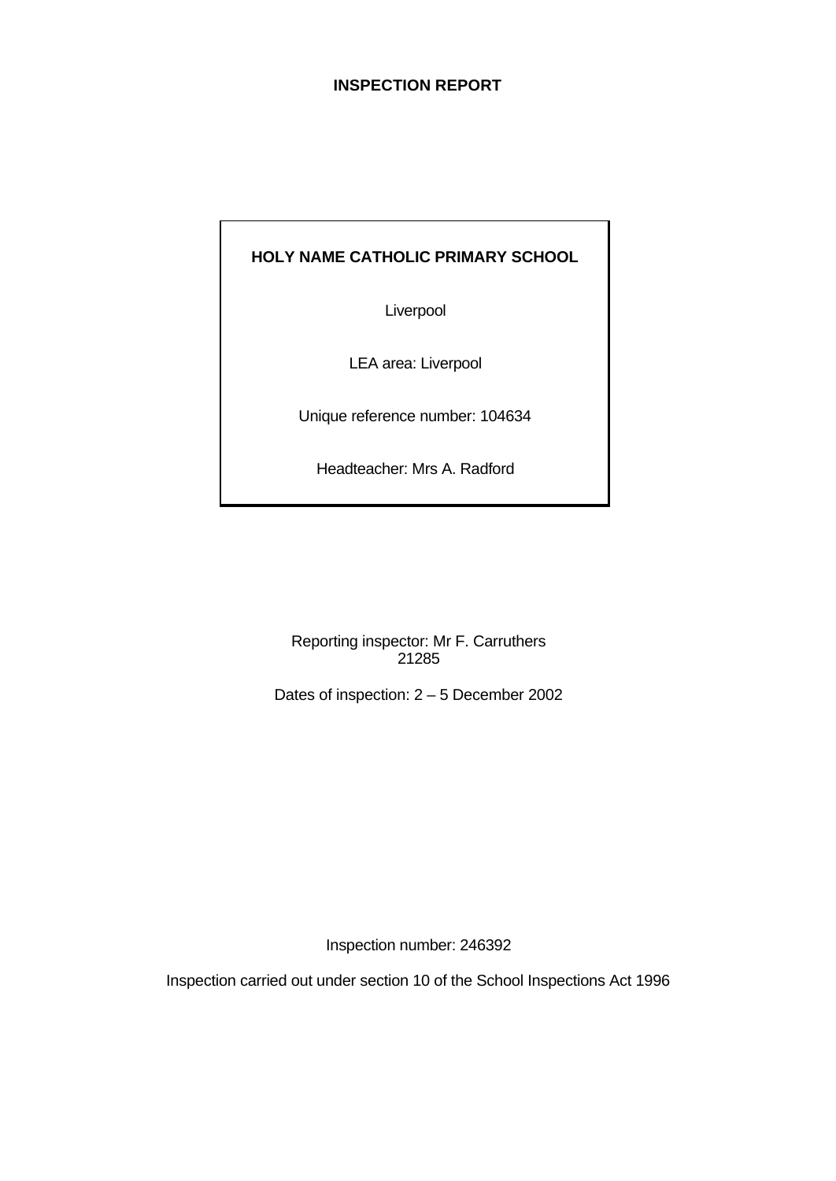# INSPECTION REPORT

**HOLY NAME CATHOLIC PRIMARY SCHOOL**

Liverpool

LEA area: Liverpool

Unique reference number: 104634

Headteacher: Mrs A. Radford

Reporting inspector: Mr F. Carruthers
21285

Dates of inspection: 2 – 5 December 2002

Inspection number: 246392

Inspection carried out under section 10 of the School Inspections Act 1996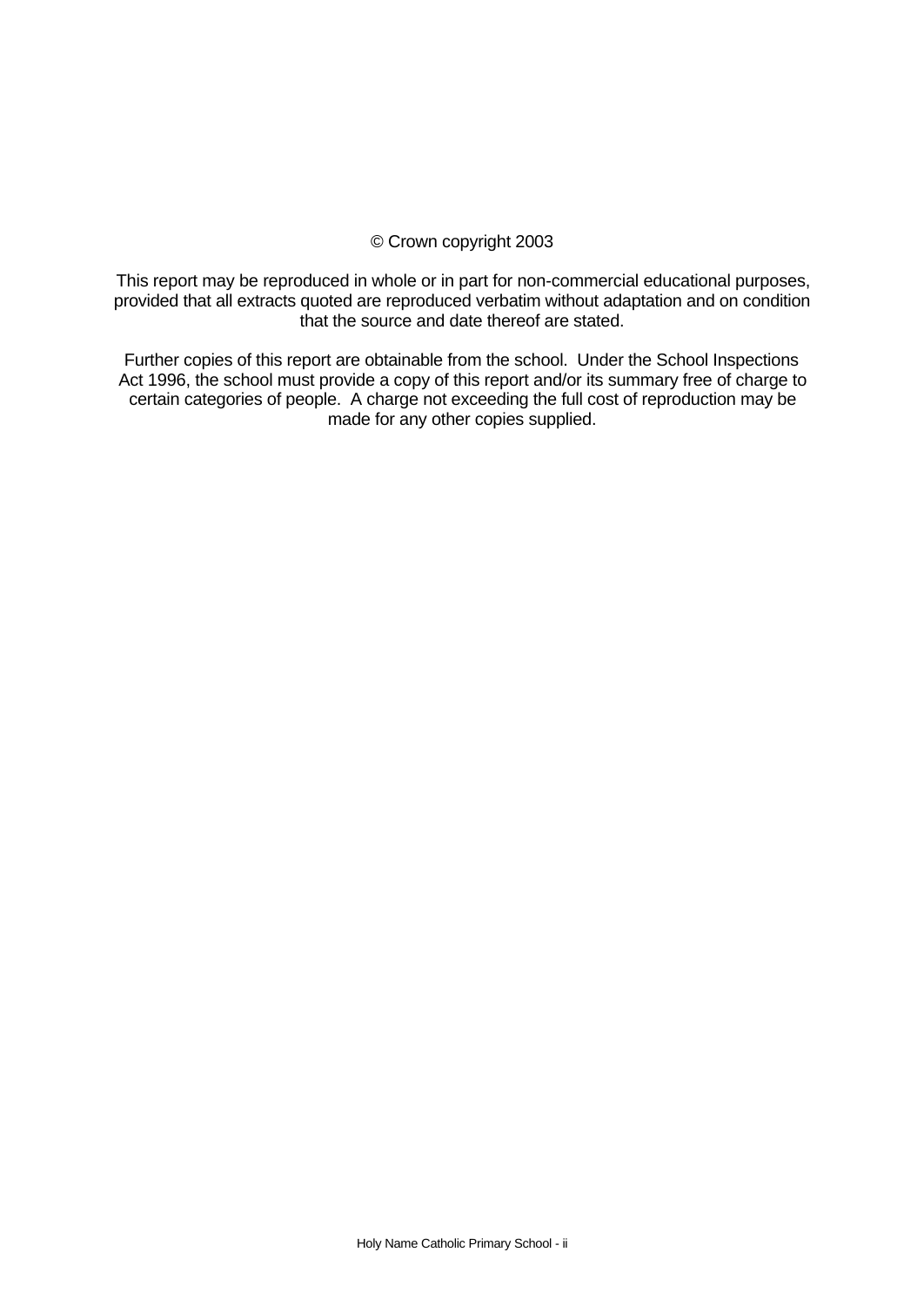© Crown copyright 2003

This report may be reproduced in whole or in part for non-commercial educational purposes, provided that all extracts quoted are reproduced verbatim without adaptation and on condition that the source and date thereof are stated.

Further copies of this report are obtainable from the school. Under the School Inspections Act 1996, the school must provide a copy of this report and/or its summary free of charge to certain categories of people. A charge not exceeding the full cost of reproduction may be made for any other copies supplied.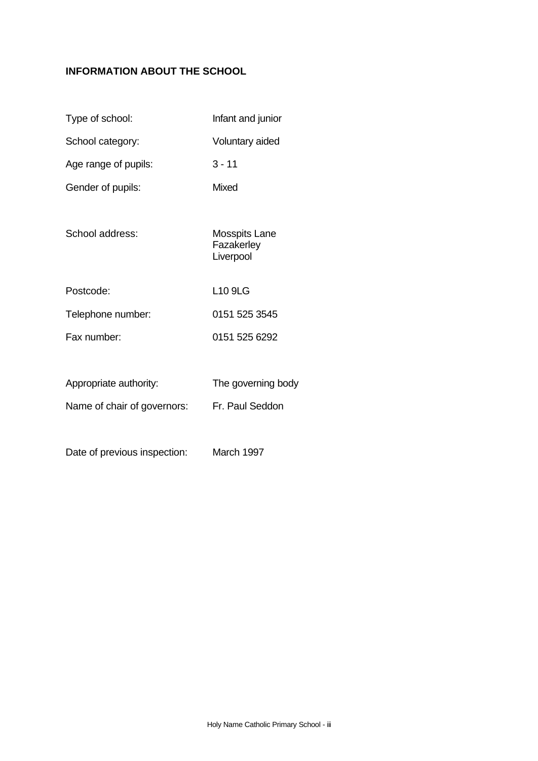## INFORMATION ABOUT THE SCHOOL

| | |
|---|---|
| Type of school: | Infant and junior |
| School category: | Voluntary aided |
| Age range of pupils: | 3 - 11 |
| Gender of pupils: | Mixed |
| School address: | Mosspits Lane<br>Fazakerley<br>Liverpool |
| Postcode: | L10 9LG |
| Telephone number: | 0151 525 3545 |
| Fax number: | 0151 525 6292 |
| Appropriate authority: | The governing body |
| Name of chair of governors: | Fr. Paul Seddon |
| Date of previous inspection: | March 1997 |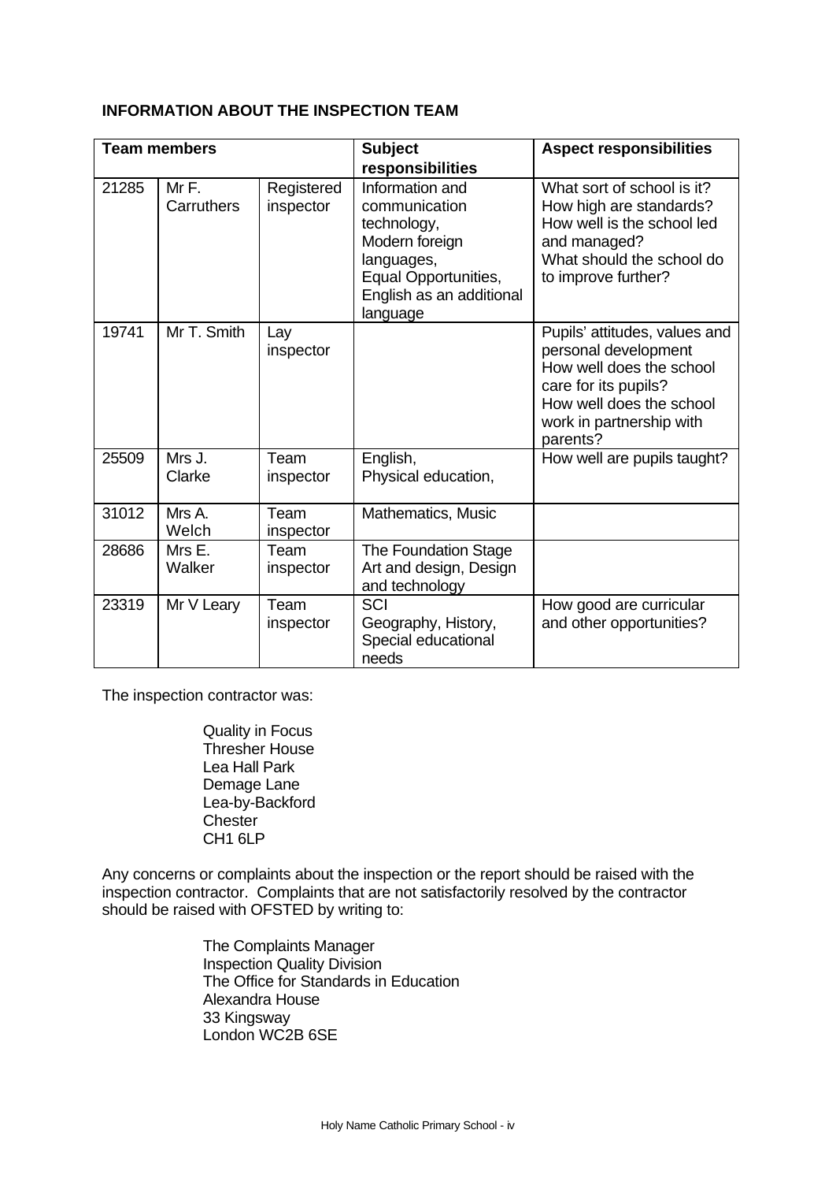**INFORMATION ABOUT THE INSPECTION TEAM**

| Team members | | | Subject responsibilities | Aspect responsibilities |
|---|---|---|---|---|
| 21285 | Mr F. Carruthers | Registered inspector | Information and communication technology, Modern foreign languages, Equal Opportunities, English as an additional language | What sort of school is it? How high are standards? How well is the school led and managed? What should the school do to improve further? |
| 19741 | Mr T. Smith | Lay inspector | | Pupils' attitudes, values and personal development How well does the school care for its pupils? How well does the school work in partnership with parents? |
| 25509 | Mrs J. Clarke | Team inspector | English, Physical education, | How well are pupils taught? |
| 31012 | Mrs A. Welch | Team inspector | Mathematics, Music | |
| 28686 | Mrs E. Walker | Team inspector | The Foundation Stage Art and design, Design and technology | |
| 23319 | Mr V Leary | Team inspector | SCI Geography, History, Special educational needs | How good are curricular and other opportunities? |

The inspection contractor was:

Quality in Focus
Thresher House
Lea Hall Park
Demage Lane
Lea-by-Backford
Chester
CH1 6LP

Any concerns or complaints about the inspection or the report should be raised with the inspection contractor. Complaints that are not satisfactorily resolved by the contractor should be raised with OFSTED by writing to:

The Complaints Manager
Inspection Quality Division
The Office for Standards in Education
Alexandra House
33 Kingsway
London WC2B 6SE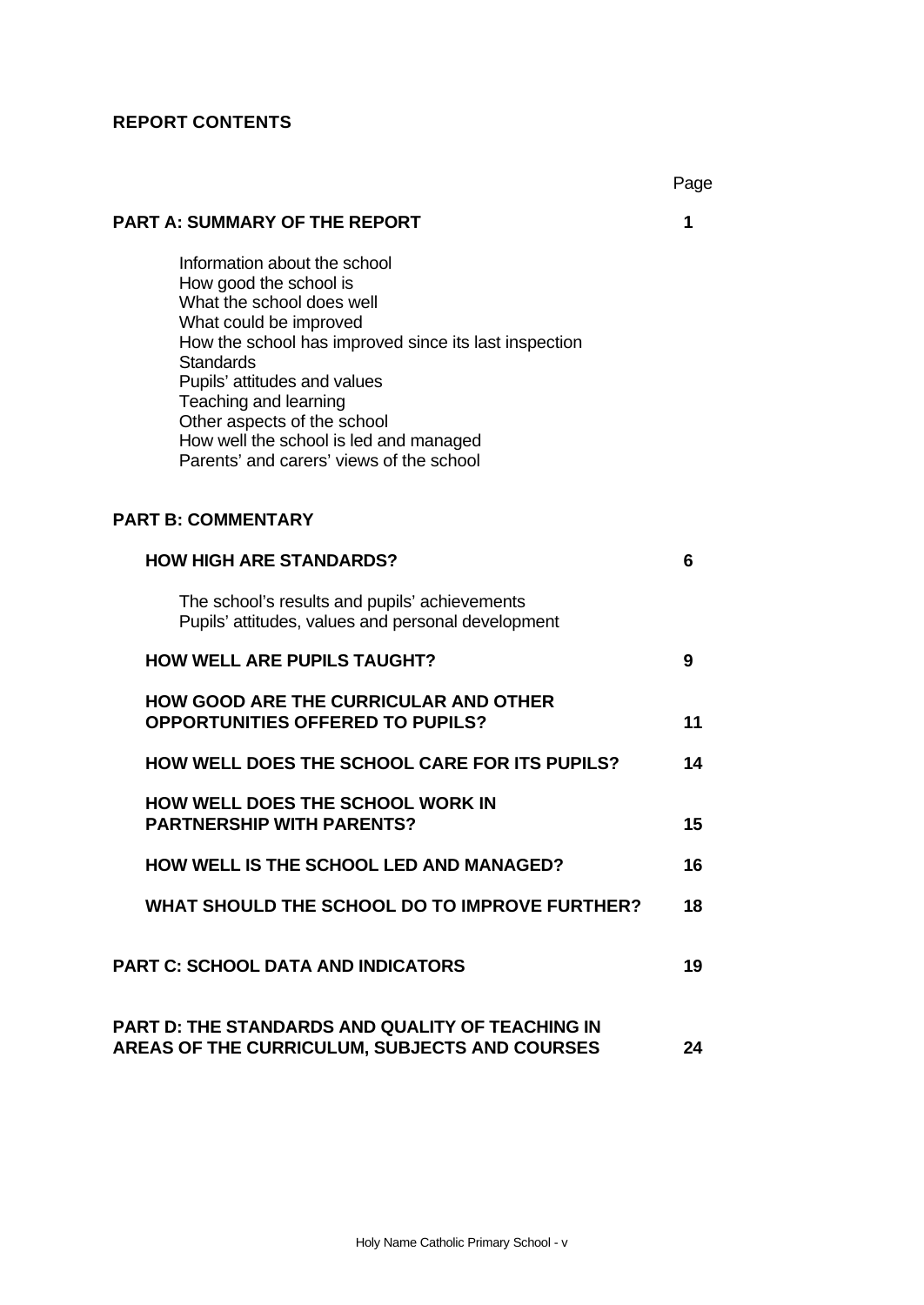**REPORT CONTENTS**

| | Page |
|---|---|
| **PART A: SUMMARY OF THE REPORT** | **1** |
| Information about the school<br>How good the school is<br>What the school does well<br>What could be improved<br>How the school has improved since its last inspection<br>Standards<br>Pupils' attitudes and values<br>Teaching and learning<br>Other aspects of the school<br>How well the school is led and managed<br>Parents' and carers' views of the school | |
| **PART B: COMMENTARY** | |
| **HOW HIGH ARE STANDARDS?** | **6** |
| The school's results and pupils' achievements<br>Pupils' attitudes, values and personal development | |
| **HOW WELL ARE PUPILS TAUGHT?** | **9** |
| **HOW GOOD ARE THE CURRICULAR AND OTHER OPPORTUNITIES OFFERED TO PUPILS?** | **11** |
| **HOW WELL DOES THE SCHOOL CARE FOR ITS PUPILS?** | **14** |
| **HOW WELL DOES THE SCHOOL WORK IN PARTNERSHIP WITH PARENTS?** | **15** |
| **HOW WELL IS THE SCHOOL LED AND MANAGED?** | **16** |
| **WHAT SHOULD THE SCHOOL DO TO IMPROVE FURTHER?** | **18** |
| **PART C: SCHOOL DATA AND INDICATORS** | **19** |
| **PART D: THE STANDARDS AND QUALITY OF TEACHING IN AREAS OF THE CURRICULUM, SUBJECTS AND COURSES** | **24** |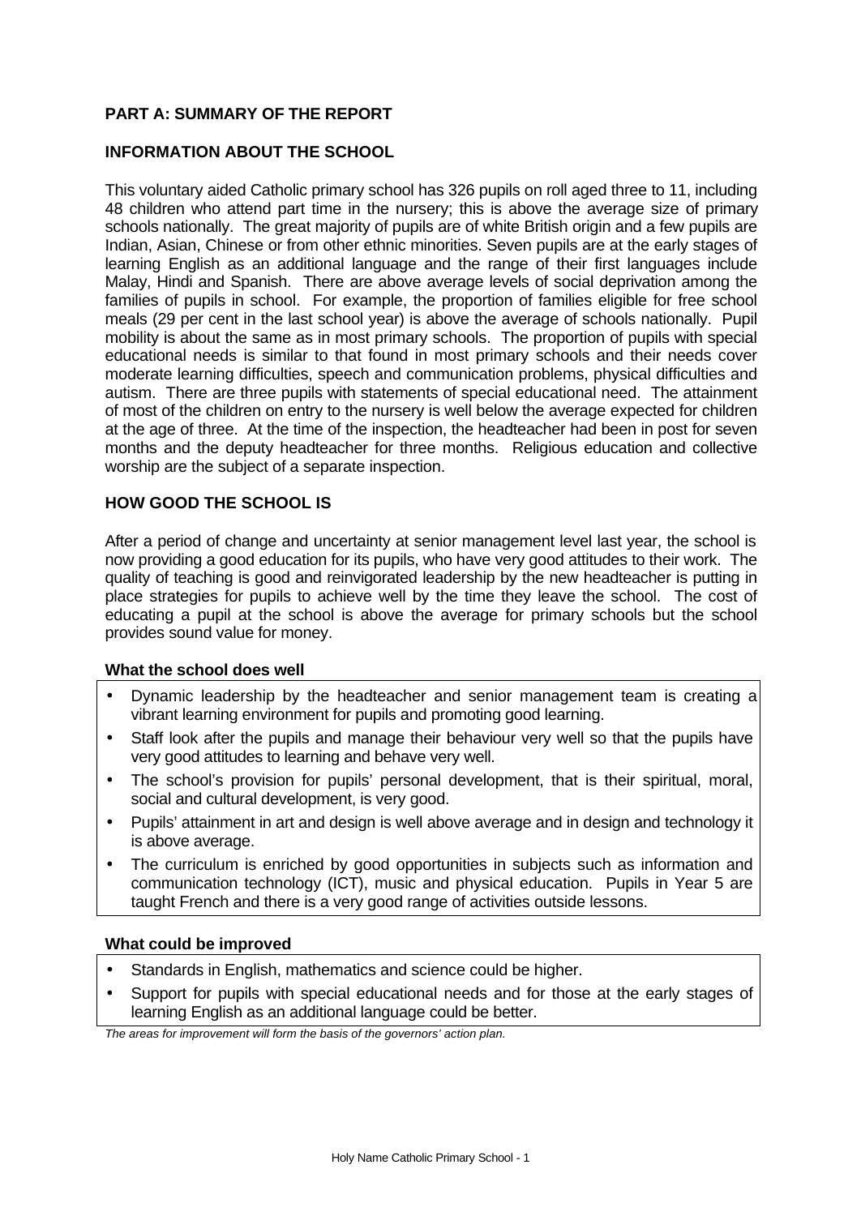## PART A: SUMMARY OF THE REPORT

## INFORMATION ABOUT THE SCHOOL

This voluntary aided Catholic primary school has 326 pupils on roll aged three to 11, including 48 children who attend part time in the nursery; this is above the average size of primary schools nationally. The great majority of pupils are of white British origin and a few pupils are Indian, Asian, Chinese or from other ethnic minorities. Seven pupils are at the early stages of learning English as an additional language and the range of their first languages include Malay, Hindi and Spanish. There are above average levels of social deprivation among the families of pupils in school. For example, the proportion of families eligible for free school meals (29 per cent in the last school year) is above the average of schools nationally. Pupil mobility is about the same as in most primary schools. The proportion of pupils with special educational needs is similar to that found in most primary schools and their needs cover moderate learning difficulties, speech and communication problems, physical difficulties and autism. There are three pupils with statements of special educational need. The attainment of most of the children on entry to the nursery is well below the average expected for children at the age of three. At the time of the inspection, the headteacher had been in post for seven months and the deputy headteacher for three months. Religious education and collective worship are the subject of a separate inspection.

## HOW GOOD THE SCHOOL IS

After a period of change and uncertainty at senior management level last year, the school is now providing a good education for its pupils, who have very good attitudes to their work. The quality of teaching is good and reinvigorated leadership by the new headteacher is putting in place strategies for pupils to achieve well by the time they leave the school. The cost of educating a pupil at the school is above the average for primary schools but the school provides sound value for money.

### What the school does well

- Dynamic leadership by the headteacher and senior management team is creating a vibrant learning environment for pupils and promoting good learning.
- Staff look after the pupils and manage their behaviour very well so that the pupils have very good attitudes to learning and behave very well.
- The school's provision for pupils' personal development, that is their spiritual, moral, social and cultural development, is very good.
- Pupils' attainment in art and design is well above average and in design and technology it is above average.
- The curriculum is enriched by good opportunities in subjects such as information and communication technology (ICT), music and physical education. Pupils in Year 5 are taught French and there is a very good range of activities outside lessons.

### What could be improved

- Standards in English, mathematics and science could be higher.
- Support for pupils with special educational needs and for those at the early stages of learning English as an additional language could be better.

*The areas for improvement will form the basis of the governors' action plan.*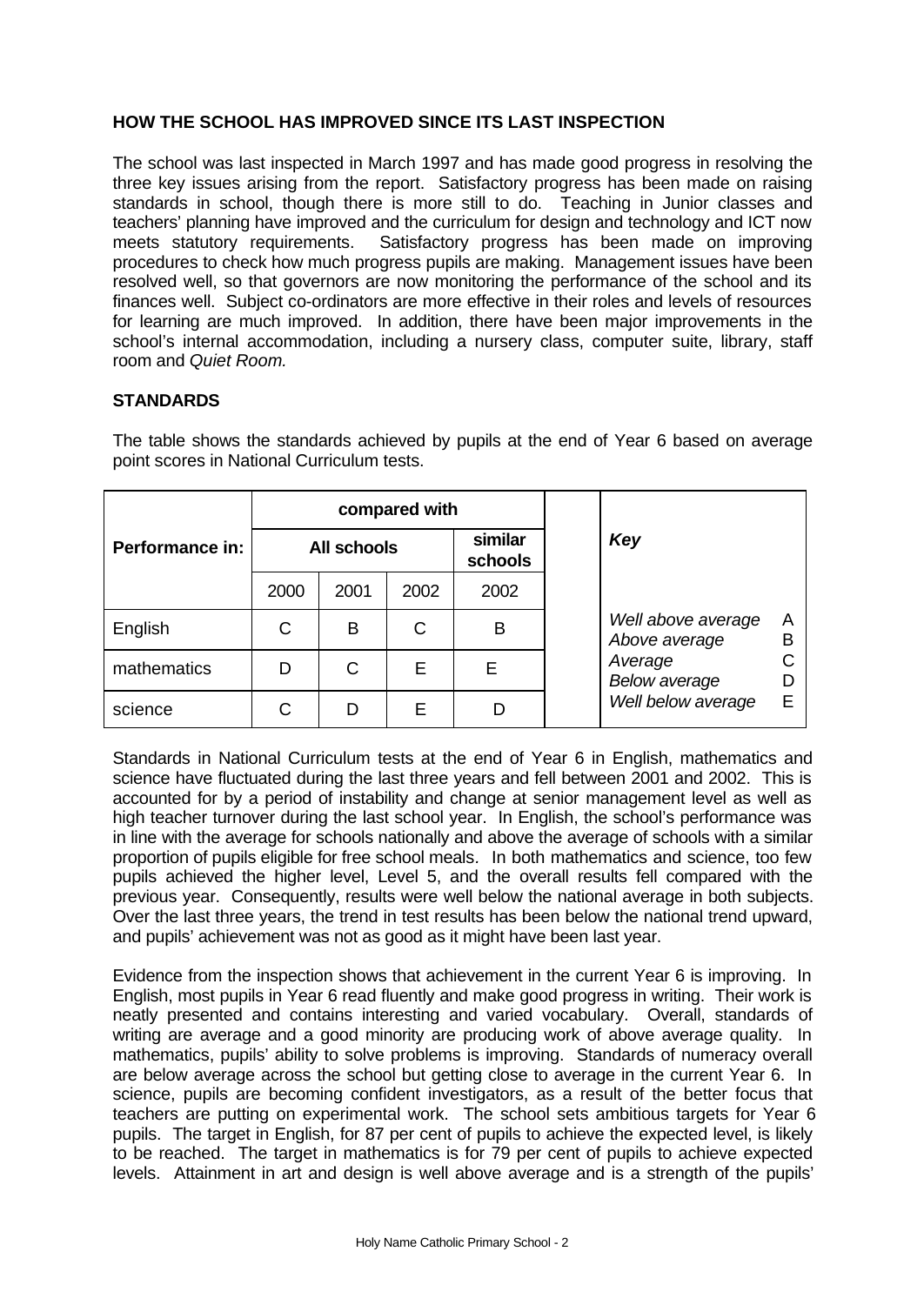## HOW THE SCHOOL HAS IMPROVED SINCE ITS LAST INSPECTION

The school was last inspected in March 1997 and has made good progress in resolving the three key issues arising from the report. Satisfactory progress has been made on raising standards in school, though there is more still to do. Teaching in Junior classes and teachers' planning have improved and the curriculum for design and technology and ICT now meets statutory requirements. Satisfactory progress has been made on improving procedures to check how much progress pupils are making. Management issues have been resolved well, so that governors are now monitoring the performance of the school and its finances well. Subject co-ordinators are more effective in their roles and levels of resources for learning are much improved. In addition, there have been major improvements in the school's internal accommodation, including a nursery class, computer suite, library, staff room and *Quiet Room.*

## STANDARDS

The table shows the standards achieved by pupils at the end of Year 6 based on average point scores in National Curriculum tests.

| Performance in: | compared with | | | | | *Key* | |
|---|---|---|---|---|---|---|---|
| | All schools | | | similar schools | | | |
| | 2000 | 2001 | 2002 | 2002 | | | |
| English | C | B | C | B | | *Well above average* | A |
| | | | | | | *Above average* | B |
| mathematics | D | C | E | E | | *Average* | C |
| | | | | | | *Below average* | D |
| science | C | D | E | D | | *Well below average* | E |

Standards in National Curriculum tests at the end of Year 6 in English, mathematics and science have fluctuated during the last three years and fell between 2001 and 2002. This is accounted for by a period of instability and change at senior management level as well as high teacher turnover during the last school year. In English, the school's performance was in line with the average for schools nationally and above the average of schools with a similar proportion of pupils eligible for free school meals. In both mathematics and science, too few pupils achieved the higher level, Level 5, and the overall results fell compared with the previous year. Consequently, results were well below the national average in both subjects. Over the last three years, the trend in test results has been below the national trend upward, and pupils' achievement was not as good as it might have been last year.

Evidence from the inspection shows that achievement in the current Year 6 is improving. In English, most pupils in Year 6 read fluently and make good progress in writing. Their work is neatly presented and contains interesting and varied vocabulary. Overall, standards of writing are average and a good minority are producing work of above average quality. In mathematics, pupils' ability to solve problems is improving. Standards of numeracy overall are below average across the school but getting close to average in the current Year 6. In science, pupils are becoming confident investigators, as a result of the better focus that teachers are putting on experimental work. The school sets ambitious targets for Year 6 pupils. The target in English, for 87 per cent of pupils to achieve the expected level, is likely to be reached. The target in mathematics is for 79 per cent of pupils to achieve expected levels. Attainment in art and design is well above average and is a strength of the pupils'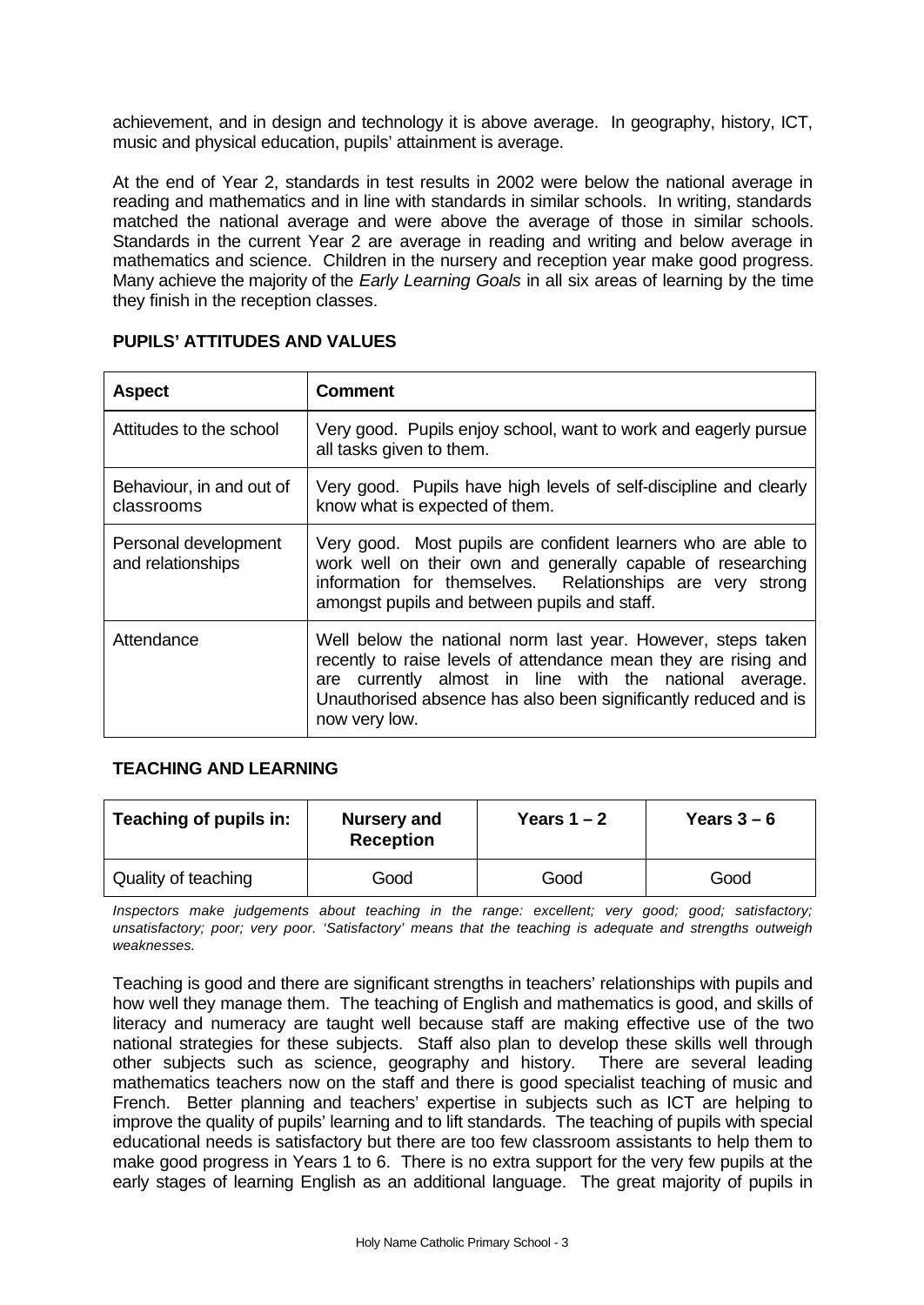achievement, and in design and technology it is above average. In geography, history, ICT, music and physical education, pupils' attainment is average.

At the end of Year 2, standards in test results in 2002 were below the national average in reading and mathematics and in line with standards in similar schools. In writing, standards matched the national average and were above the average of those in similar schools. Standards in the current Year 2 are average in reading and writing and below average in mathematics and science. Children in the nursery and reception year make good progress. Many achieve the majority of the *Early Learning Goals* in all six areas of learning by the time they finish in the reception classes.

## PUPILS' ATTITUDES AND VALUES

| Aspect | Comment |
|---|---|
| Attitudes to the school | Very good. Pupils enjoy school, want to work and eagerly pursue all tasks given to them. |
| Behaviour, in and out of classrooms | Very good. Pupils have high levels of self-discipline and clearly know what is expected of them. |
| Personal development and relationships | Very good. Most pupils are confident learners who are able to work well on their own and generally capable of researching information for themselves. Relationships are very strong amongst pupils and between pupils and staff. |
| Attendance | Well below the national norm last year. However, steps taken recently to raise levels of attendance mean they are rising and are currently almost in line with the national average. Unauthorised absence has also been significantly reduced and is now very low. |

## TEACHING AND LEARNING

| Teaching of pupils in: | Nursery and Reception | Years 1 – 2 | Years 3 – 6 |
|---|---|---|---|
| Quality of teaching | Good | Good | Good |

*Inspectors make judgements about teaching in the range: excellent; very good; good; satisfactory; unsatisfactory; poor; very poor. 'Satisfactory' means that the teaching is adequate and strengths outweigh weaknesses.*

Teaching is good and there are significant strengths in teachers' relationships with pupils and how well they manage them. The teaching of English and mathematics is good, and skills of literacy and numeracy are taught well because staff are making effective use of the two national strategies for these subjects. Staff also plan to develop these skills well through other subjects such as science, geography and history. There are several leading mathematics teachers now on the staff and there is good specialist teaching of music and French. Better planning and teachers' expertise in subjects such as ICT are helping to improve the quality of pupils' learning and to lift standards. The teaching of pupils with special educational needs is satisfactory but there are too few classroom assistants to help them to make good progress in Years 1 to 6. There is no extra support for the very few pupils at the early stages of learning English as an additional language. The great majority of pupils in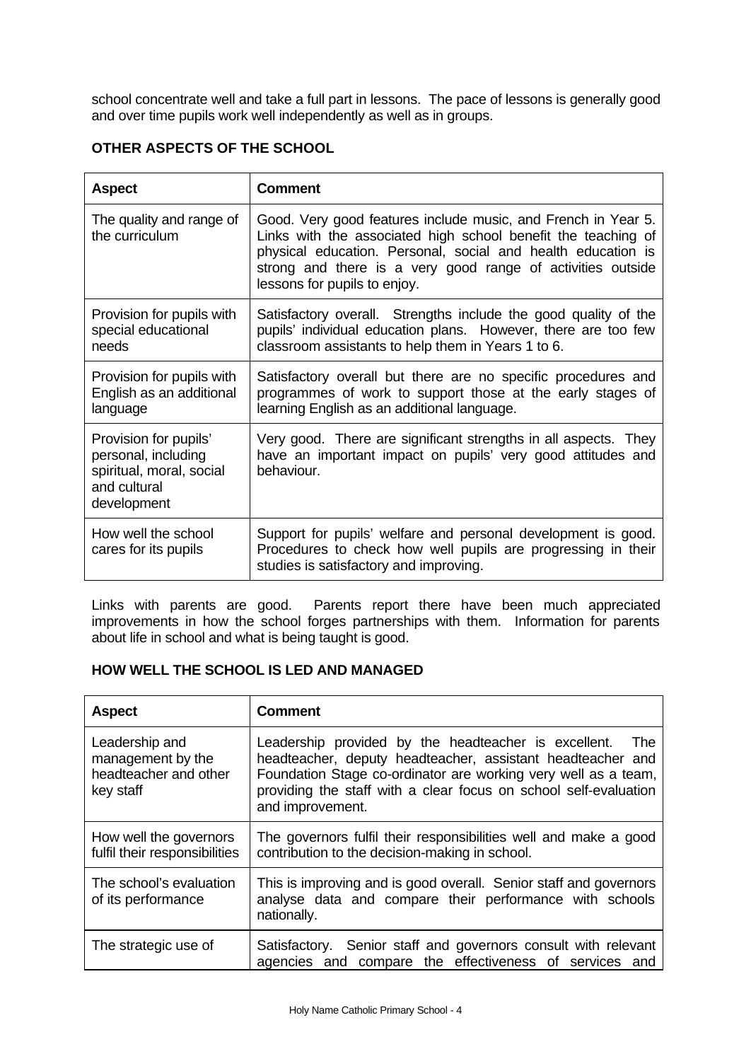school concentrate well and take a full part in lessons. The pace of lessons is generally good and over time pupils work well independently as well as in groups.

**OTHER ASPECTS OF THE SCHOOL**

| Aspect | Comment |
|---|---|
| The quality and range of the curriculum | Good. Very good features include music, and French in Year 5. Links with the associated high school benefit the teaching of physical education. Personal, social and health education is strong and there is a very good range of activities outside lessons for pupils to enjoy. |
| Provision for pupils with special educational needs | Satisfactory overall. Strengths include the good quality of the pupils' individual education plans. However, there are too few classroom assistants to help them in Years 1 to 6. |
| Provision for pupils with English as an additional language | Satisfactory overall but there are no specific procedures and programmes of work to support those at the early stages of learning English as an additional language. |
| Provision for pupils' personal, including spiritual, moral, social and cultural development | Very good. There are significant strengths in all aspects. They have an important impact on pupils' very good attitudes and behaviour. |
| How well the school cares for its pupils | Support for pupils' welfare and personal development is good. Procedures to check how well pupils are progressing in their studies is satisfactory and improving. |

Links with parents are good. Parents report there have been much appreciated improvements in how the school forges partnerships with them. Information for parents about life in school and what is being taught is good.

**HOW WELL THE SCHOOL IS LED AND MANAGED**

| Aspect | Comment |
|---|---|
| Leadership and management by the headteacher and other key staff | Leadership provided by the headteacher is excellent. The headteacher, deputy headteacher, assistant headteacher and Foundation Stage co-ordinator are working very well as a team, providing the staff with a clear focus on school self-evaluation and improvement. |
| How well the governors fulfil their responsibilities | The governors fulfil their responsibilities well and make a good contribution to the decision-making in school. |
| The school's evaluation of its performance | This is improving and is good overall. Senior staff and governors analyse data and compare their performance with schools nationally. |
| The strategic use of | Satisfactory. Senior staff and governors consult with relevant agencies and compare the effectiveness of services and |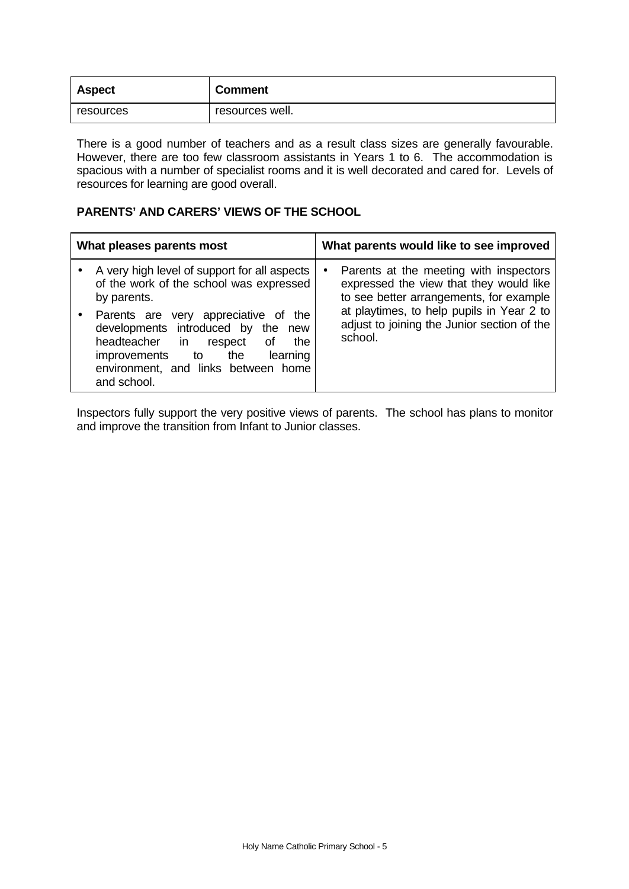| Aspect | Comment |
|---|---|
| resources | resources well. |

There is a good number of teachers and as a result class sizes are generally favourable. However, there are too few classroom assistants in Years 1 to 6. The accommodation is spacious with a number of specialist rooms and it is well decorated and cared for. Levels of resources for learning are good overall.

**PARENTS' AND CARERS' VIEWS OF THE SCHOOL**

| What pleases parents most | What parents would like to see improved |
|---|---|
| • A very high level of support for all aspects of the work of the school was expressed by parents.<br>• Parents are very appreciative of the developments introduced by the new headteacher in respect of the improvements to the learning environment, and links between home and school. | • Parents at the meeting with inspectors expressed the view that they would like to see better arrangements, for example at playtimes, to help pupils in Year 2 to adjust to joining the Junior section of the school. |

Inspectors fully support the very positive views of parents. The school has plans to monitor and improve the transition from Infant to Junior classes.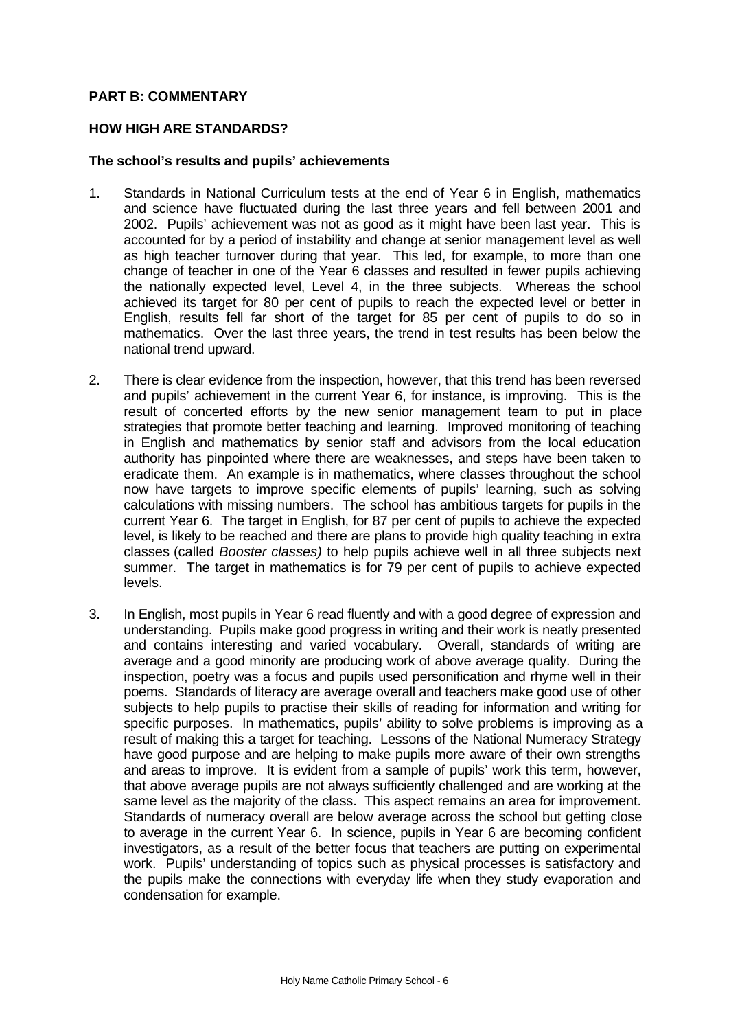**PART B: COMMENTARY**

**HOW HIGH ARE STANDARDS?**

**The school's results and pupils' achievements**

1. Standards in National Curriculum tests at the end of Year 6 in English, mathematics and science have fluctuated during the last three years and fell between 2001 and 2002. Pupils' achievement was not as good as it might have been last year. This is accounted for by a period of instability and change at senior management level as well as high teacher turnover during that year. This led, for example, to more than one change of teacher in one of the Year 6 classes and resulted in fewer pupils achieving the nationally expected level, Level 4, in the three subjects. Whereas the school achieved its target for 80 per cent of pupils to reach the expected level or better in English, results fell far short of the target for 85 per cent of pupils to do so in mathematics. Over the last three years, the trend in test results has been below the national trend upward.

2. There is clear evidence from the inspection, however, that this trend has been reversed and pupils' achievement in the current Year 6, for instance, is improving. This is the result of concerted efforts by the new senior management team to put in place strategies that promote better teaching and learning. Improved monitoring of teaching in English and mathematics by senior staff and advisors from the local education authority has pinpointed where there are weaknesses, and steps have been taken to eradicate them. An example is in mathematics, where classes throughout the school now have targets to improve specific elements of pupils' learning, such as solving calculations with missing numbers. The school has ambitious targets for pupils in the current Year 6. The target in English, for 87 per cent of pupils to achieve the expected level, is likely to be reached and there are plans to provide high quality teaching in extra classes (called *Booster classes)* to help pupils achieve well in all three subjects next summer. The target in mathematics is for 79 per cent of pupils to achieve expected levels.

3. In English, most pupils in Year 6 read fluently and with a good degree of expression and understanding. Pupils make good progress in writing and their work is neatly presented and contains interesting and varied vocabulary. Overall, standards of writing are average and a good minority are producing work of above average quality. During the inspection, poetry was a focus and pupils used personification and rhyme well in their poems. Standards of literacy are average overall and teachers make good use of other subjects to help pupils to practise their skills of reading for information and writing for specific purposes. In mathematics, pupils' ability to solve problems is improving as a result of making this a target for teaching. Lessons of the National Numeracy Strategy have good purpose and are helping to make pupils more aware of their own strengths and areas to improve. It is evident from a sample of pupils' work this term, however, that above average pupils are not always sufficiently challenged and are working at the same level as the majority of the class. This aspect remains an area for improvement. Standards of numeracy overall are below average across the school but getting close to average in the current Year 6. In science, pupils in Year 6 are becoming confident investigators, as a result of the better focus that teachers are putting on experimental work. Pupils' understanding of topics such as physical processes is satisfactory and the pupils make the connections with everyday life when they study evaporation and condensation for example.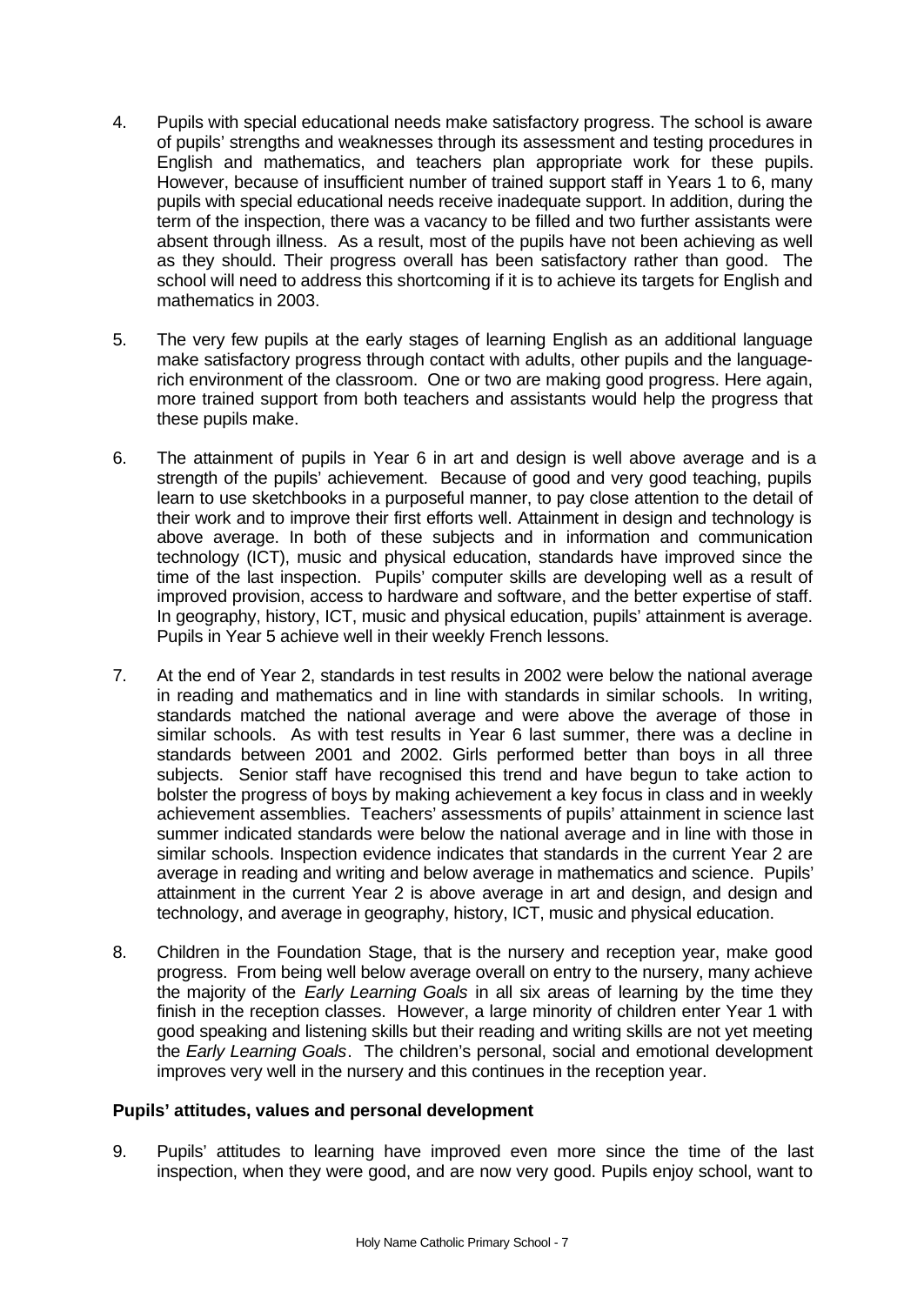4. Pupils with special educational needs make satisfactory progress. The school is aware of pupils' strengths and weaknesses through its assessment and testing procedures in English and mathematics, and teachers plan appropriate work for these pupils. However, because of insufficient number of trained support staff in Years 1 to 6, many pupils with special educational needs receive inadequate support. In addition, during the term of the inspection, there was a vacancy to be filled and two further assistants were absent through illness. As a result, most of the pupils have not been achieving as well as they should. Their progress overall has been satisfactory rather than good. The school will need to address this shortcoming if it is to achieve its targets for English and mathematics in 2003.

5. The very few pupils at the early stages of learning English as an additional language make satisfactory progress through contact with adults, other pupils and the language-rich environment of the classroom. One or two are making good progress. Here again, more trained support from both teachers and assistants would help the progress that these pupils make.

6. The attainment of pupils in Year 6 in art and design is well above average and is a strength of the pupils' achievement. Because of good and very good teaching, pupils learn to use sketchbooks in a purposeful manner, to pay close attention to the detail of their work and to improve their first efforts well. Attainment in design and technology is above average. In both of these subjects and in information and communication technology (ICT), music and physical education, standards have improved since the time of the last inspection. Pupils' computer skills are developing well as a result of improved provision, access to hardware and software, and the better expertise of staff. In geography, history, ICT, music and physical education, pupils' attainment is average. Pupils in Year 5 achieve well in their weekly French lessons.

7. At the end of Year 2, standards in test results in 2002 were below the national average in reading and mathematics and in line with standards in similar schools. In writing, standards matched the national average and were above the average of those in similar schools. As with test results in Year 6 last summer, there was a decline in standards between 2001 and 2002. Girls performed better than boys in all three subjects. Senior staff have recognised this trend and have begun to take action to bolster the progress of boys by making achievement a key focus in class and in weekly achievement assemblies. Teachers' assessments of pupils' attainment in science last summer indicated standards were below the national average and in line with those in similar schools. Inspection evidence indicates that standards in the current Year 2 are average in reading and writing and below average in mathematics and science. Pupils' attainment in the current Year 2 is above average in art and design, and design and technology, and average in geography, history, ICT, music and physical education.

8. Children in the Foundation Stage, that is the nursery and reception year, make good progress. From being well below average overall on entry to the nursery, many achieve the majority of the *Early Learning Goals* in all six areas of learning by the time they finish in the reception classes. However, a large minority of children enter Year 1 with good speaking and listening skills but their reading and writing skills are not yet meeting the *Early Learning Goals*. The children's personal, social and emotional development improves very well in the nursery and this continues in the reception year.

**Pupils' attitudes, values and personal development**

9. Pupils' attitudes to learning have improved even more since the time of the last inspection, when they were good, and are now very good. Pupils enjoy school, want to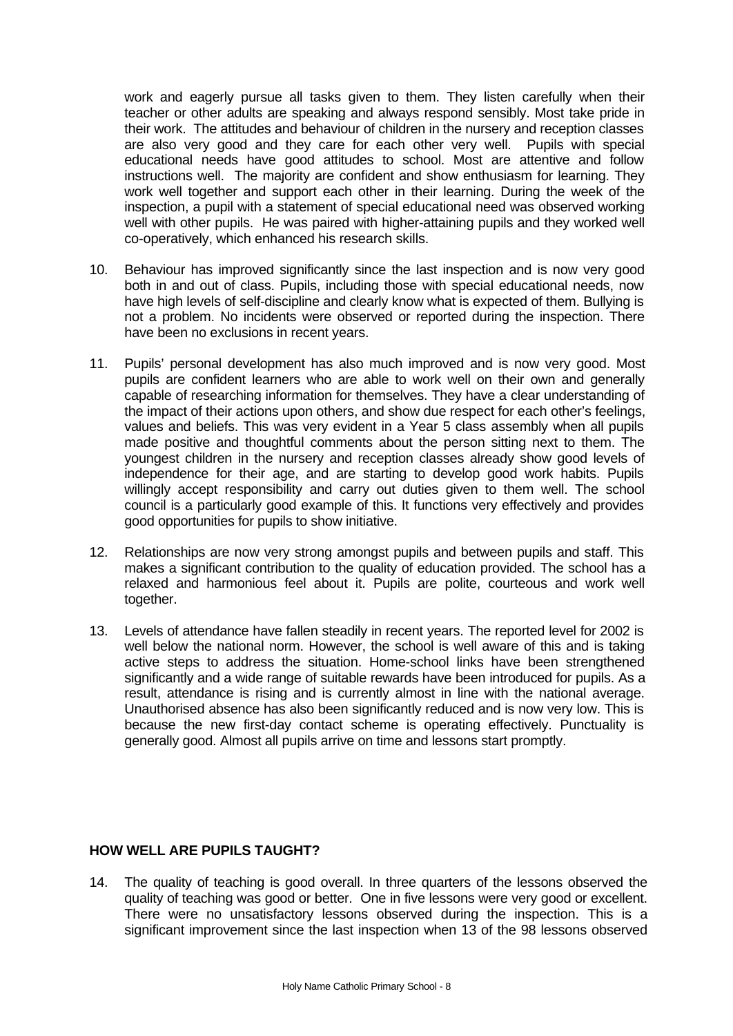work and eagerly pursue all tasks given to them. They listen carefully when their teacher or other adults are speaking and always respond sensibly. Most take pride in their work. The attitudes and behaviour of children in the nursery and reception classes are also very good and they care for each other very well. Pupils with special educational needs have good attitudes to school. Most are attentive and follow instructions well. The majority are confident and show enthusiasm for learning. They work well together and support each other in their learning. During the week of the inspection, a pupil with a statement of special educational need was observed working well with other pupils. He was paired with higher-attaining pupils and they worked well co-operatively, which enhanced his research skills.

10. Behaviour has improved significantly since the last inspection and is now very good both in and out of class. Pupils, including those with special educational needs, now have high levels of self-discipline and clearly know what is expected of them. Bullying is not a problem. No incidents were observed or reported during the inspection. There have been no exclusions in recent years.

11. Pupils' personal development has also much improved and is now very good. Most pupils are confident learners who are able to work well on their own and generally capable of researching information for themselves. They have a clear understanding of the impact of their actions upon others, and show due respect for each other's feelings, values and beliefs. This was very evident in a Year 5 class assembly when all pupils made positive and thoughtful comments about the person sitting next to them. The youngest children in the nursery and reception classes already show good levels of independence for their age, and are starting to develop good work habits. Pupils willingly accept responsibility and carry out duties given to them well. The school council is a particularly good example of this. It functions very effectively and provides good opportunities for pupils to show initiative.

12. Relationships are now very strong amongst pupils and between pupils and staff. This makes a significant contribution to the quality of education provided. The school has a relaxed and harmonious feel about it. Pupils are polite, courteous and work well together.

13. Levels of attendance have fallen steadily in recent years. The reported level for 2002 is well below the national norm. However, the school is well aware of this and is taking active steps to address the situation. Home-school links have been strengthened significantly and a wide range of suitable rewards have been introduced for pupils. As a result, attendance is rising and is currently almost in line with the national average. Unauthorised absence has also been significantly reduced and is now very low. This is because the new first-day contact scheme is operating effectively. Punctuality is generally good. Almost all pupils arrive on time and lessons start promptly.

## HOW WELL ARE PUPILS TAUGHT?

14. The quality of teaching is good overall. In three quarters of the lessons observed the quality of teaching was good or better. One in five lessons were very good or excellent. There were no unsatisfactory lessons observed during the inspection. This is a significant improvement since the last inspection when 13 of the 98 lessons observed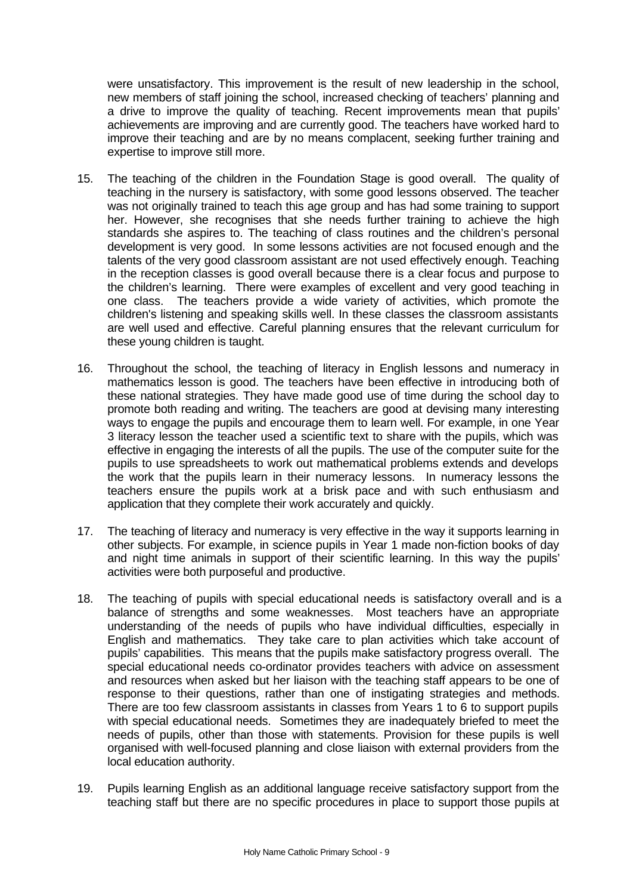were unsatisfactory. This improvement is the result of new leadership in the school, new members of staff joining the school, increased checking of teachers' planning and a drive to improve the quality of teaching. Recent improvements mean that pupils' achievements are improving and are currently good. The teachers have worked hard to improve their teaching and are by no means complacent, seeking further training and expertise to improve still more.

15. The teaching of the children in the Foundation Stage is good overall. The quality of teaching in the nursery is satisfactory, with some good lessons observed. The teacher was not originally trained to teach this age group and has had some training to support her. However, she recognises that she needs further training to achieve the high standards she aspires to. The teaching of class routines and the children's personal development is very good. In some lessons activities are not focused enough and the talents of the very good classroom assistant are not used effectively enough. Teaching in the reception classes is good overall because there is a clear focus and purpose to the children's learning. There were examples of excellent and very good teaching in one class. The teachers provide a wide variety of activities, which promote the children's listening and speaking skills well. In these classes the classroom assistants are well used and effective. Careful planning ensures that the relevant curriculum for these young children is taught.

16. Throughout the school, the teaching of literacy in English lessons and numeracy in mathematics lesson is good. The teachers have been effective in introducing both of these national strategies. They have made good use of time during the school day to promote both reading and writing. The teachers are good at devising many interesting ways to engage the pupils and encourage them to learn well. For example, in one Year 3 literacy lesson the teacher used a scientific text to share with the pupils, which was effective in engaging the interests of all the pupils. The use of the computer suite for the pupils to use spreadsheets to work out mathematical problems extends and develops the work that the pupils learn in their numeracy lessons. In numeracy lessons the teachers ensure the pupils work at a brisk pace and with such enthusiasm and application that they complete their work accurately and quickly.

17. The teaching of literacy and numeracy is very effective in the way it supports learning in other subjects. For example, in science pupils in Year 1 made non-fiction books of day and night time animals in support of their scientific learning. In this way the pupils' activities were both purposeful and productive.

18. The teaching of pupils with special educational needs is satisfactory overall and is a balance of strengths and some weaknesses. Most teachers have an appropriate understanding of the needs of pupils who have individual difficulties, especially in English and mathematics. They take care to plan activities which take account of pupils' capabilities. This means that the pupils make satisfactory progress overall. The special educational needs co-ordinator provides teachers with advice on assessment and resources when asked but her liaison with the teaching staff appears to be one of response to their questions, rather than one of instigating strategies and methods. There are too few classroom assistants in classes from Years 1 to 6 to support pupils with special educational needs. Sometimes they are inadequately briefed to meet the needs of pupils, other than those with statements. Provision for these pupils is well organised with well-focused planning and close liaison with external providers from the local education authority.

19. Pupils learning English as an additional language receive satisfactory support from the teaching staff but there are no specific procedures in place to support those pupils at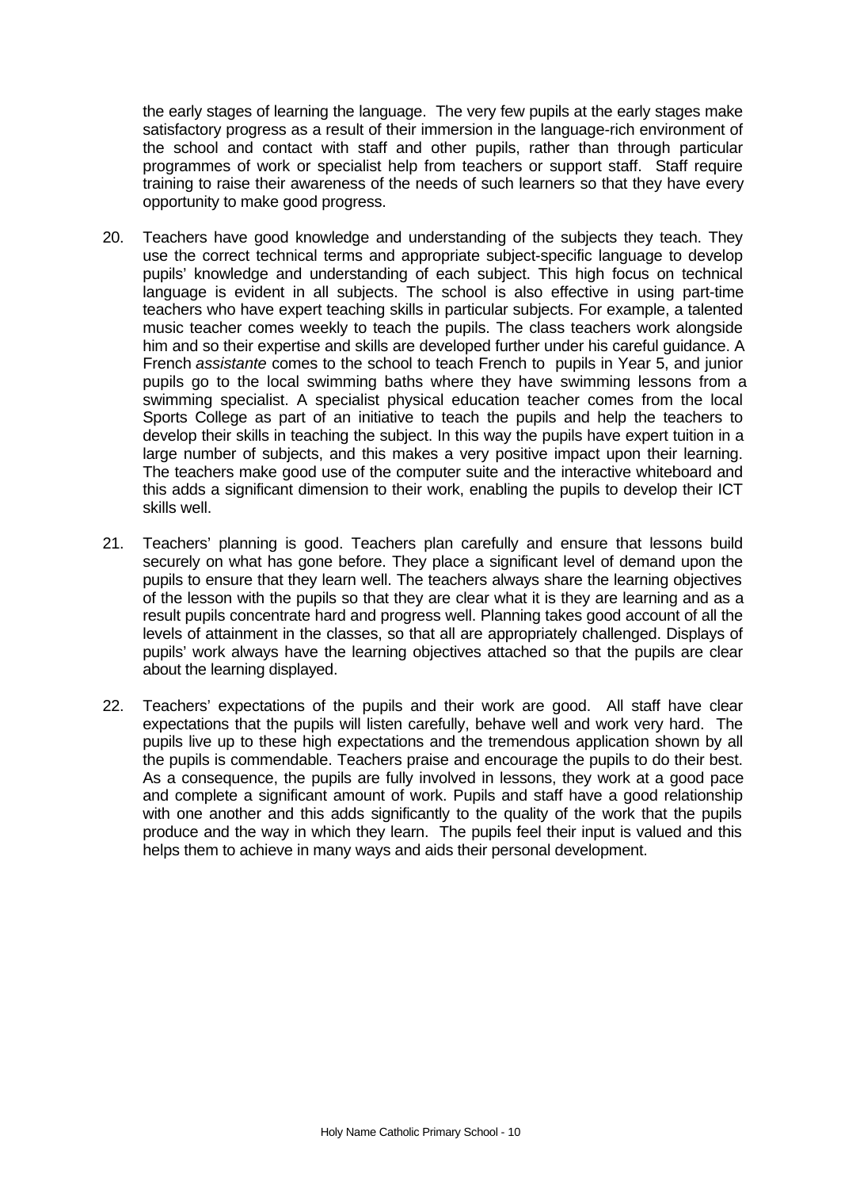the early stages of learning the language. The very few pupils at the early stages make satisfactory progress as a result of their immersion in the language-rich environment of the school and contact with staff and other pupils, rather than through particular programmes of work or specialist help from teachers or support staff. Staff require training to raise their awareness of the needs of such learners so that they have every opportunity to make good progress.

20. Teachers have good knowledge and understanding of the subjects they teach. They use the correct technical terms and appropriate subject-specific language to develop pupils' knowledge and understanding of each subject. This high focus on technical language is evident in all subjects. The school is also effective in using part-time teachers who have expert teaching skills in particular subjects. For example, a talented music teacher comes weekly to teach the pupils. The class teachers work alongside him and so their expertise and skills are developed further under his careful guidance. A French *assistante* comes to the school to teach French to pupils in Year 5, and junior pupils go to the local swimming baths where they have swimming lessons from a swimming specialist. A specialist physical education teacher comes from the local Sports College as part of an initiative to teach the pupils and help the teachers to develop their skills in teaching the subject. In this way the pupils have expert tuition in a large number of subjects, and this makes a very positive impact upon their learning. The teachers make good use of the computer suite and the interactive whiteboard and this adds a significant dimension to their work, enabling the pupils to develop their ICT skills well.

21. Teachers' planning is good. Teachers plan carefully and ensure that lessons build securely on what has gone before. They place a significant level of demand upon the pupils to ensure that they learn well. The teachers always share the learning objectives of the lesson with the pupils so that they are clear what it is they are learning and as a result pupils concentrate hard and progress well. Planning takes good account of all the levels of attainment in the classes, so that all are appropriately challenged. Displays of pupils' work always have the learning objectives attached so that the pupils are clear about the learning displayed.

22. Teachers' expectations of the pupils and their work are good. All staff have clear expectations that the pupils will listen carefully, behave well and work very hard. The pupils live up to these high expectations and the tremendous application shown by all the pupils is commendable. Teachers praise and encourage the pupils to do their best. As a consequence, the pupils are fully involved in lessons, they work at a good pace and complete a significant amount of work. Pupils and staff have a good relationship with one another and this adds significantly to the quality of the work that the pupils produce and the way in which they learn. The pupils feel their input is valued and this helps them to achieve in many ways and aids their personal development.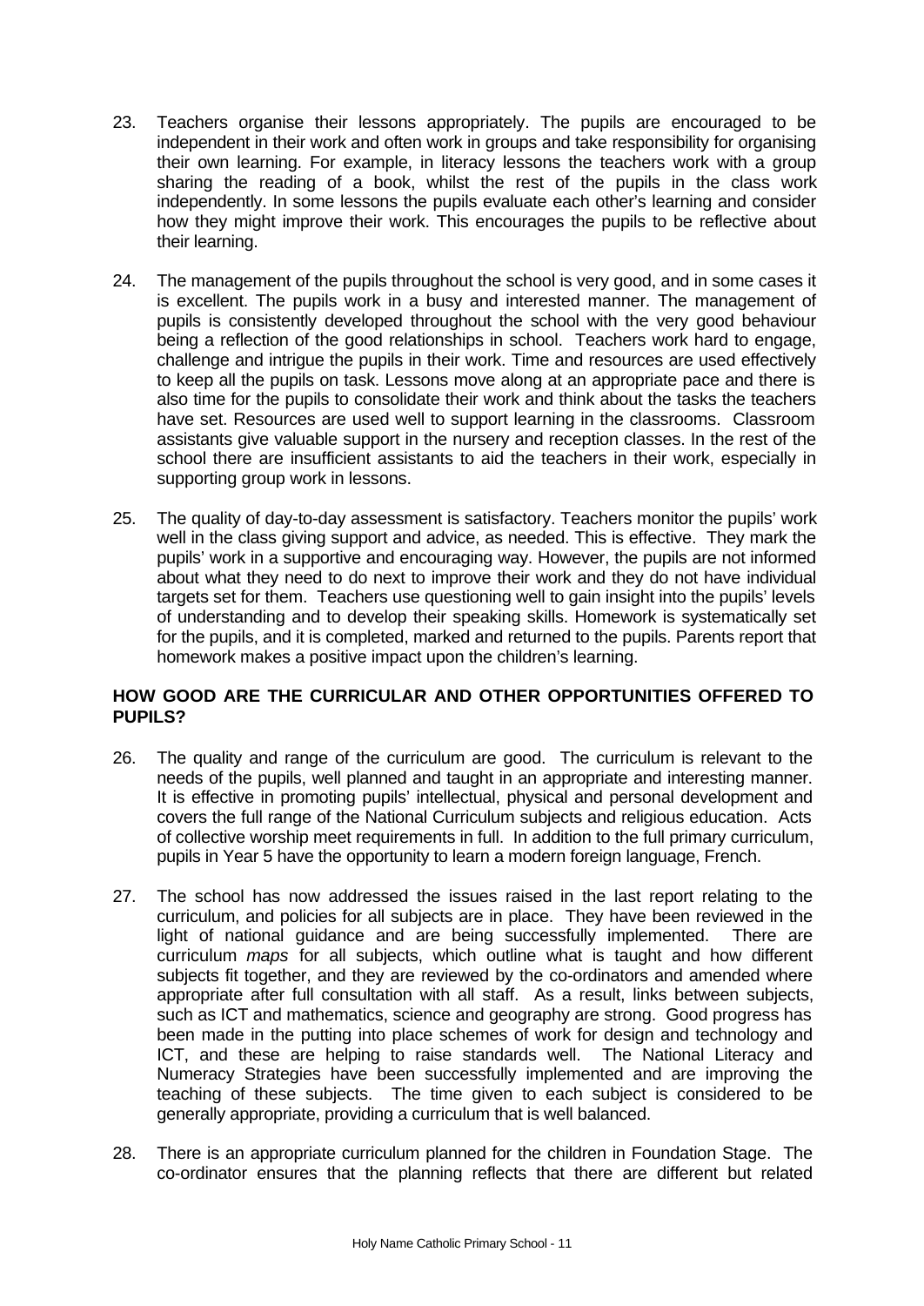23. Teachers organise their lessons appropriately. The pupils are encouraged to be independent in their work and often work in groups and take responsibility for organising their own learning. For example, in literacy lessons the teachers work with a group sharing the reading of a book, whilst the rest of the pupils in the class work independently. In some lessons the pupils evaluate each other's learning and consider how they might improve their work. This encourages the pupils to be reflective about their learning.

24. The management of the pupils throughout the school is very good, and in some cases it is excellent. The pupils work in a busy and interested manner. The management of pupils is consistently developed throughout the school with the very good behaviour being a reflection of the good relationships in school. Teachers work hard to engage, challenge and intrigue the pupils in their work. Time and resources are used effectively to keep all the pupils on task. Lessons move along at an appropriate pace and there is also time for the pupils to consolidate their work and think about the tasks the teachers have set. Resources are used well to support learning in the classrooms. Classroom assistants give valuable support in the nursery and reception classes. In the rest of the school there are insufficient assistants to aid the teachers in their work, especially in supporting group work in lessons.

25. The quality of day-to-day assessment is satisfactory. Teachers monitor the pupils' work well in the class giving support and advice, as needed. This is effective. They mark the pupils' work in a supportive and encouraging way. However, the pupils are not informed about what they need to do next to improve their work and they do not have individual targets set for them. Teachers use questioning well to gain insight into the pupils' levels of understanding and to develop their speaking skills. Homework is systematically set for the pupils, and it is completed, marked and returned to the pupils. Parents report that homework makes a positive impact upon the children's learning.

## HOW GOOD ARE THE CURRICULAR AND OTHER OPPORTUNITIES OFFERED TO PUPILS?

26. The quality and range of the curriculum are good. The curriculum is relevant to the needs of the pupils, well planned and taught in an appropriate and interesting manner. It is effective in promoting pupils' intellectual, physical and personal development and covers the full range of the National Curriculum subjects and religious education. Acts of collective worship meet requirements in full. In addition to the full primary curriculum, pupils in Year 5 have the opportunity to learn a modern foreign language, French.

27. The school has now addressed the issues raised in the last report relating to the curriculum, and policies for all subjects are in place. They have been reviewed in the light of national guidance and are being successfully implemented. There are curriculum *maps* for all subjects, which outline what is taught and how different subjects fit together, and they are reviewed by the co-ordinators and amended where appropriate after full consultation with all staff. As a result, links between subjects, such as ICT and mathematics, science and geography are strong. Good progress has been made in the putting into place schemes of work for design and technology and ICT, and these are helping to raise standards well. The National Literacy and Numeracy Strategies have been successfully implemented and are improving the teaching of these subjects. The time given to each subject is considered to be generally appropriate, providing a curriculum that is well balanced.

28. There is an appropriate curriculum planned for the children in Foundation Stage. The co-ordinator ensures that the planning reflects that there are different but related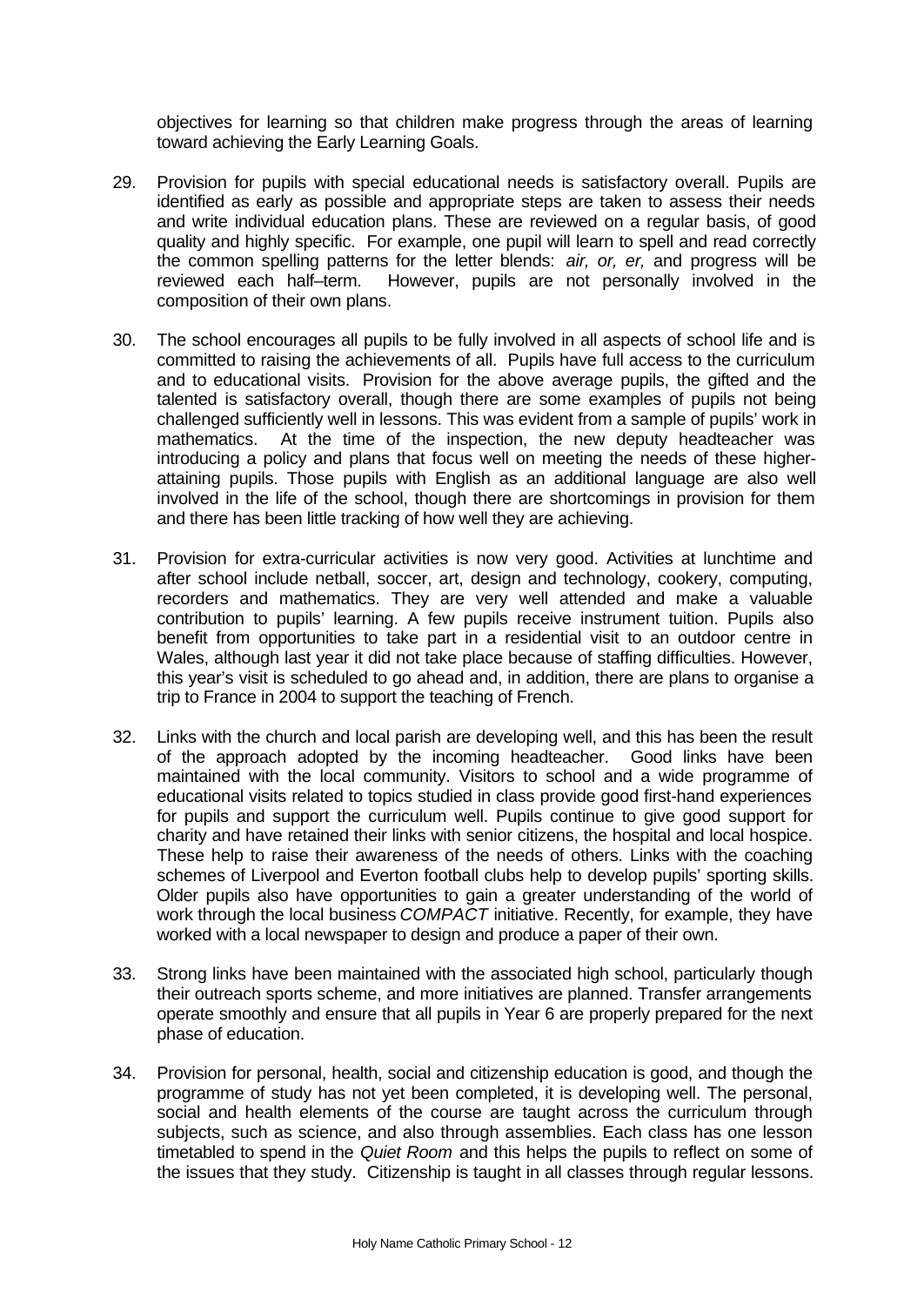objectives for learning so that children make progress through the areas of learning toward achieving the Early Learning Goals.

29. Provision for pupils with special educational needs is satisfactory overall. Pupils are identified as early as possible and appropriate steps are taken to assess their needs and write individual education plans. These are reviewed on a regular basis, of good quality and highly specific. For example, one pupil will learn to spell and read correctly the common spelling patterns for the letter blends: *air, or, er,* and progress will be reviewed each half–term. However, pupils are not personally involved in the composition of their own plans.

30. The school encourages all pupils to be fully involved in all aspects of school life and is committed to raising the achievements of all. Pupils have full access to the curriculum and to educational visits. Provision for the above average pupils, the gifted and the talented is satisfactory overall, though there are some examples of pupils not being challenged sufficiently well in lessons. This was evident from a sample of pupils' work in mathematics. At the time of the inspection, the new deputy headteacher was introducing a policy and plans that focus well on meeting the needs of these higher-attaining pupils. Those pupils with English as an additional language are also well involved in the life of the school, though there are shortcomings in provision for them and there has been little tracking of how well they are achieving.

31. Provision for extra-curricular activities is now very good. Activities at lunchtime and after school include netball, soccer, art, design and technology, cookery, computing, recorders and mathematics. They are very well attended and make a valuable contribution to pupils' learning. A few pupils receive instrument tuition. Pupils also benefit from opportunities to take part in a residential visit to an outdoor centre in Wales, although last year it did not take place because of staffing difficulties. However, this year's visit is scheduled to go ahead and, in addition, there are plans to organise a trip to France in 2004 to support the teaching of French.

32. Links with the church and local parish are developing well, and this has been the result of the approach adopted by the incoming headteacher. Good links have been maintained with the local community. Visitors to school and a wide programme of educational visits related to topics studied in class provide good first-hand experiences for pupils and support the curriculum well. Pupils continue to give good support for charity and have retained their links with senior citizens, the hospital and local hospice. These help to raise their awareness of the needs of others. Links with the coaching schemes of Liverpool and Everton football clubs help to develop pupils' sporting skills. Older pupils also have opportunities to gain a greater understanding of the world of work through the local business *COMPACT* initiative. Recently, for example, they have worked with a local newspaper to design and produce a paper of their own.

33. Strong links have been maintained with the associated high school, particularly though their outreach sports scheme, and more initiatives are planned. Transfer arrangements operate smoothly and ensure that all pupils in Year 6 are properly prepared for the next phase of education.

34. Provision for personal, health, social and citizenship education is good, and though the programme of study has not yet been completed, it is developing well. The personal, social and health elements of the course are taught across the curriculum through subjects, such as science, and also through assemblies. Each class has one lesson timetabled to spend in the *Quiet Room* and this helps the pupils to reflect on some of the issues that they study. Citizenship is taught in all classes through regular lessons.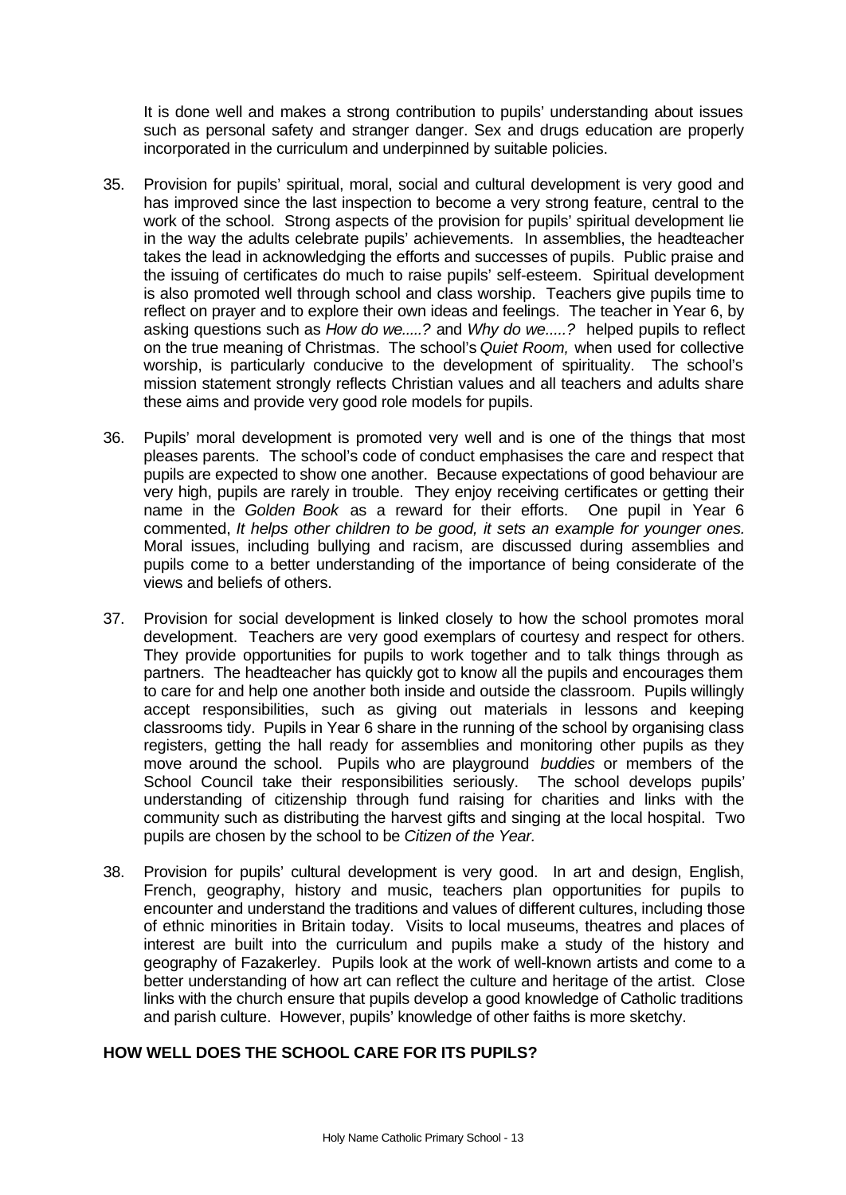It is done well and makes a strong contribution to pupils' understanding about issues such as personal safety and stranger danger. Sex and drugs education are properly incorporated in the curriculum and underpinned by suitable policies.

35. Provision for pupils' spiritual, moral, social and cultural development is very good and has improved since the last inspection to become a very strong feature, central to the work of the school. Strong aspects of the provision for pupils' spiritual development lie in the way the adults celebrate pupils' achievements. In assemblies, the headteacher takes the lead in acknowledging the efforts and successes of pupils. Public praise and the issuing of certificates do much to raise pupils' self-esteem. Spiritual development is also promoted well through school and class worship. Teachers give pupils time to reflect on prayer and to explore their own ideas and feelings. The teacher in Year 6, by asking questions such as *How do we.....?* and *Why do we.....?* helped pupils to reflect on the true meaning of Christmas. The school's *Quiet Room,* when used for collective worship, is particularly conducive to the development of spirituality. The school's mission statement strongly reflects Christian values and all teachers and adults share these aims and provide very good role models for pupils.

36. Pupils' moral development is promoted very well and is one of the things that most pleases parents. The school's code of conduct emphasises the care and respect that pupils are expected to show one another. Because expectations of good behaviour are very high, pupils are rarely in trouble. They enjoy receiving certificates or getting their name in the *Golden Book* as a reward for their efforts. One pupil in Year 6 commented, *It helps other children to be good, it sets an example for younger ones.* Moral issues, including bullying and racism, are discussed during assemblies and pupils come to a better understanding of the importance of being considerate of the views and beliefs of others.

37. Provision for social development is linked closely to how the school promotes moral development. Teachers are very good exemplars of courtesy and respect for others. They provide opportunities for pupils to work together and to talk things through as partners. The headteacher has quickly got to know all the pupils and encourages them to care for and help one another both inside and outside the classroom. Pupils willingly accept responsibilities, such as giving out materials in lessons and keeping classrooms tidy. Pupils in Year 6 share in the running of the school by organising class registers, getting the hall ready for assemblies and monitoring other pupils as they move around the school. Pupils who are playground *buddies* or members of the School Council take their responsibilities seriously. The school develops pupils' understanding of citizenship through fund raising for charities and links with the community such as distributing the harvest gifts and singing at the local hospital. Two pupils are chosen by the school to be *Citizen of the Year.*

38. Provision for pupils' cultural development is very good. In art and design, English, French, geography, history and music, teachers plan opportunities for pupils to encounter and understand the traditions and values of different cultures, including those of ethnic minorities in Britain today. Visits to local museums, theatres and places of interest are built into the curriculum and pupils make a study of the history and geography of Fazakerley. Pupils look at the work of well-known artists and come to a better understanding of how art can reflect the culture and heritage of the artist. Close links with the church ensure that pupils develop a good knowledge of Catholic traditions and parish culture. However, pupils' knowledge of other faiths is more sketchy.

## HOW WELL DOES THE SCHOOL CARE FOR ITS PUPILS?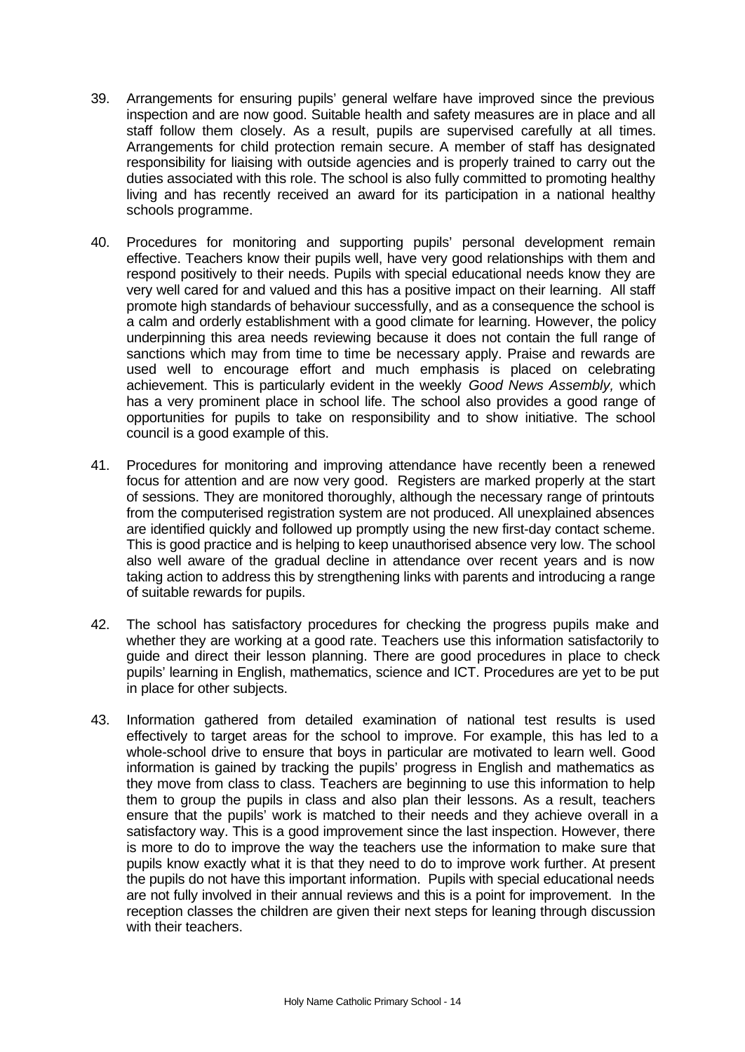39. Arrangements for ensuring pupils' general welfare have improved since the previous inspection and are now good. Suitable health and safety measures are in place and all staff follow them closely. As a result, pupils are supervised carefully at all times. Arrangements for child protection remain secure. A member of staff has designated responsibility for liaising with outside agencies and is properly trained to carry out the duties associated with this role. The school is also fully committed to promoting healthy living and has recently received an award for its participation in a national healthy schools programme.

40. Procedures for monitoring and supporting pupils' personal development remain effective. Teachers know their pupils well, have very good relationships with them and respond positively to their needs. Pupils with special educational needs know they are very well cared for and valued and this has a positive impact on their learning. All staff promote high standards of behaviour successfully, and as a consequence the school is a calm and orderly establishment with a good climate for learning. However, the policy underpinning this area needs reviewing because it does not contain the full range of sanctions which may from time to time be necessary apply. Praise and rewards are used well to encourage effort and much emphasis is placed on celebrating achievement. This is particularly evident in the weekly *Good News Assembly,* which has a very prominent place in school life. The school also provides a good range of opportunities for pupils to take on responsibility and to show initiative. The school council is a good example of this.

41. Procedures for monitoring and improving attendance have recently been a renewed focus for attention and are now very good. Registers are marked properly at the start of sessions. They are monitored thoroughly, although the necessary range of printouts from the computerised registration system are not produced. All unexplained absences are identified quickly and followed up promptly using the new first-day contact scheme. This is good practice and is helping to keep unauthorised absence very low. The school also well aware of the gradual decline in attendance over recent years and is now taking action to address this by strengthening links with parents and introducing a range of suitable rewards for pupils.

42. The school has satisfactory procedures for checking the progress pupils make and whether they are working at a good rate. Teachers use this information satisfactorily to guide and direct their lesson planning. There are good procedures in place to check pupils' learning in English, mathematics, science and ICT. Procedures are yet to be put in place for other subjects.

43. Information gathered from detailed examination of national test results is used effectively to target areas for the school to improve. For example, this has led to a whole-school drive to ensure that boys in particular are motivated to learn well. Good information is gained by tracking the pupils' progress in English and mathematics as they move from class to class. Teachers are beginning to use this information to help them to group the pupils in class and also plan their lessons. As a result, teachers ensure that the pupils' work is matched to their needs and they achieve overall in a satisfactory way. This is a good improvement since the last inspection. However, there is more to do to improve the way the teachers use the information to make sure that pupils know exactly what it is that they need to do to improve work further. At present the pupils do not have this important information. Pupils with special educational needs are not fully involved in their annual reviews and this is a point for improvement. In the reception classes the children are given their next steps for leaning through discussion with their teachers.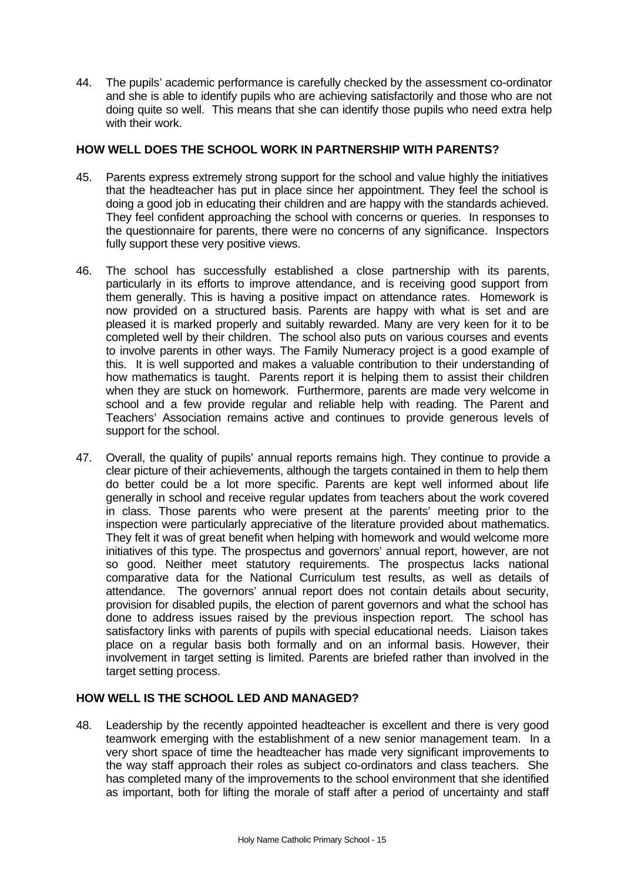44. The pupils' academic performance is carefully checked by the assessment co-ordinator and she is able to identify pupils who are achieving satisfactorily and those who are not doing quite so well. This means that she can identify those pupils who need extra help with their work.

### HOW WELL DOES THE SCHOOL WORK IN PARTNERSHIP WITH PARENTS?

45. Parents express extremely strong support for the school and value highly the initiatives that the headteacher has put in place since her appointment. They feel the school is doing a good job in educating their children and are happy with the standards achieved. They feel confident approaching the school with concerns or queries. In responses to the questionnaire for parents, there were no concerns of any significance. Inspectors fully support these very positive views.

46. The school has successfully established a close partnership with its parents, particularly in its efforts to improve attendance, and is receiving good support from them generally. This is having a positive impact on attendance rates. Homework is now provided on a structured basis. Parents are happy with what is set and are pleased it is marked properly and suitably rewarded. Many are very keen for it to be completed well by their children. The school also puts on various courses and events to involve parents in other ways. The Family Numeracy project is a good example of this. It is well supported and makes a valuable contribution to their understanding of how mathematics is taught. Parents report it is helping them to assist their children when they are stuck on homework. Furthermore, parents are made very welcome in school and a few provide regular and reliable help with reading. The Parent and Teachers' Association remains active and continues to provide generous levels of support for the school.

47. Overall, the quality of pupils' annual reports remains high. They continue to provide a clear picture of their achievements, although the targets contained in them to help them do better could be a lot more specific. Parents are kept well informed about life generally in school and receive regular updates from teachers about the work covered in class. Those parents who were present at the parents' meeting prior to the inspection were particularly appreciative of the literature provided about mathematics. They felt it was of great benefit when helping with homework and would welcome more initiatives of this type. The prospectus and governors' annual report, however, are not so good. Neither meet statutory requirements. The prospectus lacks national comparative data for the National Curriculum test results, as well as details of attendance. The governors' annual report does not contain details about security, provision for disabled pupils, the election of parent governors and what the school has done to address issues raised by the previous inspection report. The school has satisfactory links with parents of pupils with special educational needs. Liaison takes place on a regular basis both formally and on an informal basis. However, their involvement in target setting is limited. Parents are briefed rather than involved in the target setting process.

### HOW WELL IS THE SCHOOL LED AND MANAGED?

48. Leadership by the recently appointed headteacher is excellent and there is very good teamwork emerging with the establishment of a new senior management team. In a very short space of time the headteacher has made very significant improvements to the way staff approach their roles as subject co-ordinators and class teachers. She has completed many of the improvements to the school environment that she identified as important, both for lifting the morale of staff after a period of uncertainty and staff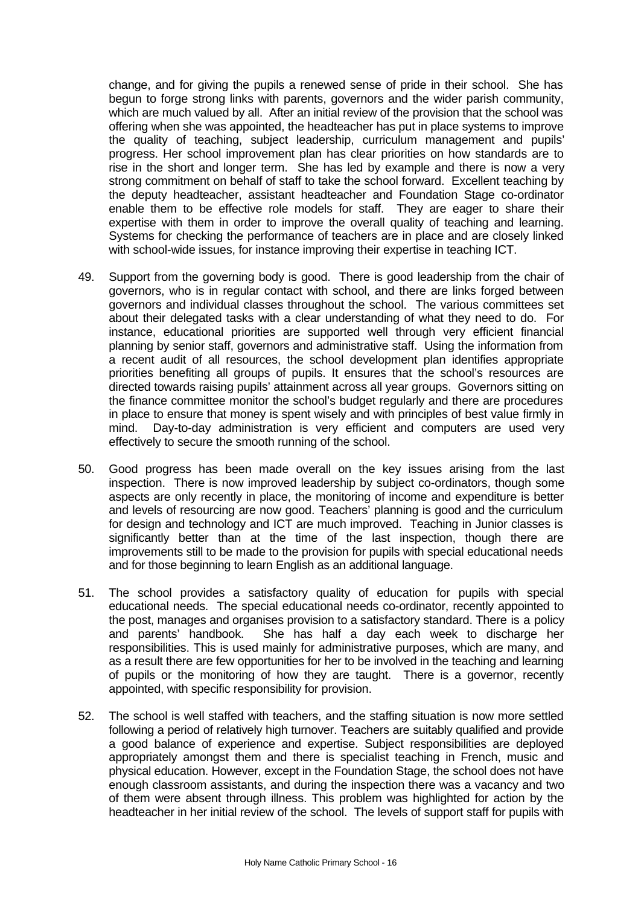change, and for giving the pupils a renewed sense of pride in their school. She has begun to forge strong links with parents, governors and the wider parish community, which are much valued by all. After an initial review of the provision that the school was offering when she was appointed, the headteacher has put in place systems to improve the quality of teaching, subject leadership, curriculum management and pupils' progress. Her school improvement plan has clear priorities on how standards are to rise in the short and longer term. She has led by example and there is now a very strong commitment on behalf of staff to take the school forward. Excellent teaching by the deputy headteacher, assistant headteacher and Foundation Stage co-ordinator enable them to be effective role models for staff. They are eager to share their expertise with them in order to improve the overall quality of teaching and learning. Systems for checking the performance of teachers are in place and are closely linked with school-wide issues, for instance improving their expertise in teaching ICT.

49. Support from the governing body is good. There is good leadership from the chair of governors, who is in regular contact with school, and there are links forged between governors and individual classes throughout the school. The various committees set about their delegated tasks with a clear understanding of what they need to do. For instance, educational priorities are supported well through very efficient financial planning by senior staff, governors and administrative staff. Using the information from a recent audit of all resources, the school development plan identifies appropriate priorities benefiting all groups of pupils. It ensures that the school's resources are directed towards raising pupils' attainment across all year groups. Governors sitting on the finance committee monitor the school's budget regularly and there are procedures in place to ensure that money is spent wisely and with principles of best value firmly in mind. Day-to-day administration is very efficient and computers are used very effectively to secure the smooth running of the school.

50. Good progress has been made overall on the key issues arising from the last inspection. There is now improved leadership by subject co-ordinators, though some aspects are only recently in place, the monitoring of income and expenditure is better and levels of resourcing are now good. Teachers' planning is good and the curriculum for design and technology and ICT are much improved. Teaching in Junior classes is significantly better than at the time of the last inspection, though there are improvements still to be made to the provision for pupils with special educational needs and for those beginning to learn English as an additional language.

51. The school provides a satisfactory quality of education for pupils with special educational needs. The special educational needs co-ordinator, recently appointed to the post, manages and organises provision to a satisfactory standard. There is a policy and parents' handbook. She has half a day each week to discharge her responsibilities. This is used mainly for administrative purposes, which are many, and as a result there are few opportunities for her to be involved in the teaching and learning of pupils or the monitoring of how they are taught. There is a governor, recently appointed, with specific responsibility for provision.

52. The school is well staffed with teachers, and the staffing situation is now more settled following a period of relatively high turnover. Teachers are suitably qualified and provide a good balance of experience and expertise. Subject responsibilities are deployed appropriately amongst them and there is specialist teaching in French, music and physical education. However, except in the Foundation Stage, the school does not have enough classroom assistants, and during the inspection there was a vacancy and two of them were absent through illness. This problem was highlighted for action by the headteacher in her initial review of the school. The levels of support staff for pupils with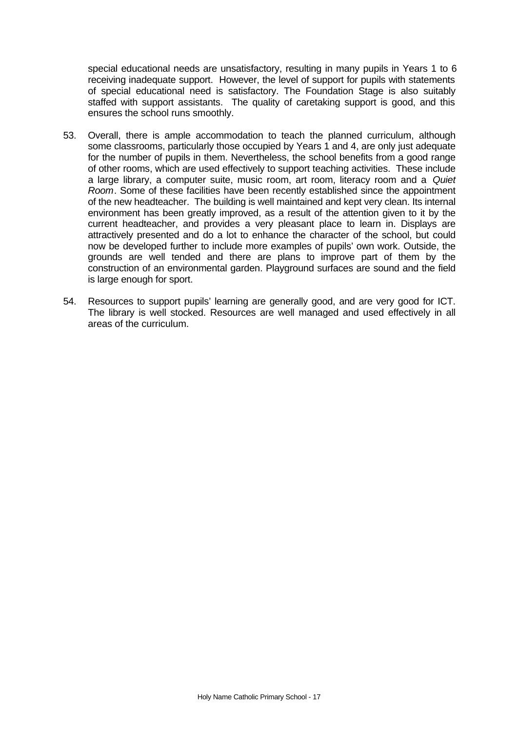special educational needs are unsatisfactory, resulting in many pupils in Years 1 to 6 receiving inadequate support. However, the level of support for pupils with statements of special educational need is satisfactory. The Foundation Stage is also suitably staffed with support assistants. The quality of caretaking support is good, and this ensures the school runs smoothly.

53. Overall, there is ample accommodation to teach the planned curriculum, although some classrooms, particularly those occupied by Years 1 and 4, are only just adequate for the number of pupils in them. Nevertheless, the school benefits from a good range of other rooms, which are used effectively to support teaching activities. These include a large library, a computer suite, music room, art room, literacy room and a *Quiet Room*. Some of these facilities have been recently established since the appointment of the new headteacher. The building is well maintained and kept very clean. Its internal environment has been greatly improved, as a result of the attention given to it by the current headteacher, and provides a very pleasant place to learn in. Displays are attractively presented and do a lot to enhance the character of the school, but could now be developed further to include more examples of pupils' own work. Outside, the grounds are well tended and there are plans to improve part of them by the construction of an environmental garden. Playground surfaces are sound and the field is large enough for sport.

54. Resources to support pupils' learning are generally good, and are very good for ICT. The library is well stocked. Resources are well managed and used effectively in all areas of the curriculum.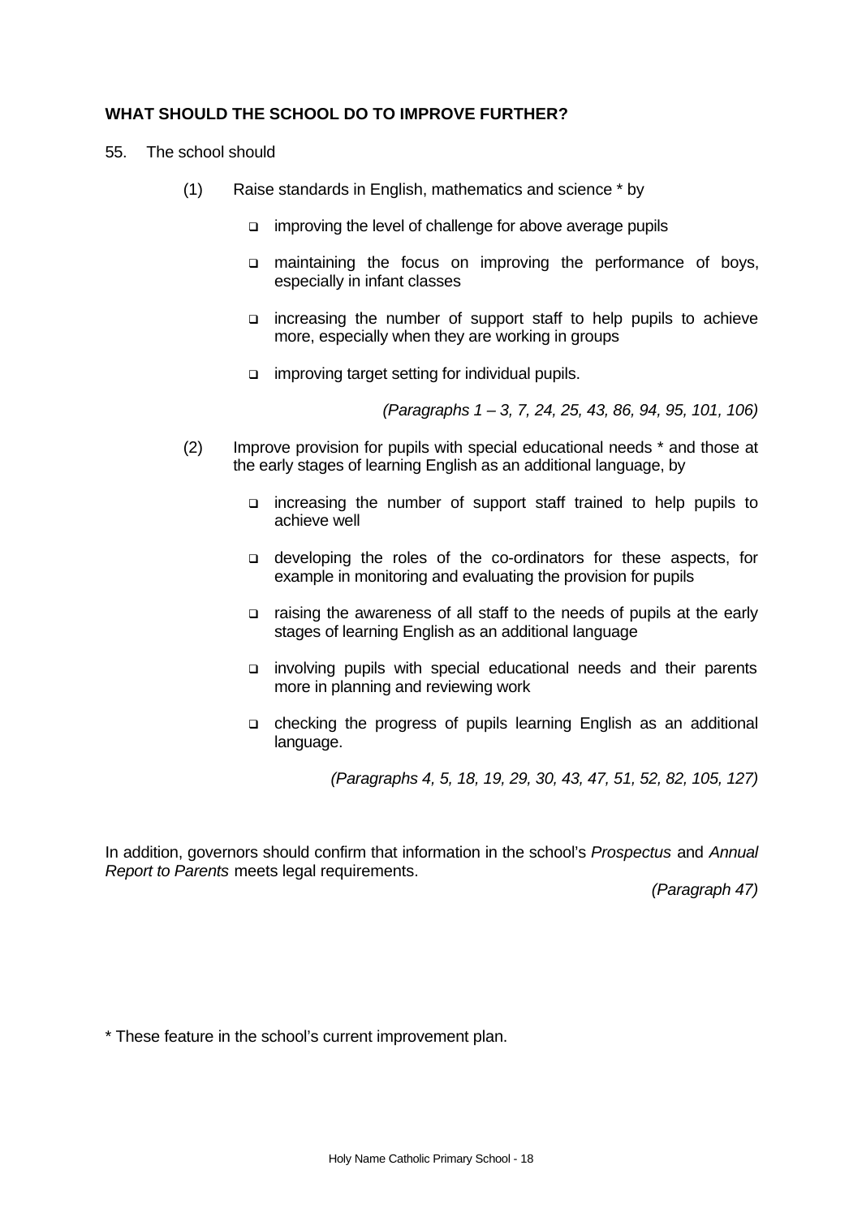### WHAT SHOULD THE SCHOOL DO TO IMPROVE FURTHER?

55. The school should

(1) Raise standards in English, mathematics and science * by

- improving the level of challenge for above average pupils
- maintaining the focus on improving the performance of boys, especially in infant classes
- increasing the number of support staff to help pupils to achieve more, especially when they are working in groups
- improving target setting for individual pupils.

*(Paragraphs 1 – 3, 7, 24, 25, 43, 86, 94, 95, 101, 106)*

(2) Improve provision for pupils with special educational needs * and those at the early stages of learning English as an additional language, by

- increasing the number of support staff trained to help pupils to achieve well
- developing the roles of the co-ordinators for these aspects, for example in monitoring and evaluating the provision for pupils
- raising the awareness of all staff to the needs of pupils at the early stages of learning English as an additional language
- involving pupils with special educational needs and their parents more in planning and reviewing work
- checking the progress of pupils learning English as an additional language.

*(Paragraphs 4, 5, 18, 19, 29, 30, 43, 47, 51, 52, 82, 105, 127)*

In addition, governors should confirm that information in the school's *Prospectus* and *Annual Report to Parents* meets legal requirements.

*(Paragraph 47)*

* These feature in the school's current improvement plan.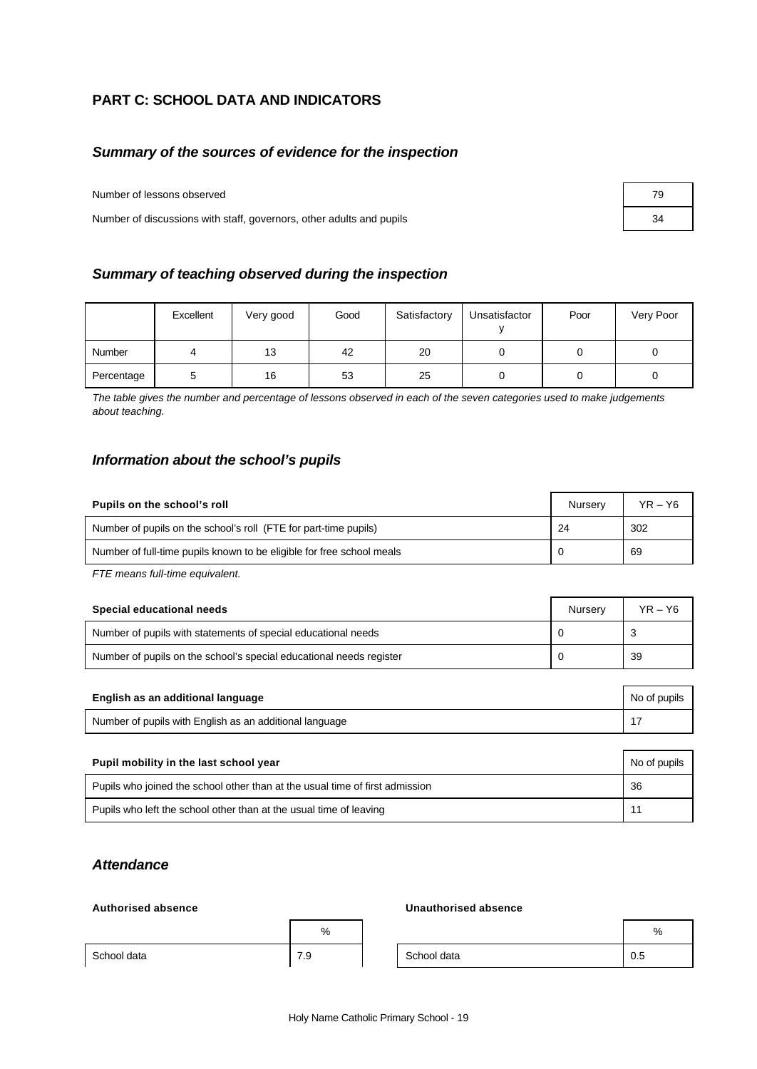## PART C: SCHOOL DATA AND INDICATORS

### *Summary of the sources of evidence for the inspection*

| | |
|---|---|
| Number of lessons observed | 79 |
| Number of discussions with staff, governors, other adults and pupils | 34 |

### *Summary of teaching observed during the inspection*

| | Excellent | Very good | Good | Satisfactory | Unsatisfactory | Poor | Very Poor |
|---|---|---|---|---|---|---|---|
| Number | 4 | 13 | 42 | 20 | 0 | 0 | 0 |
| Percentage | 5 | 16 | 53 | 25 | 0 | 0 | 0 |

*The table gives the number and percentage of lessons observed in each of the seven categories used to make judgements about teaching.*

### *Information about the school's pupils*

| **Pupils on the school's roll** | Nursery | YR – Y6 |
|---|---|---|
| Number of pupils on the school's roll (FTE for part-time pupils) | 24 | 302 |
| Number of full-time pupils known to be eligible for free school meals | 0 | 69 |

*FTE means full-time equivalent.*

| **Special educational needs** | Nursery | YR – Y6 |
|---|---|---|
| Number of pupils with statements of special educational needs | 0 | 3 |
| Number of pupils on the school's special educational needs register | 0 | 39 |

| **English as an additional language** | No of pupils |
|---|---|
| Number of pupils with English as an additional language | 17 |

| **Pupil mobility in the last school year** | No of pupils |
|---|---|
| Pupils who joined the school other than at the usual time of first admission | 36 |
| Pupils who left the school other than at the usual time of leaving | 11 |

### *Attendance*

**Authorised absence**

| | % |
|---|---|
| School data | 7.9 |

**Unauthorised absence**

| | % |
|---|---|
| School data | 0.5 |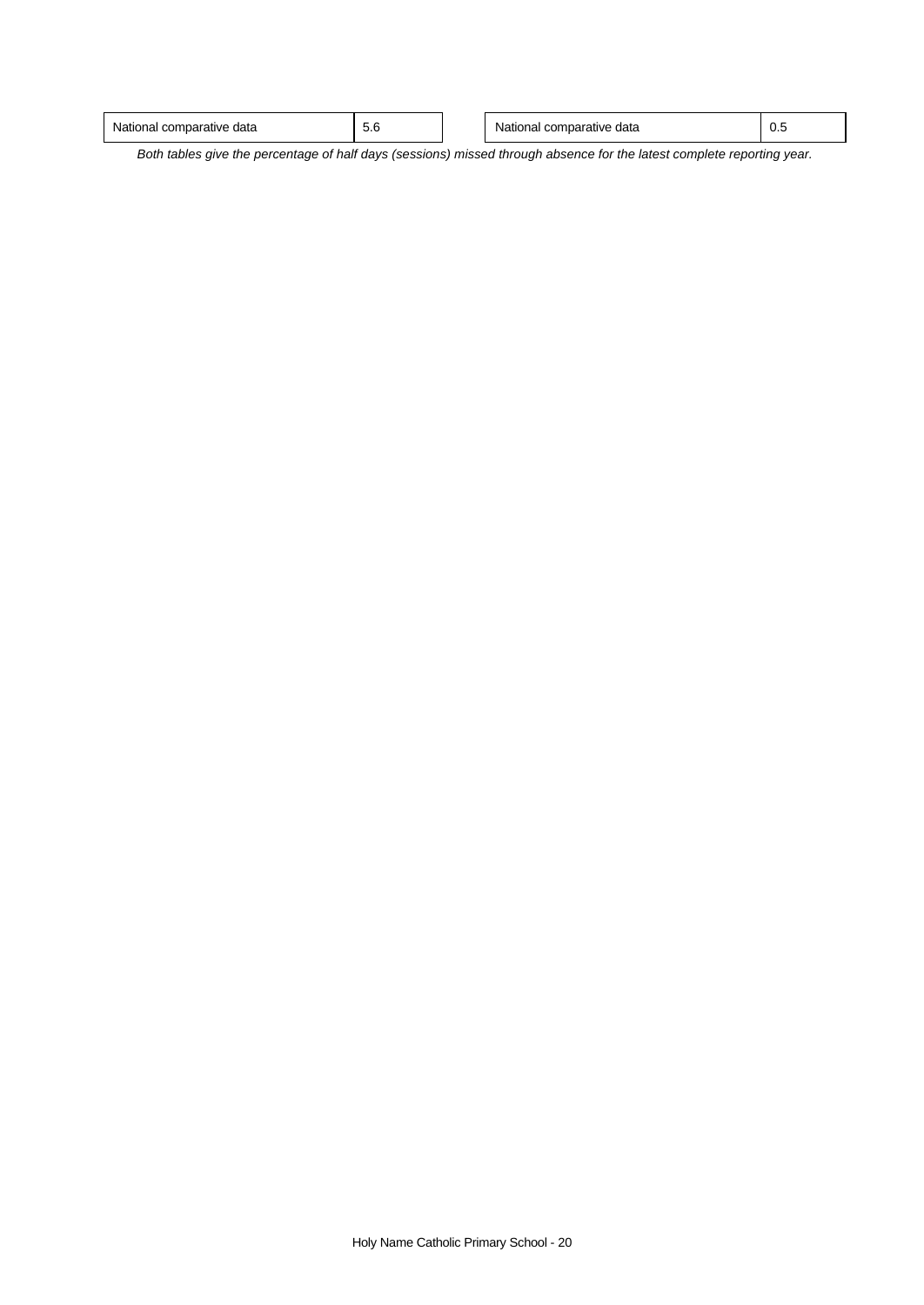| National comparative data | 5.6 |
|---|---|

| National comparative data | 0.5 |
|---|---|

*Both tables give the percentage of half days (sessions) missed through absence for the latest complete reporting year.*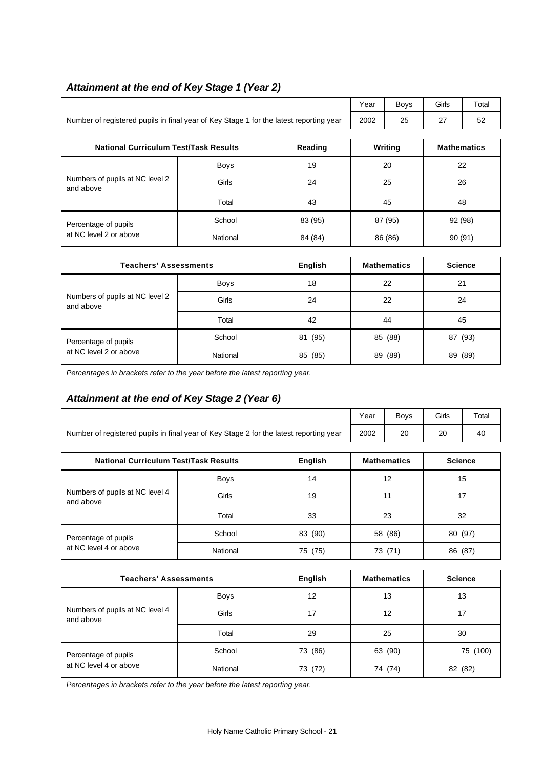### *Attainment at the end of Key Stage 1 (Year 2)*

| | Year | Boys | Girls | Total |
|---|---|---|---|---|
| Number of registered pupils in final year of Key Stage 1 for the latest reporting year | 2002 | 25 | 27 | 52 |

| National Curriculum Test/Task Results | | Reading | Writing | Mathematics |
|---|---|---|---|---|
| Numbers of pupils at NC level 2 and above | Boys | 19 | 20 | 22 |
| | Girls | 24 | 25 | 26 |
| | Total | 43 | 45 | 48 |
| Percentage of pupils at NC level 2 or above | School | 83 (95) | 87 (95) | 92 (98) |
| | National | 84 (84) | 86 (86) | 90 (91) |

| Teachers' Assessments | | English | Mathematics | Science |
|---|---|---|---|---|
| Numbers of pupils at NC level 2 and above | Boys | 18 | 22 | 21 |
| | Girls | 24 | 22 | 24 |
| | Total | 42 | 44 | 45 |
| Percentage of pupils at NC level 2 or above | School | 81 (95) | 85 (88) | 87 (93) |
| | National | 85 (85) | 89 (89) | 89 (89) |

*Percentages in brackets refer to the year before the latest reporting year.*

### *Attainment at the end of Key Stage 2 (Year 6)*

| | Year | Boys | Girls | Total |
|---|---|---|---|---|
| Number of registered pupils in final year of Key Stage 2 for the latest reporting year | 2002 | 20 | 20 | 40 |

| National Curriculum Test/Task Results | | English | Mathematics | Science |
|---|---|---|---|---|
| Numbers of pupils at NC level 4 and above | Boys | 14 | 12 | 15 |
| | Girls | 19 | 11 | 17 |
| | Total | 33 | 23 | 32 |
| Percentage of pupils at NC level 4 or above | School | 83 (90) | 58 (86) | 80 (97) |
| | National | 75 (75) | 73 (71) | 86 (87) |

| Teachers' Assessments | | English | Mathematics | Science |
|---|---|---|---|---|
| Numbers of pupils at NC level 4 and above | Boys | 12 | 13 | 13 |
| | Girls | 17 | 12 | 17 |
| | Total | 29 | 25 | 30 |
| Percentage of pupils at NC level 4 or above | School | 73 (86) | 63 (90) | 75 (100) |
| | National | 73 (72) | 74 (74) | 82 (82) |

*Percentages in brackets refer to the year before the latest reporting year.*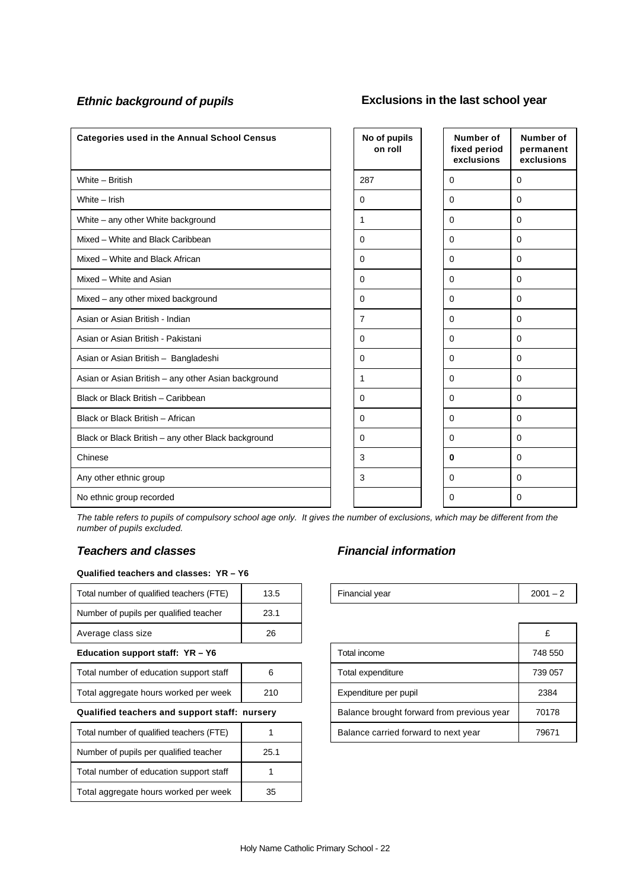### *Ethnic background of pupils*

### Exclusions in the last school year

| Categories used in the Annual School Census | No of pupils on roll | Number of fixed period exclusions | Number of permanent exclusions |
|---|---|---|---|
| White – British | 287 | 0 | 0 |
| White – Irish | 0 | 0 | 0 |
| White – any other White background | 1 | 0 | 0 |
| Mixed – White and Black Caribbean | 0 | 0 | 0 |
| Mixed – White and Black African | 0 | 0 | 0 |
| Mixed – White and Asian | 0 | 0 | 0 |
| Mixed – any other mixed background | 0 | 0 | 0 |
| Asian or Asian British - Indian | 7 | 0 | 0 |
| Asian or Asian British - Pakistani | 0 | 0 | 0 |
| Asian or Asian British – Bangladeshi | 0 | 0 | 0 |
| Asian or Asian British – any other Asian background | 1 | 0 | 0 |
| Black or Black British – Caribbean | 0 | 0 | 0 |
| Black or Black British – African | 0 | 0 | 0 |
| Black or Black British – any other Black background | 0 | 0 | 0 |
| Chinese | 3 | **0** | 0 |
| Any other ethnic group | 3 | 0 | 0 |
| No ethnic group recorded | | 0 | 0 |

*The table refers to pupils of compulsory school age only. It gives the number of exclusions, which may be different from the number of pupils excluded.*

### *Teachers and classes*

**Qualified teachers and classes: YR – Y6**

| | |
|---|---|
| Total number of qualified teachers (FTE) | 13.5 |
| Number of pupils per qualified teacher | 23.1 |
| Average class size | 26 |

**Education support staff: YR – Y6**

| | |
|---|---|
| Total number of education support staff | 6 |
| Total aggregate hours worked per week | 210 |

**Qualified teachers and support staff: nursery**

| | |
|---|---|
| Total number of qualified teachers (FTE) | 1 |
| Number of pupils per qualified teacher | 25.1 |
| Total number of education support staff | 1 |
| Total aggregate hours worked per week | 35 |

### *Financial information*

| | |
|---|---|
| Financial year | 2001 – 2 |

| | £ |
|---|---|
| Total income | 748 550 |
| Total expenditure | 739 057 |
| Expenditure per pupil | 2384 |
| Balance brought forward from previous year | 70178 |
| Balance carried forward to next year | 79671 |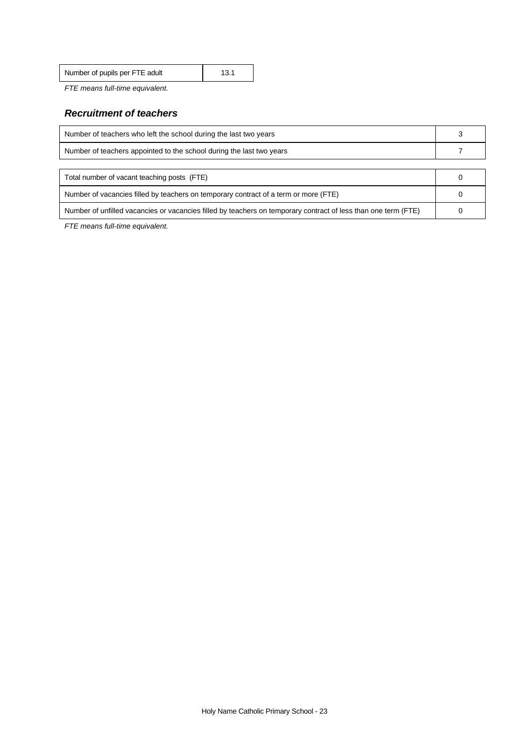| Number of pupils per FTE adult | 13.1 |
|---|---|

*FTE means full-time equivalent.*

### ***Recruitment of teachers***

| Number of teachers who left the school during the last two years | 3 |
|---|---|
| Number of teachers appointed to the school during the last two years | 7 |

| Total number of vacant teaching posts (FTE) | 0 |
|---|---|
| Number of vacancies filled by teachers on temporary contract of a term or more (FTE) | 0 |
| Number of unfilled vacancies or vacancies filled by teachers on temporary contract of less than one term (FTE) | 0 |

*FTE means full-time equivalent.*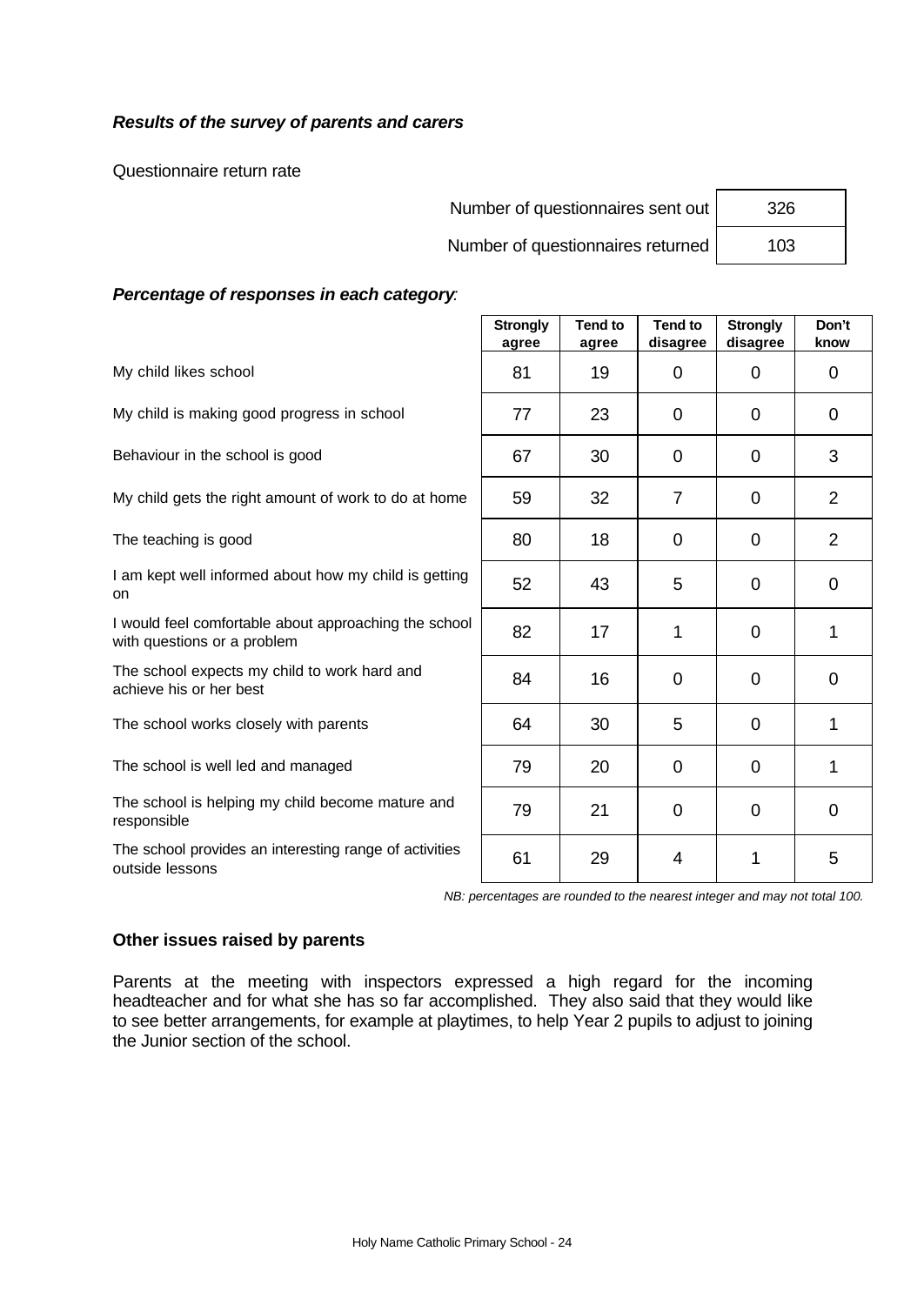***Results of the survey of parents and carers***

Questionnaire return rate

| | |
|---|---|
| Number of questionnaires sent out | 326 |
| Number of questionnaires returned | 103 |

***Percentage of responses in each category:***

| | Strongly agree | Tend to agree | Tend to disagree | Strongly disagree | Don't know |
|---|---|---|---|---|---|
| My child likes school | 81 | 19 | 0 | 0 | 0 |
| My child is making good progress in school | 77 | 23 | 0 | 0 | 0 |
| Behaviour in the school is good | 67 | 30 | 0 | 0 | 3 |
| My child gets the right amount of work to do at home | 59 | 32 | 7 | 0 | 2 |
| The teaching is good | 80 | 18 | 0 | 0 | 2 |
| I am kept well informed about how my child is getting on | 52 | 43 | 5 | 0 | 0 |
| I would feel comfortable about approaching the school with questions or a problem | 82 | 17 | 1 | 0 | 1 |
| The school expects my child to work hard and achieve his or her best | 84 | 16 | 0 | 0 | 0 |
| The school works closely with parents | 64 | 30 | 5 | 0 | 1 |
| The school is well led and managed | 79 | 20 | 0 | 0 | 1 |
| The school is helping my child become mature and responsible | 79 | 21 | 0 | 0 | 0 |
| The school provides an interesting range of activities outside lessons | 61 | 29 | 4 | 1 | 5 |

*NB: percentages are rounded to the nearest integer and may not total 100.*

**Other issues raised by parents**

Parents at the meeting with inspectors expressed a high regard for the incoming headteacher and for what she has so far accomplished. They also said that they would like to see better arrangements, for example at playtimes, to help Year 2 pupils to adjust to joining the Junior section of the school.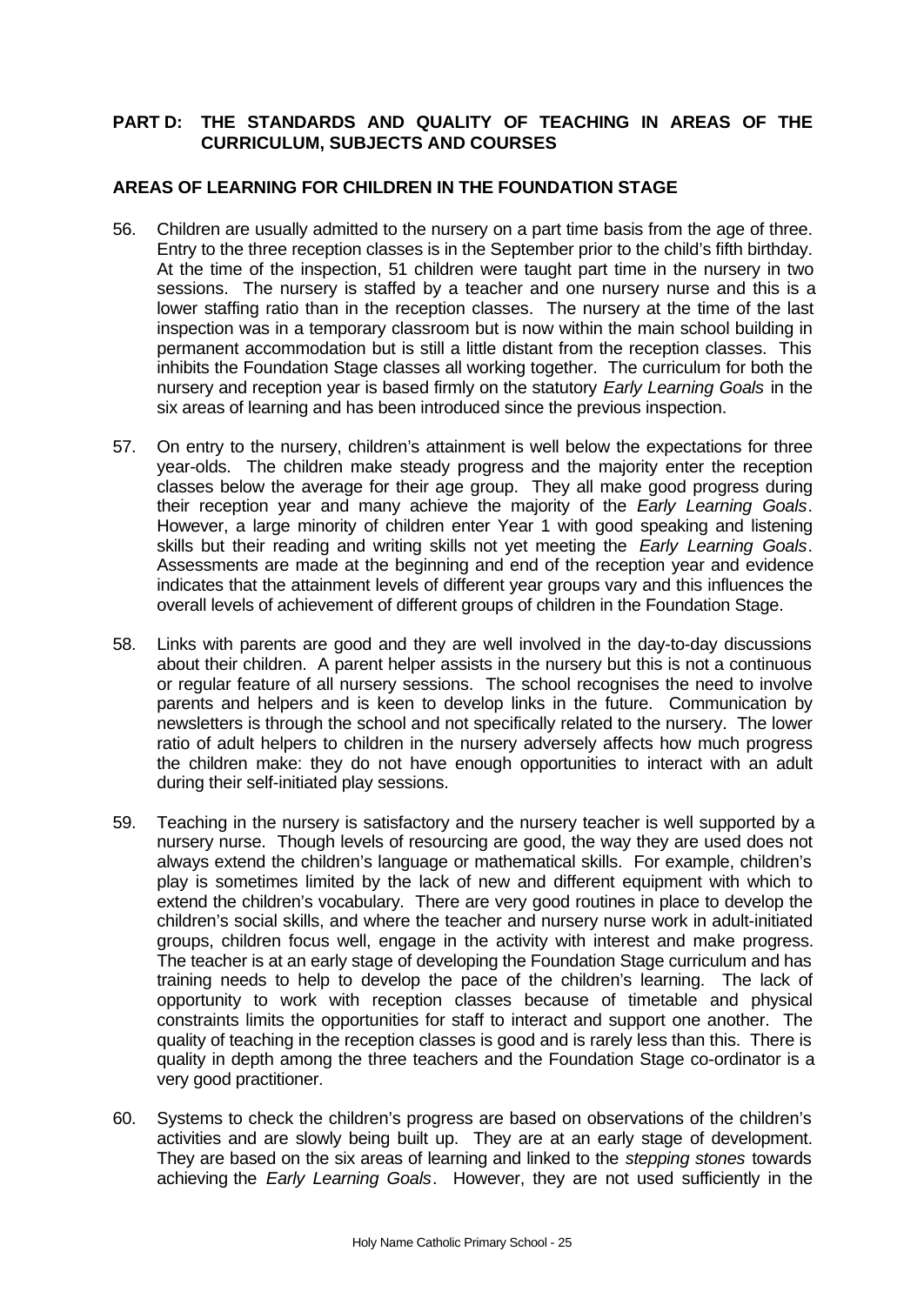## PART D: THE STANDARDS AND QUALITY OF TEACHING IN AREAS OF THE CURRICULUM, SUBJECTS AND COURSES

### AREAS OF LEARNING FOR CHILDREN IN THE FOUNDATION STAGE

56. Children are usually admitted to the nursery on a part time basis from the age of three. Entry to the three reception classes is in the September prior to the child's fifth birthday. At the time of the inspection, 51 children were taught part time in the nursery in two sessions. The nursery is staffed by a teacher and one nursery nurse and this is a lower staffing ratio than in the reception classes. The nursery at the time of the last inspection was in a temporary classroom but is now within the main school building in permanent accommodation but is still a little distant from the reception classes. This inhibits the Foundation Stage classes all working together. The curriculum for both the nursery and reception year is based firmly on the statutory *Early Learning Goals* in the six areas of learning and has been introduced since the previous inspection.

57. On entry to the nursery, children's attainment is well below the expectations for three year-olds. The children make steady progress and the majority enter the reception classes below the average for their age group. They all make good progress during their reception year and many achieve the majority of the *Early Learning Goals*. However, a large minority of children enter Year 1 with good speaking and listening skills but their reading and writing skills not yet meeting the *Early Learning Goals*. Assessments are made at the beginning and end of the reception year and evidence indicates that the attainment levels of different year groups vary and this influences the overall levels of achievement of different groups of children in the Foundation Stage.

58. Links with parents are good and they are well involved in the day-to-day discussions about their children. A parent helper assists in the nursery but this is not a continuous or regular feature of all nursery sessions. The school recognises the need to involve parents and helpers and is keen to develop links in the future. Communication by newsletters is through the school and not specifically related to the nursery. The lower ratio of adult helpers to children in the nursery adversely affects how much progress the children make: they do not have enough opportunities to interact with an adult during their self-initiated play sessions.

59. Teaching in the nursery is satisfactory and the nursery teacher is well supported by a nursery nurse. Though levels of resourcing are good, the way they are used does not always extend the children's language or mathematical skills. For example, children's play is sometimes limited by the lack of new and different equipment with which to extend the children's vocabulary. There are very good routines in place to develop the children's social skills, and where the teacher and nursery nurse work in adult-initiated groups, children focus well, engage in the activity with interest and make progress. The teacher is at an early stage of developing the Foundation Stage curriculum and has training needs to help to develop the pace of the children's learning. The lack of opportunity to work with reception classes because of timetable and physical constraints limits the opportunities for staff to interact and support one another. The quality of teaching in the reception classes is good and is rarely less than this. There is quality in depth among the three teachers and the Foundation Stage co-ordinator is a very good practitioner.

60. Systems to check the children's progress are based on observations of the children's activities and are slowly being built up. They are at an early stage of development. They are based on the six areas of learning and linked to the *stepping stones* towards achieving the *Early Learning Goals*. However, they are not used sufficiently in the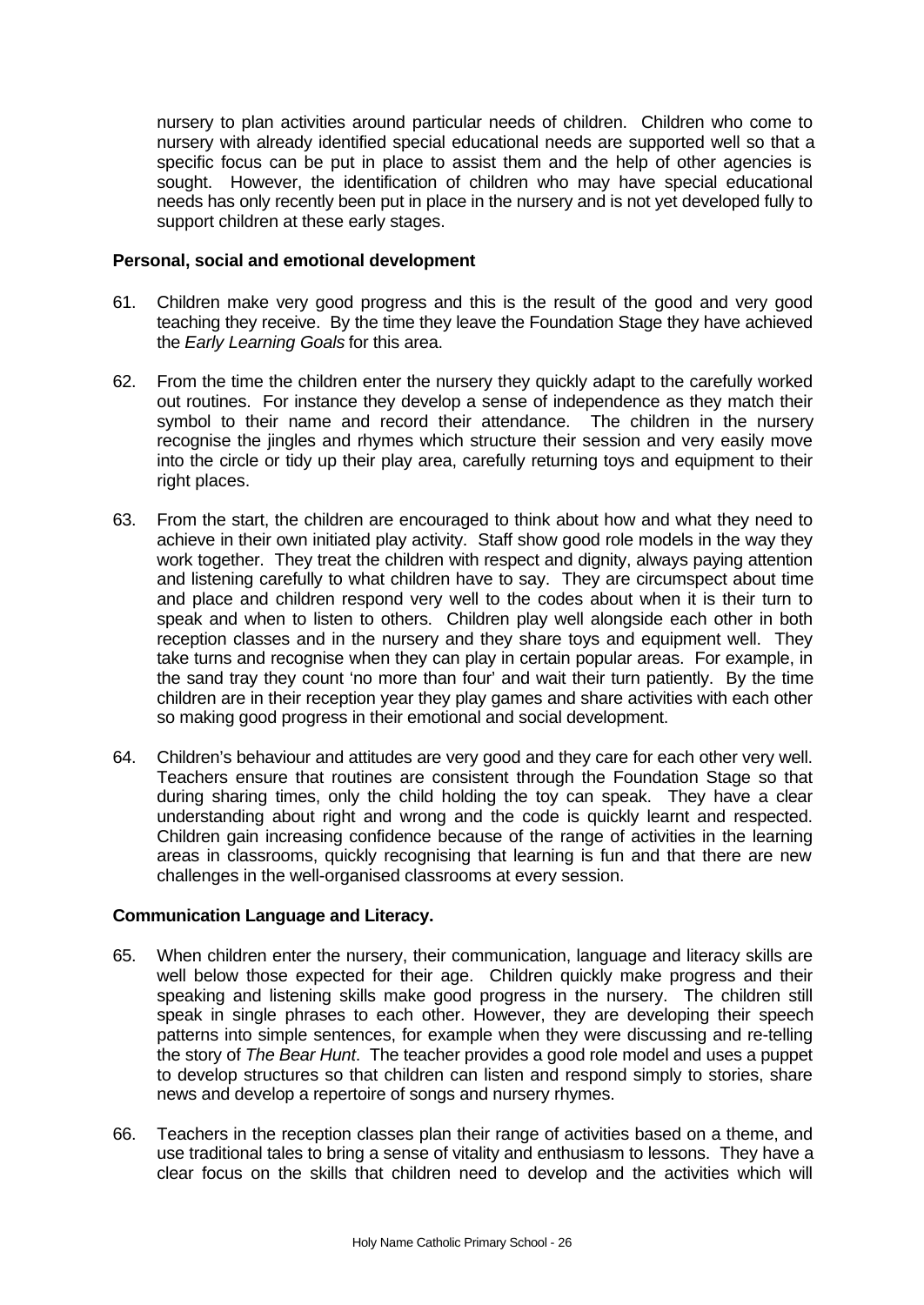nursery to plan activities around particular needs of children. Children who come to nursery with already identified special educational needs are supported well so that a specific focus can be put in place to assist them and the help of other agencies is sought. However, the identification of children who may have special educational needs has only recently been put in place in the nursery and is not yet developed fully to support children at these early stages.

**Personal, social and emotional development**

61. Children make very good progress and this is the result of the good and very good teaching they receive. By the time they leave the Foundation Stage they have achieved the *Early Learning Goals* for this area.

62. From the time the children enter the nursery they quickly adapt to the carefully worked out routines. For instance they develop a sense of independence as they match their symbol to their name and record their attendance. The children in the nursery recognise the jingles and rhymes which structure their session and very easily move into the circle or tidy up their play area, carefully returning toys and equipment to their right places.

63. From the start, the children are encouraged to think about how and what they need to achieve in their own initiated play activity. Staff show good role models in the way they work together. They treat the children with respect and dignity, always paying attention and listening carefully to what children have to say. They are circumspect about time and place and children respond very well to the codes about when it is their turn to speak and when to listen to others. Children play well alongside each other in both reception classes and in the nursery and they share toys and equipment well. They take turns and recognise when they can play in certain popular areas. For example, in the sand tray they count 'no more than four' and wait their turn patiently. By the time children are in their reception year they play games and share activities with each other so making good progress in their emotional and social development.

64. Children's behaviour and attitudes are very good and they care for each other very well. Teachers ensure that routines are consistent through the Foundation Stage so that during sharing times, only the child holding the toy can speak. They have a clear understanding about right and wrong and the code is quickly learnt and respected. Children gain increasing confidence because of the range of activities in the learning areas in classrooms, quickly recognising that learning is fun and that there are new challenges in the well-organised classrooms at every session.

**Communication Language and Literacy.**

65. When children enter the nursery, their communication, language and literacy skills are well below those expected for their age. Children quickly make progress and their speaking and listening skills make good progress in the nursery. The children still speak in single phrases to each other. However, they are developing their speech patterns into simple sentences, for example when they were discussing and re-telling the story of *The Bear Hunt*. The teacher provides a good role model and uses a puppet to develop structures so that children can listen and respond simply to stories, share news and develop a repertoire of songs and nursery rhymes.

66. Teachers in the reception classes plan their range of activities based on a theme, and use traditional tales to bring a sense of vitality and enthusiasm to lessons. They have a clear focus on the skills that children need to develop and the activities which will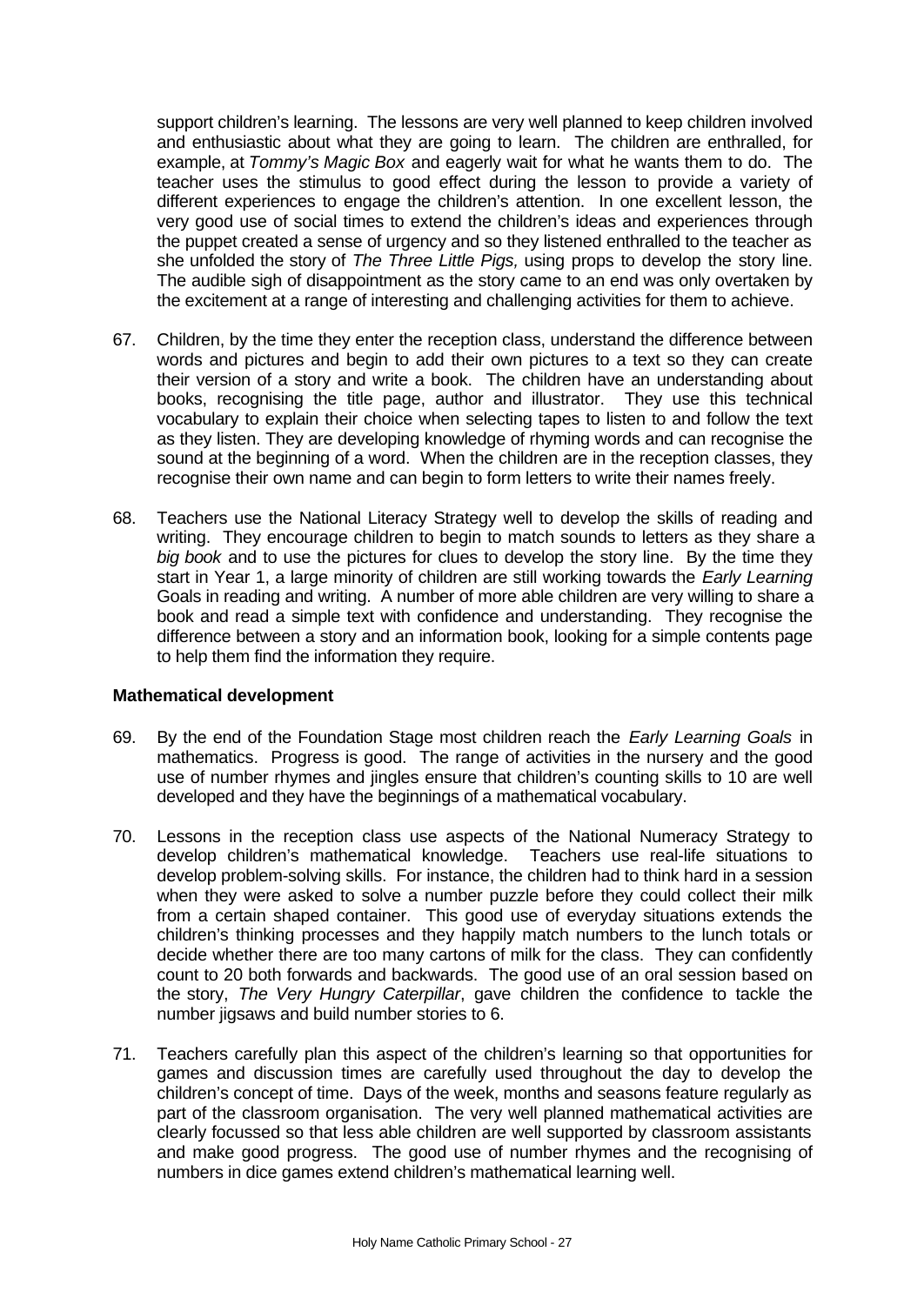support children's learning. The lessons are very well planned to keep children involved and enthusiastic about what they are going to learn. The children are enthralled, for example, at *Tommy's Magic Box* and eagerly wait for what he wants them to do. The teacher uses the stimulus to good effect during the lesson to provide a variety of different experiences to engage the children's attention. In one excellent lesson, the very good use of social times to extend the children's ideas and experiences through the puppet created a sense of urgency and so they listened enthralled to the teacher as she unfolded the story of *The Three Little Pigs,* using props to develop the story line. The audible sigh of disappointment as the story came to an end was only overtaken by the excitement at a range of interesting and challenging activities for them to achieve.

67. Children, by the time they enter the reception class, understand the difference between words and pictures and begin to add their own pictures to a text so they can create their version of a story and write a book. The children have an understanding about books, recognising the title page, author and illustrator. They use this technical vocabulary to explain their choice when selecting tapes to listen to and follow the text as they listen. They are developing knowledge of rhyming words and can recognise the sound at the beginning of a word. When the children are in the reception classes, they recognise their own name and can begin to form letters to write their names freely.

68. Teachers use the National Literacy Strategy well to develop the skills of reading and writing. They encourage children to begin to match sounds to letters as they share a *big book* and to use the pictures for clues to develop the story line. By the time they start in Year 1, a large minority of children are still working towards the *Early Learning* Goals in reading and writing. A number of more able children are very willing to share a book and read a simple text with confidence and understanding. They recognise the difference between a story and an information book, looking for a simple contents page to help them find the information they require.

**Mathematical development**

69. By the end of the Foundation Stage most children reach the *Early Learning Goals* in mathematics. Progress is good. The range of activities in the nursery and the good use of number rhymes and jingles ensure that children's counting skills to 10 are well developed and they have the beginnings of a mathematical vocabulary.

70. Lessons in the reception class use aspects of the National Numeracy Strategy to develop children's mathematical knowledge. Teachers use real-life situations to develop problem-solving skills. For instance, the children had to think hard in a session when they were asked to solve a number puzzle before they could collect their milk from a certain shaped container. This good use of everyday situations extends the children's thinking processes and they happily match numbers to the lunch totals or decide whether there are too many cartons of milk for the class. They can confidently count to 20 both forwards and backwards. The good use of an oral session based on the story, *The Very Hungry Caterpillar*, gave children the confidence to tackle the number jigsaws and build number stories to 6.

71. Teachers carefully plan this aspect of the children's learning so that opportunities for games and discussion times are carefully used throughout the day to develop the children's concept of time. Days of the week, months and seasons feature regularly as part of the classroom organisation. The very well planned mathematical activities are clearly focussed so that less able children are well supported by classroom assistants and make good progress. The good use of number rhymes and the recognising of numbers in dice games extend children's mathematical learning well.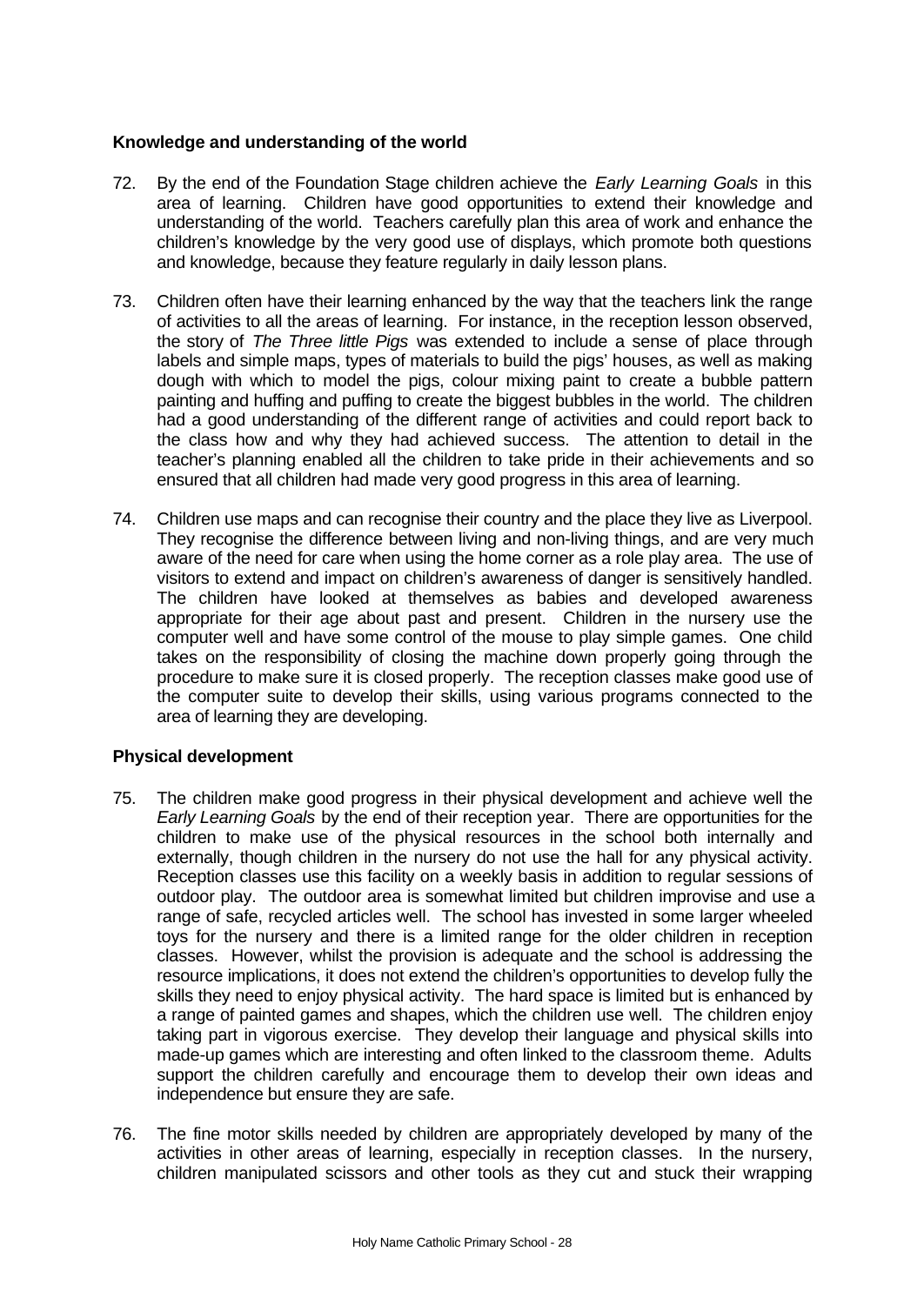**Knowledge and understanding of the world**

72. By the end of the Foundation Stage children achieve the *Early Learning Goals* in this area of learning. Children have good opportunities to extend their knowledge and understanding of the world. Teachers carefully plan this area of work and enhance the children's knowledge by the very good use of displays, which promote both questions and knowledge, because they feature regularly in daily lesson plans.

73. Children often have their learning enhanced by the way that the teachers link the range of activities to all the areas of learning. For instance, in the reception lesson observed, the story of *The Three little Pigs* was extended to include a sense of place through labels and simple maps, types of materials to build the pigs' houses, as well as making dough with which to model the pigs, colour mixing paint to create a bubble pattern painting and huffing and puffing to create the biggest bubbles in the world. The children had a good understanding of the different range of activities and could report back to the class how and why they had achieved success. The attention to detail in the teacher's planning enabled all the children to take pride in their achievements and so ensured that all children had made very good progress in this area of learning.

74. Children use maps and can recognise their country and the place they live as Liverpool. They recognise the difference between living and non-living things, and are very much aware of the need for care when using the home corner as a role play area. The use of visitors to extend and impact on children's awareness of danger is sensitively handled. The children have looked at themselves as babies and developed awareness appropriate for their age about past and present. Children in the nursery use the computer well and have some control of the mouse to play simple games. One child takes on the responsibility of closing the machine down properly going through the procedure to make sure it is closed properly. The reception classes make good use of the computer suite to develop their skills, using various programs connected to the area of learning they are developing.

**Physical development**

75. The children make good progress in their physical development and achieve well the *Early Learning Goals* by the end of their reception year. There are opportunities for the children to make use of the physical resources in the school both internally and externally, though children in the nursery do not use the hall for any physical activity. Reception classes use this facility on a weekly basis in addition to regular sessions of outdoor play. The outdoor area is somewhat limited but children improvise and use a range of safe, recycled articles well. The school has invested in some larger wheeled toys for the nursery and there is a limited range for the older children in reception classes. However, whilst the provision is adequate and the school is addressing the resource implications, it does not extend the children's opportunities to develop fully the skills they need to enjoy physical activity. The hard space is limited but is enhanced by a range of painted games and shapes, which the children use well. The children enjoy taking part in vigorous exercise. They develop their language and physical skills into made-up games which are interesting and often linked to the classroom theme. Adults support the children carefully and encourage them to develop their own ideas and independence but ensure they are safe.

76. The fine motor skills needed by children are appropriately developed by many of the activities in other areas of learning, especially in reception classes. In the nursery, children manipulated scissors and other tools as they cut and stuck their wrapping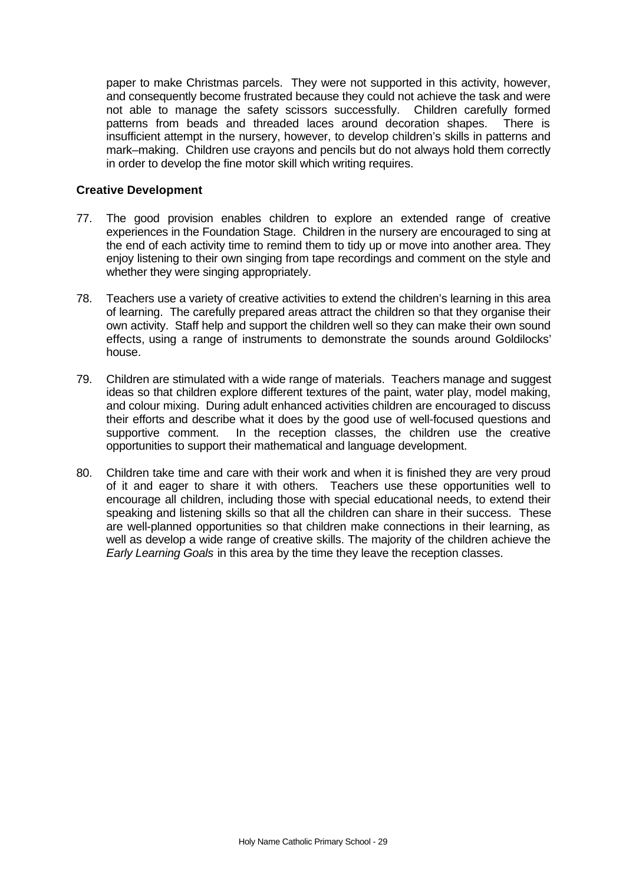paper to make Christmas parcels. They were not supported in this activity, however, and consequently become frustrated because they could not achieve the task and were not able to manage the safety scissors successfully. Children carefully formed patterns from beads and threaded laces around decoration shapes. There is insufficient attempt in the nursery, however, to develop children's skills in patterns and mark–making. Children use crayons and pencils but do not always hold them correctly in order to develop the fine motor skill which writing requires.

### Creative Development

77. The good provision enables children to explore an extended range of creative experiences in the Foundation Stage. Children in the nursery are encouraged to sing at the end of each activity time to remind them to tidy up or move into another area. They enjoy listening to their own singing from tape recordings and comment on the style and whether they were singing appropriately.

78. Teachers use a variety of creative activities to extend the children's learning in this area of learning. The carefully prepared areas attract the children so that they organise their own activity. Staff help and support the children well so they can make their own sound effects, using a range of instruments to demonstrate the sounds around Goldilocks' house.

79. Children are stimulated with a wide range of materials. Teachers manage and suggest ideas so that children explore different textures of the paint, water play, model making, and colour mixing. During adult enhanced activities children are encouraged to discuss their efforts and describe what it does by the good use of well-focused questions and supportive comment. In the reception classes, the children use the creative opportunities to support their mathematical and language development.

80. Children take time and care with their work and when it is finished they are very proud of it and eager to share it with others. Teachers use these opportunities well to encourage all children, including those with special educational needs, to extend their speaking and listening skills so that all the children can share in their success. These are well-planned opportunities so that children make connections in their learning, as well as develop a wide range of creative skills. The majority of the children achieve the *Early Learning Goals* in this area by the time they leave the reception classes.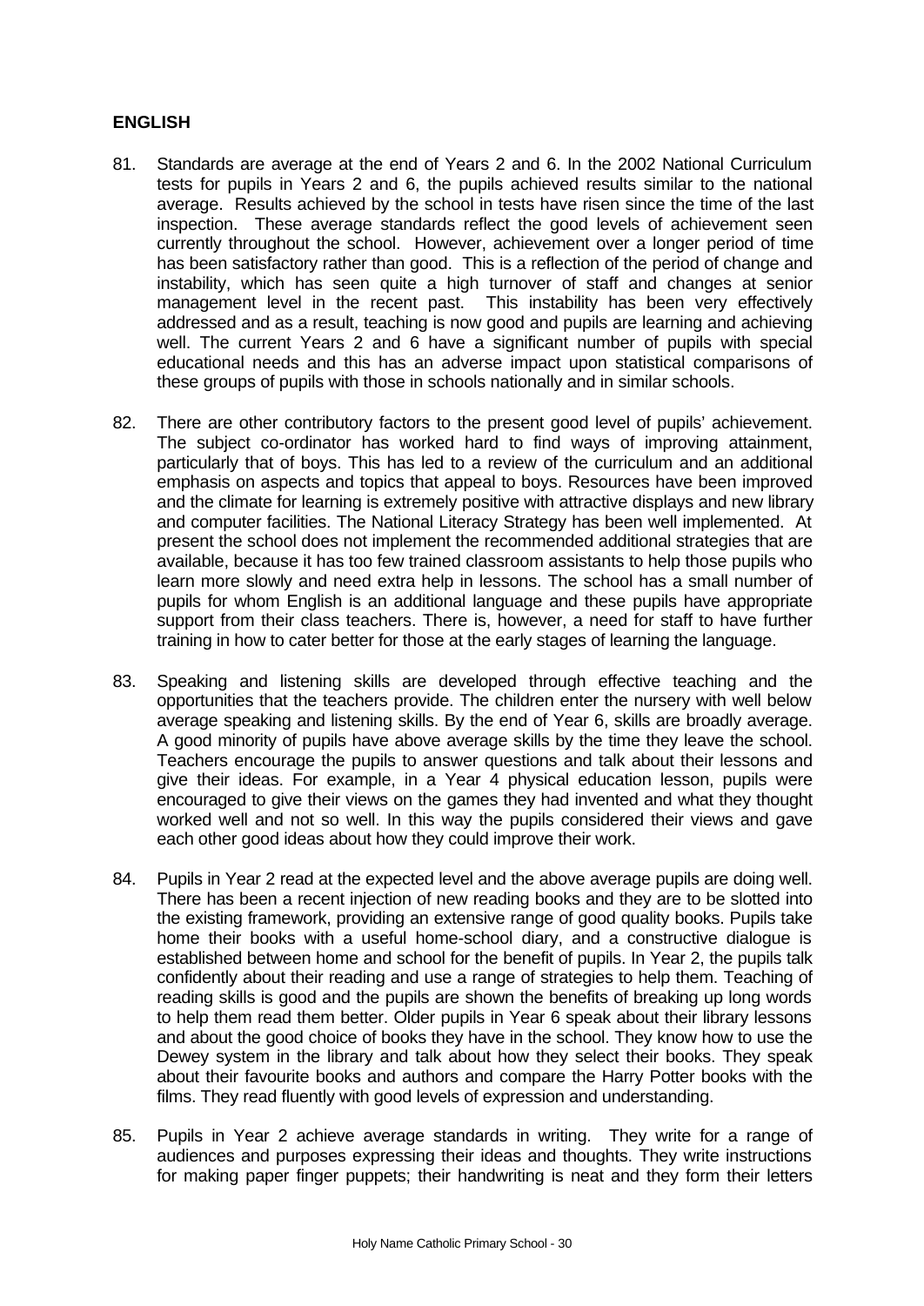## ENGLISH

81. Standards are average at the end of Years 2 and 6. In the 2002 National Curriculum tests for pupils in Years 2 and 6, the pupils achieved results similar to the national average. Results achieved by the school in tests have risen since the time of the last inspection. These average standards reflect the good levels of achievement seen currently throughout the school. However, achievement over a longer period of time has been satisfactory rather than good. This is a reflection of the period of change and instability, which has seen quite a high turnover of staff and changes at senior management level in the recent past. This instability has been very effectively addressed and as a result, teaching is now good and pupils are learning and achieving well. The current Years 2 and 6 have a significant number of pupils with special educational needs and this has an adverse impact upon statistical comparisons of these groups of pupils with those in schools nationally and in similar schools.

82. There are other contributory factors to the present good level of pupils' achievement. The subject co-ordinator has worked hard to find ways of improving attainment, particularly that of boys. This has led to a review of the curriculum and an additional emphasis on aspects and topics that appeal to boys. Resources have been improved and the climate for learning is extremely positive with attractive displays and new library and computer facilities. The National Literacy Strategy has been well implemented. At present the school does not implement the recommended additional strategies that are available, because it has too few trained classroom assistants to help those pupils who learn more slowly and need extra help in lessons. The school has a small number of pupils for whom English is an additional language and these pupils have appropriate support from their class teachers. There is, however, a need for staff to have further training in how to cater better for those at the early stages of learning the language.

83. Speaking and listening skills are developed through effective teaching and the opportunities that the teachers provide. The children enter the nursery with well below average speaking and listening skills. By the end of Year 6, skills are broadly average. A good minority of pupils have above average skills by the time they leave the school. Teachers encourage the pupils to answer questions and talk about their lessons and give their ideas. For example, in a Year 4 physical education lesson, pupils were encouraged to give their views on the games they had invented and what they thought worked well and not so well. In this way the pupils considered their views and gave each other good ideas about how they could improve their work.

84. Pupils in Year 2 read at the expected level and the above average pupils are doing well. There has been a recent injection of new reading books and they are to be slotted into the existing framework, providing an extensive range of good quality books. Pupils take home their books with a useful home-school diary, and a constructive dialogue is established between home and school for the benefit of pupils. In Year 2, the pupils talk confidently about their reading and use a range of strategies to help them. Teaching of reading skills is good and the pupils are shown the benefits of breaking up long words to help them read them better. Older pupils in Year 6 speak about their library lessons and about the good choice of books they have in the school. They know how to use the Dewey system in the library and talk about how they select their books. They speak about their favourite books and authors and compare the Harry Potter books with the films. They read fluently with good levels of expression and understanding.

85. Pupils in Year 2 achieve average standards in writing. They write for a range of audiences and purposes expressing their ideas and thoughts. They write instructions for making paper finger puppets; their handwriting is neat and they form their letters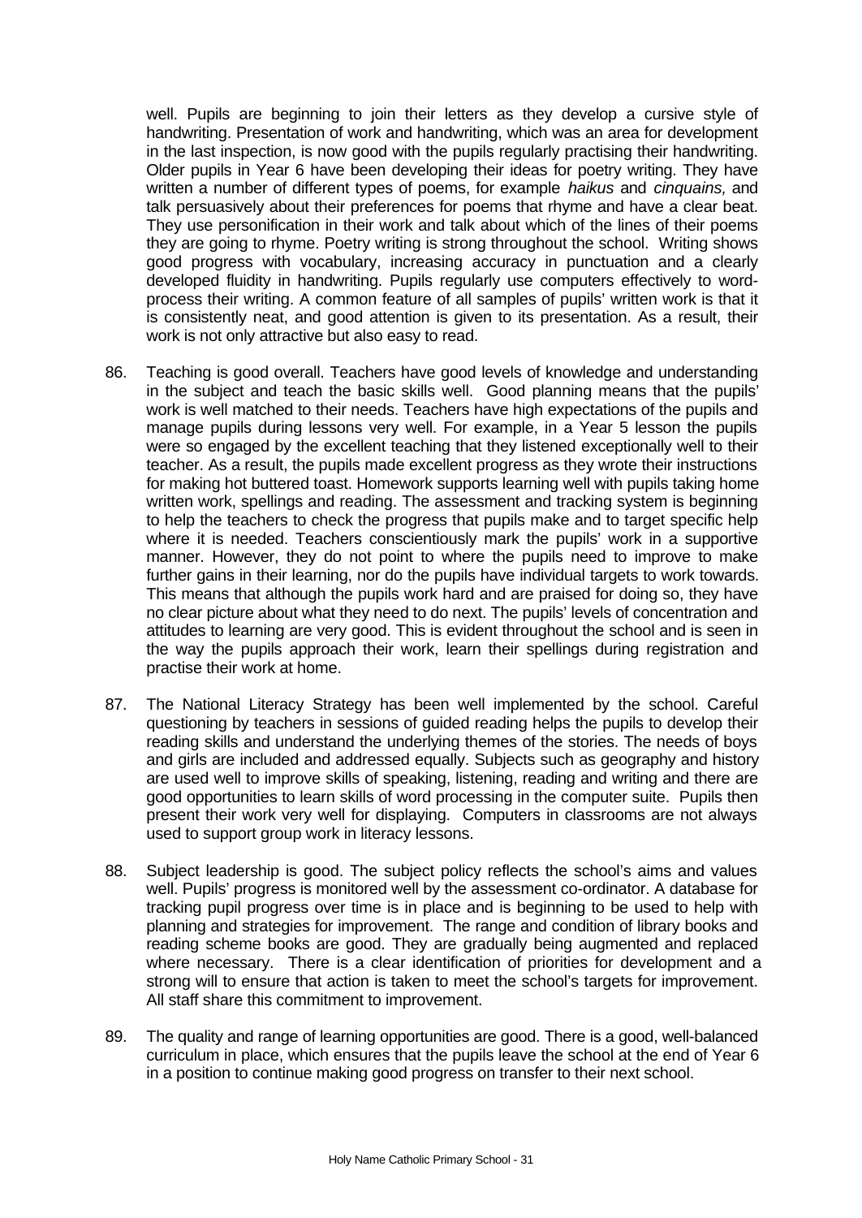well. Pupils are beginning to join their letters as they develop a cursive style of handwriting. Presentation of work and handwriting, which was an area for development in the last inspection, is now good with the pupils regularly practising their handwriting. Older pupils in Year 6 have been developing their ideas for poetry writing. They have written a number of different types of poems, for example *haikus* and *cinquains,* and talk persuasively about their preferences for poems that rhyme and have a clear beat. They use personification in their work and talk about which of the lines of their poems they are going to rhyme. Poetry writing is strong throughout the school. Writing shows good progress with vocabulary, increasing accuracy in punctuation and a clearly developed fluidity in handwriting. Pupils regularly use computers effectively to word-process their writing. A common feature of all samples of pupils' written work is that it is consistently neat, and good attention is given to its presentation. As a result, their work is not only attractive but also easy to read.

86. Teaching is good overall. Teachers have good levels of knowledge and understanding in the subject and teach the basic skills well. Good planning means that the pupils' work is well matched to their needs. Teachers have high expectations of the pupils and manage pupils during lessons very well. For example, in a Year 5 lesson the pupils were so engaged by the excellent teaching that they listened exceptionally well to their teacher. As a result, the pupils made excellent progress as they wrote their instructions for making hot buttered toast. Homework supports learning well with pupils taking home written work, spellings and reading. The assessment and tracking system is beginning to help the teachers to check the progress that pupils make and to target specific help where it is needed. Teachers conscientiously mark the pupils' work in a supportive manner. However, they do not point to where the pupils need to improve to make further gains in their learning, nor do the pupils have individual targets to work towards. This means that although the pupils work hard and are praised for doing so, they have no clear picture about what they need to do next. The pupils' levels of concentration and attitudes to learning are very good. This is evident throughout the school and is seen in the way the pupils approach their work, learn their spellings during registration and practise their work at home.

87. The National Literacy Strategy has been well implemented by the school. Careful questioning by teachers in sessions of guided reading helps the pupils to develop their reading skills and understand the underlying themes of the stories. The needs of boys and girls are included and addressed equally. Subjects such as geography and history are used well to improve skills of speaking, listening, reading and writing and there are good opportunities to learn skills of word processing in the computer suite. Pupils then present their work very well for displaying. Computers in classrooms are not always used to support group work in literacy lessons.

88. Subject leadership is good. The subject policy reflects the school's aims and values well. Pupils' progress is monitored well by the assessment co-ordinator. A database for tracking pupil progress over time is in place and is beginning to be used to help with planning and strategies for improvement. The range and condition of library books and reading scheme books are good. They are gradually being augmented and replaced where necessary. There is a clear identification of priorities for development and a strong will to ensure that action is taken to meet the school's targets for improvement. All staff share this commitment to improvement.

89. The quality and range of learning opportunities are good. There is a good, well-balanced curriculum in place, which ensures that the pupils leave the school at the end of Year 6 in a position to continue making good progress on transfer to their next school.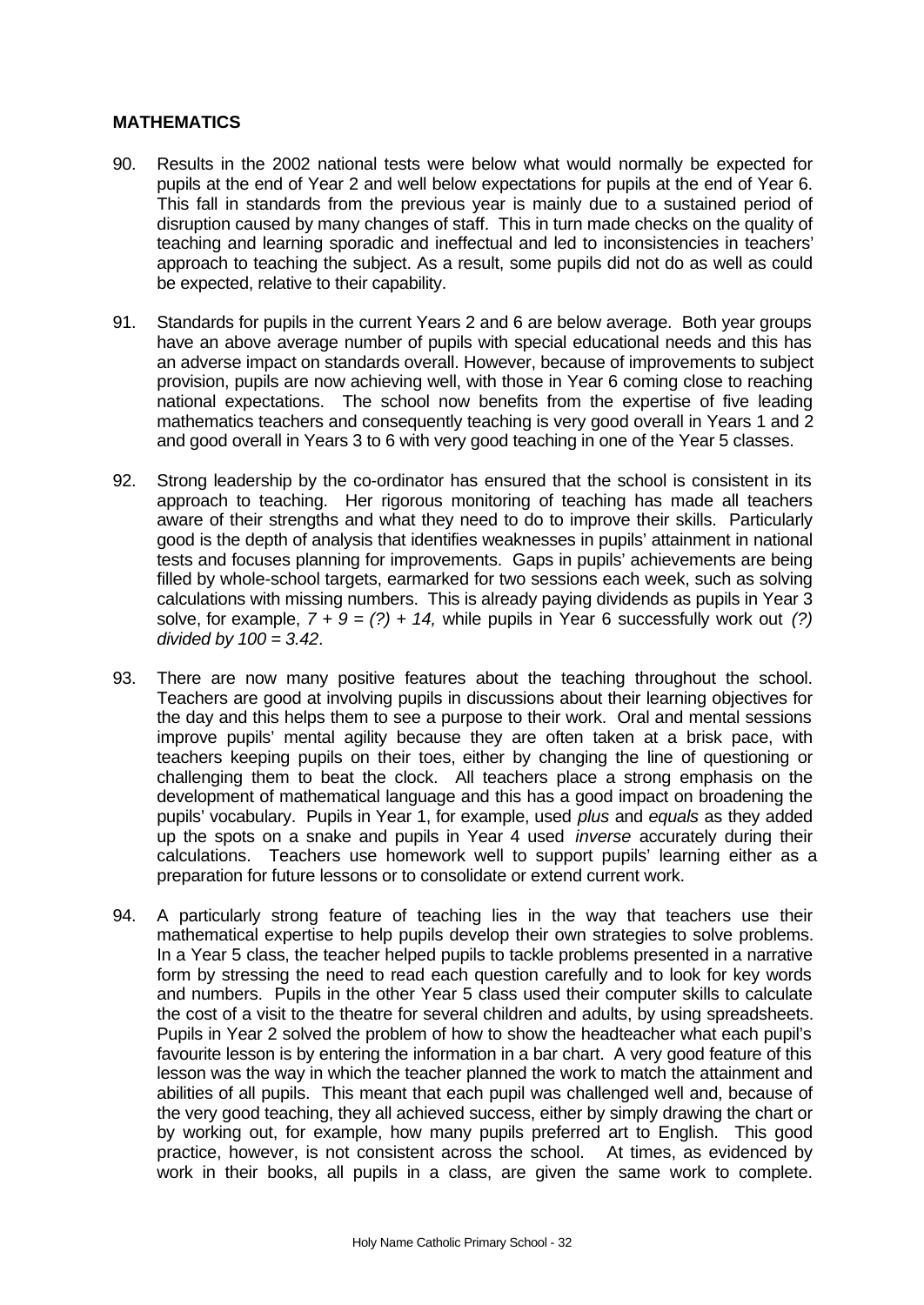**MATHEMATICS**

90. Results in the 2002 national tests were below what would normally be expected for pupils at the end of Year 2 and well below expectations for pupils at the end of Year 6. This fall in standards from the previous year is mainly due to a sustained period of disruption caused by many changes of staff. This in turn made checks on the quality of teaching and learning sporadic and ineffectual and led to inconsistencies in teachers' approach to teaching the subject. As a result, some pupils did not do as well as could be expected, relative to their capability.

91. Standards for pupils in the current Years 2 and 6 are below average. Both year groups have an above average number of pupils with special educational needs and this has an adverse impact on standards overall. However, because of improvements to subject provision, pupils are now achieving well, with those in Year 6 coming close to reaching national expectations. The school now benefits from the expertise of five leading mathematics teachers and consequently teaching is very good overall in Years 1 and 2 and good overall in Years 3 to 6 with very good teaching in one of the Year 5 classes.

92. Strong leadership by the co-ordinator has ensured that the school is consistent in its approach to teaching. Her rigorous monitoring of teaching has made all teachers aware of their strengths and what they need to do to improve their skills. Particularly good is the depth of analysis that identifies weaknesses in pupils' attainment in national tests and focuses planning for improvements. Gaps in pupils' achievements are being filled by whole-school targets, earmarked for two sessions each week, such as solving calculations with missing numbers. This is already paying dividends as pupils in Year 3 solve, for example, *7 + 9 = (?) + 14,* while pupils in Year 6 successfully work out *(?) divided by 100 = 3.42*.

93. There are now many positive features about the teaching throughout the school. Teachers are good at involving pupils in discussions about their learning objectives for the day and this helps them to see a purpose to their work. Oral and mental sessions improve pupils' mental agility because they are often taken at a brisk pace, with teachers keeping pupils on their toes, either by changing the line of questioning or challenging them to beat the clock. All teachers place a strong emphasis on the development of mathematical language and this has a good impact on broadening the pupils' vocabulary. Pupils in Year 1, for example, used *plus* and *equals* as they added up the spots on a snake and pupils in Year 4 used *inverse* accurately during their calculations. Teachers use homework well to support pupils' learning either as a preparation for future lessons or to consolidate or extend current work.

94. A particularly strong feature of teaching lies in the way that teachers use their mathematical expertise to help pupils develop their own strategies to solve problems. In a Year 5 class, the teacher helped pupils to tackle problems presented in a narrative form by stressing the need to read each question carefully and to look for key words and numbers. Pupils in the other Year 5 class used their computer skills to calculate the cost of a visit to the theatre for several children and adults, by using spreadsheets. Pupils in Year 2 solved the problem of how to show the headteacher what each pupil's favourite lesson is by entering the information in a bar chart. A very good feature of this lesson was the way in which the teacher planned the work to match the attainment and abilities of all pupils. This meant that each pupil was challenged well and, because of the very good teaching, they all achieved success, either by simply drawing the chart or by working out, for example, how many pupils preferred art to English. This good practice, however, is not consistent across the school. At times, as evidenced by work in their books, all pupils in a class, are given the same work to complete.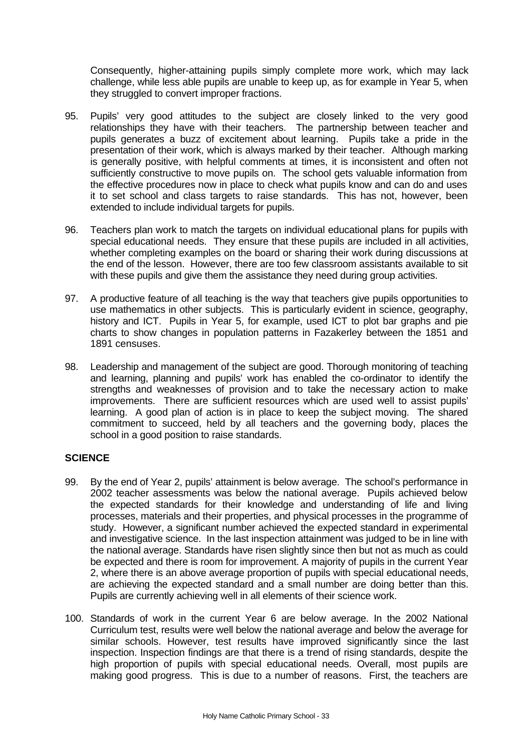Consequently, higher-attaining pupils simply complete more work, which may lack challenge, while less able pupils are unable to keep up, as for example in Year 5, when they struggled to convert improper fractions.

95. Pupils' very good attitudes to the subject are closely linked to the very good relationships they have with their teachers. The partnership between teacher and pupils generates a buzz of excitement about learning. Pupils take a pride in the presentation of their work, which is always marked by their teacher. Although marking is generally positive, with helpful comments at times, it is inconsistent and often not sufficiently constructive to move pupils on. The school gets valuable information from the effective procedures now in place to check what pupils know and can do and uses it to set school and class targets to raise standards. This has not, however, been extended to include individual targets for pupils.

96. Teachers plan work to match the targets on individual educational plans for pupils with special educational needs. They ensure that these pupils are included in all activities, whether completing examples on the board or sharing their work during discussions at the end of the lesson. However, there are too few classroom assistants available to sit with these pupils and give them the assistance they need during group activities.

97. A productive feature of all teaching is the way that teachers give pupils opportunities to use mathematics in other subjects. This is particularly evident in science, geography, history and ICT. Pupils in Year 5, for example, used ICT to plot bar graphs and pie charts to show changes in population patterns in Fazakerley between the 1851 and 1891 censuses.

98. Leadership and management of the subject are good. Thorough monitoring of teaching and learning, planning and pupils' work has enabled the co-ordinator to identify the strengths and weaknesses of provision and to take the necessary action to make improvements. There are sufficient resources which are used well to assist pupils' learning. A good plan of action is in place to keep the subject moving. The shared commitment to succeed, held by all teachers and the governing body, places the school in a good position to raise standards.

## SCIENCE

99. By the end of Year 2, pupils' attainment is below average. The school's performance in 2002 teacher assessments was below the national average. Pupils achieved below the expected standards for their knowledge and understanding of life and living processes, materials and their properties, and physical processes in the programme of study. However, a significant number achieved the expected standard in experimental and investigative science. In the last inspection attainment was judged to be in line with the national average. Standards have risen slightly since then but not as much as could be expected and there is room for improvement. A majority of pupils in the current Year 2, where there is an above average proportion of pupils with special educational needs, are achieving the expected standard and a small number are doing better than this. Pupils are currently achieving well in all elements of their science work.

100. Standards of work in the current Year 6 are below average. In the 2002 National Curriculum test, results were well below the national average and below the average for similar schools. However, test results have improved significantly since the last inspection. Inspection findings are that there is a trend of rising standards, despite the high proportion of pupils with special educational needs. Overall, most pupils are making good progress. This is due to a number of reasons. First, the teachers are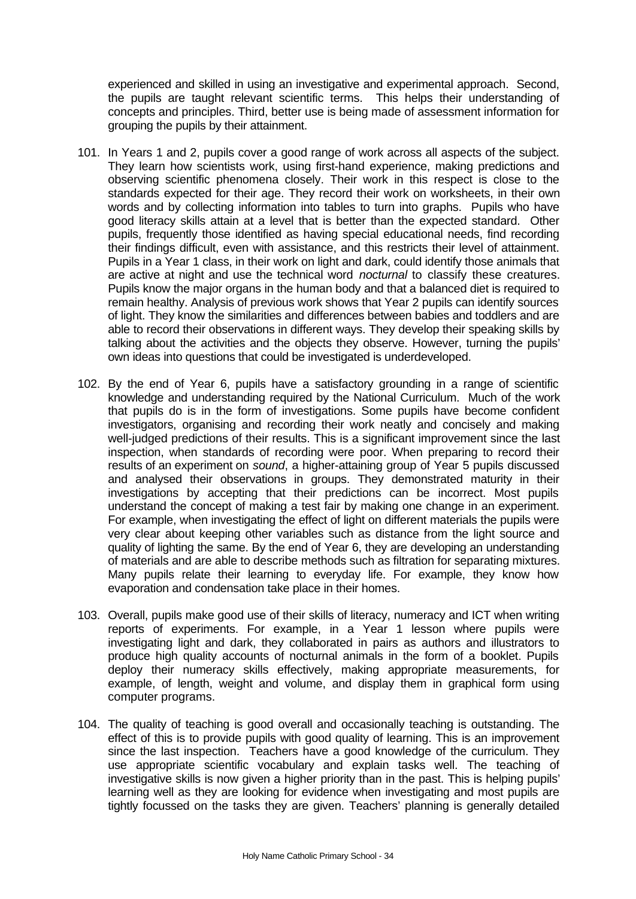experienced and skilled in using an investigative and experimental approach. Second, the pupils are taught relevant scientific terms. This helps their understanding of concepts and principles. Third, better use is being made of assessment information for grouping the pupils by their attainment.

101. In Years 1 and 2, pupils cover a good range of work across all aspects of the subject. They learn how scientists work, using first-hand experience, making predictions and observing scientific phenomena closely. Their work in this respect is close to the standards expected for their age. They record their work on worksheets, in their own words and by collecting information into tables to turn into graphs. Pupils who have good literacy skills attain at a level that is better than the expected standard. Other pupils, frequently those identified as having special educational needs, find recording their findings difficult, even with assistance, and this restricts their level of attainment. Pupils in a Year 1 class, in their work on light and dark, could identify those animals that are active at night and use the technical word *nocturnal* to classify these creatures. Pupils know the major organs in the human body and that a balanced diet is required to remain healthy. Analysis of previous work shows that Year 2 pupils can identify sources of light. They know the similarities and differences between babies and toddlers and are able to record their observations in different ways. They develop their speaking skills by talking about the activities and the objects they observe. However, turning the pupils' own ideas into questions that could be investigated is underdeveloped.

102. By the end of Year 6, pupils have a satisfactory grounding in a range of scientific knowledge and understanding required by the National Curriculum. Much of the work that pupils do is in the form of investigations. Some pupils have become confident investigators, organising and recording their work neatly and concisely and making well-judged predictions of their results. This is a significant improvement since the last inspection, when standards of recording were poor. When preparing to record their results of an experiment on *sound*, a higher-attaining group of Year 5 pupils discussed and analysed their observations in groups. They demonstrated maturity in their investigations by accepting that their predictions can be incorrect. Most pupils understand the concept of making a test fair by making one change in an experiment. For example, when investigating the effect of light on different materials the pupils were very clear about keeping other variables such as distance from the light source and quality of lighting the same. By the end of Year 6, they are developing an understanding of materials and are able to describe methods such as filtration for separating mixtures. Many pupils relate their learning to everyday life. For example, they know how evaporation and condensation take place in their homes.

103. Overall, pupils make good use of their skills of literacy, numeracy and ICT when writing reports of experiments. For example, in a Year 1 lesson where pupils were investigating light and dark, they collaborated in pairs as authors and illustrators to produce high quality accounts of nocturnal animals in the form of a booklet. Pupils deploy their numeracy skills effectively, making appropriate measurements, for example, of length, weight and volume, and display them in graphical form using computer programs.

104. The quality of teaching is good overall and occasionally teaching is outstanding. The effect of this is to provide pupils with good quality of learning. This is an improvement since the last inspection. Teachers have a good knowledge of the curriculum. They use appropriate scientific vocabulary and explain tasks well. The teaching of investigative skills is now given a higher priority than in the past. This is helping pupils' learning well as they are looking for evidence when investigating and most pupils are tightly focussed on the tasks they are given. Teachers' planning is generally detailed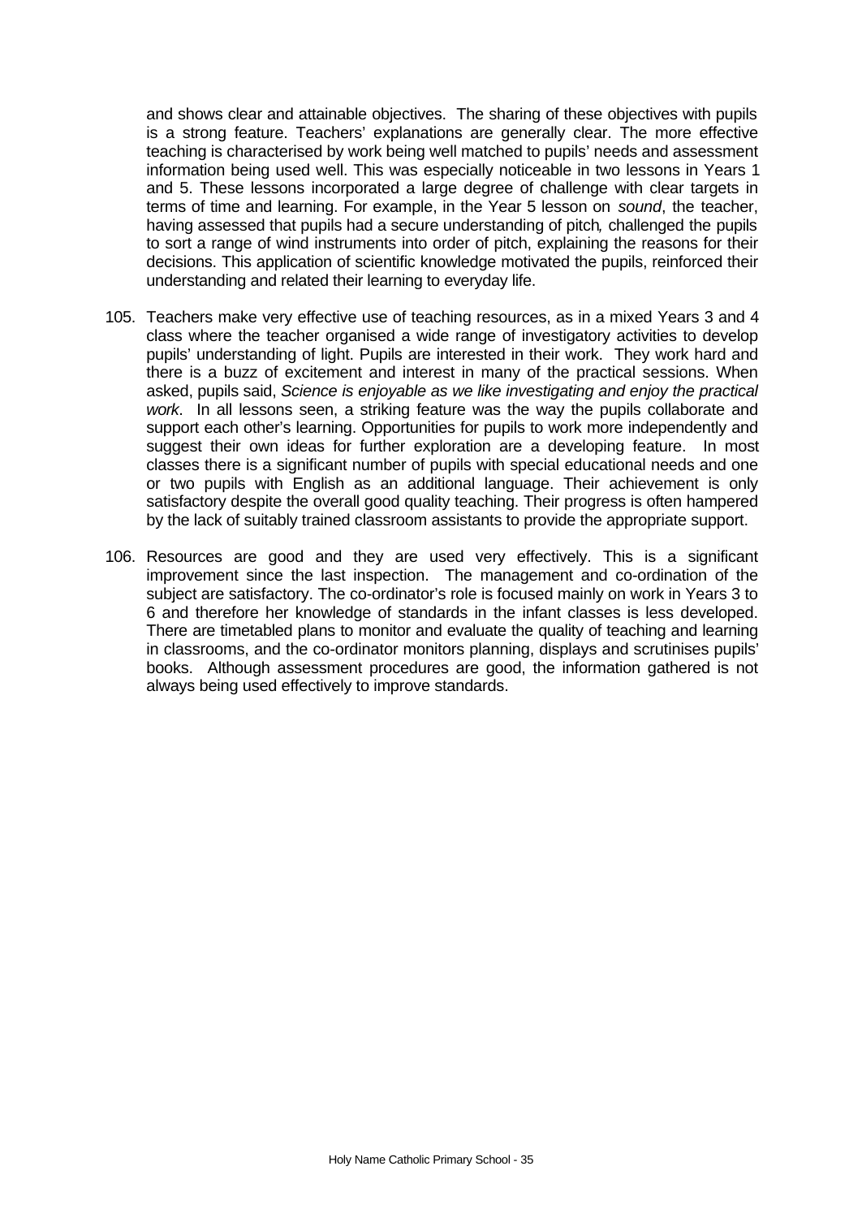and shows clear and attainable objectives. The sharing of these objectives with pupils is a strong feature. Teachers' explanations are generally clear. The more effective teaching is characterised by work being well matched to pupils' needs and assessment information being used well. This was especially noticeable in two lessons in Years 1 and 5. These lessons incorporated a large degree of challenge with clear targets in terms of time and learning. For example, in the Year 5 lesson on *sound*, the teacher, having assessed that pupils had a secure understanding of pitch*,* challenged the pupils to sort a range of wind instruments into order of pitch, explaining the reasons for their decisions. This application of scientific knowledge motivated the pupils, reinforced their understanding and related their learning to everyday life.

105. Teachers make very effective use of teaching resources, as in a mixed Years 3 and 4 class where the teacher organised a wide range of investigatory activities to develop pupils' understanding of light. Pupils are interested in their work. They work hard and there is a buzz of excitement and interest in many of the practical sessions. When asked, pupils said, *Science is enjoyable as we like investigating and enjoy the practical work*. In all lessons seen, a striking feature was the way the pupils collaborate and support each other's learning. Opportunities for pupils to work more independently and suggest their own ideas for further exploration are a developing feature. In most classes there is a significant number of pupils with special educational needs and one or two pupils with English as an additional language. Their achievement is only satisfactory despite the overall good quality teaching. Their progress is often hampered by the lack of suitably trained classroom assistants to provide the appropriate support.

106. Resources are good and they are used very effectively. This is a significant improvement since the last inspection. The management and co-ordination of the subject are satisfactory. The co-ordinator's role is focused mainly on work in Years 3 to 6 and therefore her knowledge of standards in the infant classes is less developed. There are timetabled plans to monitor and evaluate the quality of teaching and learning in classrooms, and the co-ordinator monitors planning, displays and scrutinises pupils' books. Although assessment procedures are good, the information gathered is not always being used effectively to improve standards.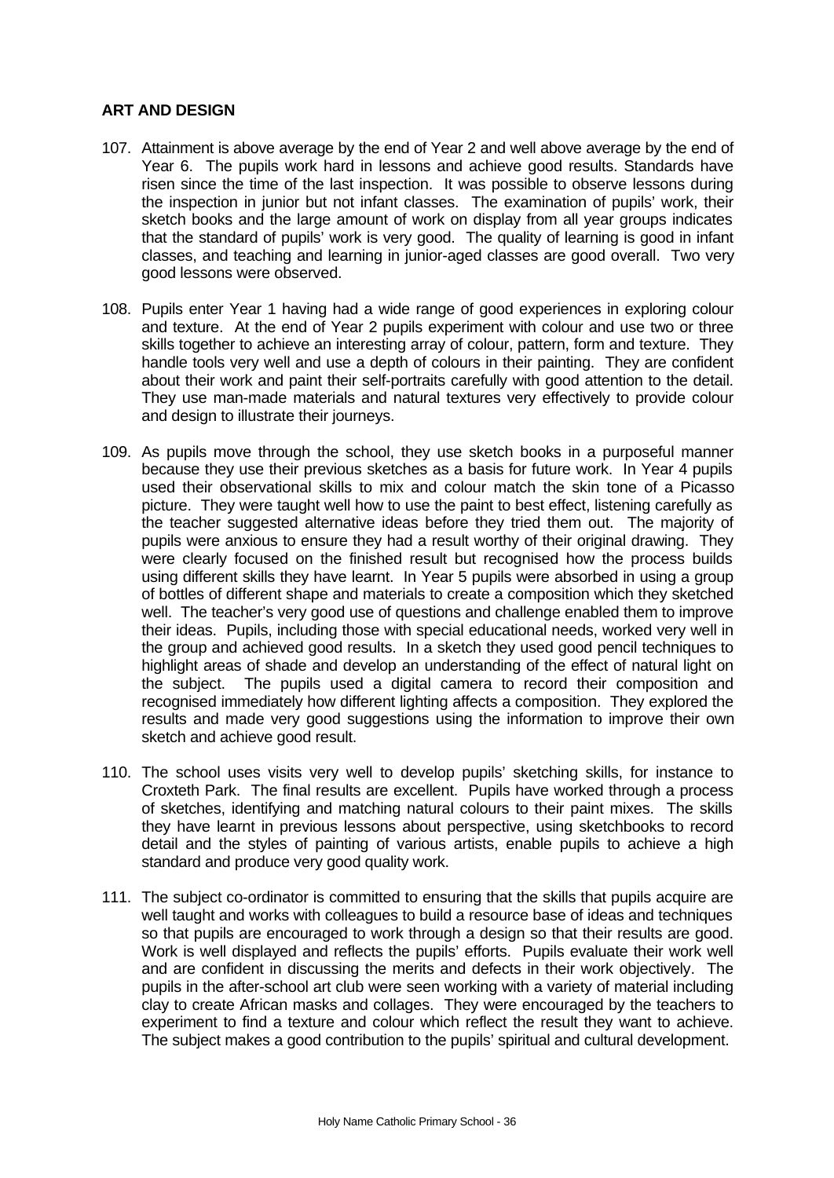**ART AND DESIGN**

107. Attainment is above average by the end of Year 2 and well above average by the end of Year 6. The pupils work hard in lessons and achieve good results. Standards have risen since the time of the last inspection. It was possible to observe lessons during the inspection in junior but not infant classes. The examination of pupils' work, their sketch books and the large amount of work on display from all year groups indicates that the standard of pupils' work is very good. The quality of learning is good in infant classes, and teaching and learning in junior-aged classes are good overall. Two very good lessons were observed.

108. Pupils enter Year 1 having had a wide range of good experiences in exploring colour and texture. At the end of Year 2 pupils experiment with colour and use two or three skills together to achieve an interesting array of colour, pattern, form and texture. They handle tools very well and use a depth of colours in their painting. They are confident about their work and paint their self-portraits carefully with good attention to the detail. They use man-made materials and natural textures very effectively to provide colour and design to illustrate their journeys.

109. As pupils move through the school, they use sketch books in a purposeful manner because they use their previous sketches as a basis for future work. In Year 4 pupils used their observational skills to mix and colour match the skin tone of a Picasso picture. They were taught well how to use the paint to best effect, listening carefully as the teacher suggested alternative ideas before they tried them out. The majority of pupils were anxious to ensure they had a result worthy of their original drawing. They were clearly focused on the finished result but recognised how the process builds using different skills they have learnt. In Year 5 pupils were absorbed in using a group of bottles of different shape and materials to create a composition which they sketched well. The teacher's very good use of questions and challenge enabled them to improve their ideas. Pupils, including those with special educational needs, worked very well in the group and achieved good results. In a sketch they used good pencil techniques to highlight areas of shade and develop an understanding of the effect of natural light on the subject. The pupils used a digital camera to record their composition and recognised immediately how different lighting affects a composition. They explored the results and made very good suggestions using the information to improve their own sketch and achieve good result.

110. The school uses visits very well to develop pupils' sketching skills, for instance to Croxteth Park. The final results are excellent. Pupils have worked through a process of sketches, identifying and matching natural colours to their paint mixes. The skills they have learnt in previous lessons about perspective, using sketchbooks to record detail and the styles of painting of various artists, enable pupils to achieve a high standard and produce very good quality work.

111. The subject co-ordinator is committed to ensuring that the skills that pupils acquire are well taught and works with colleagues to build a resource base of ideas and techniques so that pupils are encouraged to work through a design so that their results are good. Work is well displayed and reflects the pupils' efforts. Pupils evaluate their work well and are confident in discussing the merits and defects in their work objectively. The pupils in the after-school art club were seen working with a variety of material including clay to create African masks and collages. They were encouraged by the teachers to experiment to find a texture and colour which reflect the result they want to achieve. The subject makes a good contribution to the pupils' spiritual and cultural development.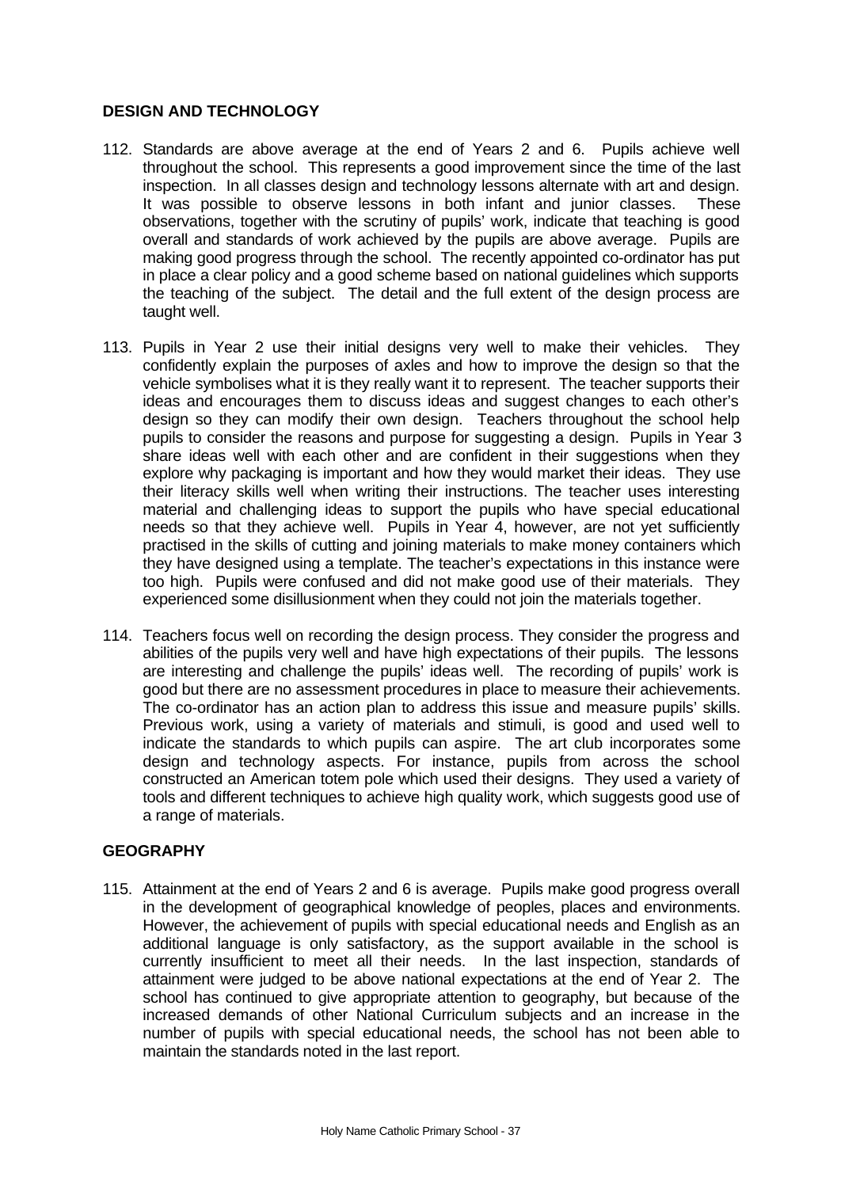## DESIGN AND TECHNOLOGY

112. Standards are above average at the end of Years 2 and 6. Pupils achieve well throughout the school. This represents a good improvement since the time of the last inspection. In all classes design and technology lessons alternate with art and design. It was possible to observe lessons in both infant and junior classes. These observations, together with the scrutiny of pupils' work, indicate that teaching is good overall and standards of work achieved by the pupils are above average. Pupils are making good progress through the school. The recently appointed co-ordinator has put in place a clear policy and a good scheme based on national guidelines which supports the teaching of the subject. The detail and the full extent of the design process are taught well.

113. Pupils in Year 2 use their initial designs very well to make their vehicles. They confidently explain the purposes of axles and how to improve the design so that the vehicle symbolises what it is they really want it to represent. The teacher supports their ideas and encourages them to discuss ideas and suggest changes to each other's design so they can modify their own design. Teachers throughout the school help pupils to consider the reasons and purpose for suggesting a design. Pupils in Year 3 share ideas well with each other and are confident in their suggestions when they explore why packaging is important and how they would market their ideas. They use their literacy skills well when writing their instructions. The teacher uses interesting material and challenging ideas to support the pupils who have special educational needs so that they achieve well. Pupils in Year 4, however, are not yet sufficiently practised in the skills of cutting and joining materials to make money containers which they have designed using a template. The teacher's expectations in this instance were too high. Pupils were confused and did not make good use of their materials. They experienced some disillusionment when they could not join the materials together.

114. Teachers focus well on recording the design process. They consider the progress and abilities of the pupils very well and have high expectations of their pupils. The lessons are interesting and challenge the pupils' ideas well. The recording of pupils' work is good but there are no assessment procedures in place to measure their achievements. The co-ordinator has an action plan to address this issue and measure pupils' skills. Previous work, using a variety of materials and stimuli, is good and used well to indicate the standards to which pupils can aspire. The art club incorporates some design and technology aspects. For instance, pupils from across the school constructed an American totem pole which used their designs. They used a variety of tools and different techniques to achieve high quality work, which suggests good use of a range of materials.

## GEOGRAPHY

115. Attainment at the end of Years 2 and 6 is average. Pupils make good progress overall in the development of geographical knowledge of peoples, places and environments. However, the achievement of pupils with special educational needs and English as an additional language is only satisfactory, as the support available in the school is currently insufficient to meet all their needs. In the last inspection, standards of attainment were judged to be above national expectations at the end of Year 2. The school has continued to give appropriate attention to geography, but because of the increased demands of other National Curriculum subjects and an increase in the number of pupils with special educational needs, the school has not been able to maintain the standards noted in the last report.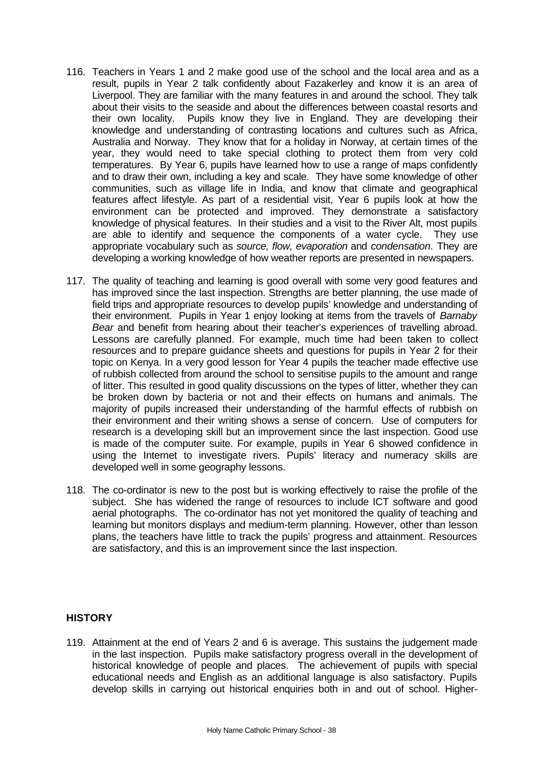116. Teachers in Years 1 and 2 make good use of the school and the local area and as a result, pupils in Year 2 talk confidently about Fazakerley and know it is an area of Liverpool. They are familiar with the many features in and around the school. They talk about their visits to the seaside and about the differences between coastal resorts and their own locality. Pupils know they live in England. They are developing their knowledge and understanding of contrasting locations and cultures such as Africa, Australia and Norway. They know that for a holiday in Norway, at certain times of the year, they would need to take special clothing to protect them from very cold temperatures. By Year 6, pupils have learned how to use a range of maps confidently and to draw their own, including a key and scale. They have some knowledge of other communities, such as village life in India, and know that climate and geographical features affect lifestyle. As part of a residential visit, Year 6 pupils look at how the environment can be protected and improved. They demonstrate a satisfactory knowledge of physical features. In their studies and a visit to the River Alt, most pupils are able to identify and sequence the components of a water cycle. They use appropriate vocabulary such as *source, flow, evaporation* and *condensation*. They are developing a working knowledge of how weather reports are presented in newspapers.

117. The quality of teaching and learning is good overall with some very good features and has improved since the last inspection. Strengths are better planning, the use made of field trips and appropriate resources to develop pupils' knowledge and understanding of their environment. Pupils in Year 1 enjoy looking at items from the travels of *Barnaby Bear* and benefit from hearing about their teacher's experiences of travelling abroad. Lessons are carefully planned. For example, much time had been taken to collect resources and to prepare guidance sheets and questions for pupils in Year 2 for their topic on Kenya. In a very good lesson for Year 4 pupils the teacher made effective use of rubbish collected from around the school to sensitise pupils to the amount and range of litter. This resulted in good quality discussions on the types of litter, whether they can be broken down by bacteria or not and their effects on humans and animals. The majority of pupils increased their understanding of the harmful effects of rubbish on their environment and their writing shows a sense of concern. Use of computers for research is a developing skill but an improvement since the last inspection. Good use is made of the computer suite. For example, pupils in Year 6 showed confidence in using the Internet to investigate rivers. Pupils' literacy and numeracy skills are developed well in some geography lessons.

118. The co-ordinator is new to the post but is working effectively to raise the profile of the subject. She has widened the range of resources to include ICT software and good aerial photographs. The co-ordinator has not yet monitored the quality of teaching and learning but monitors displays and medium-term planning. However, other than lesson plans, the teachers have little to track the pupils' progress and attainment. Resources are satisfactory, and this is an improvement since the last inspection.

## HISTORY

119. Attainment at the end of Years 2 and 6 is average. This sustains the judgement made in the last inspection. Pupils make satisfactory progress overall in the development of historical knowledge of people and places. The achievement of pupils with special educational needs and English as an additional language is also satisfactory. Pupils develop skills in carrying out historical enquiries both in and out of school. Higher-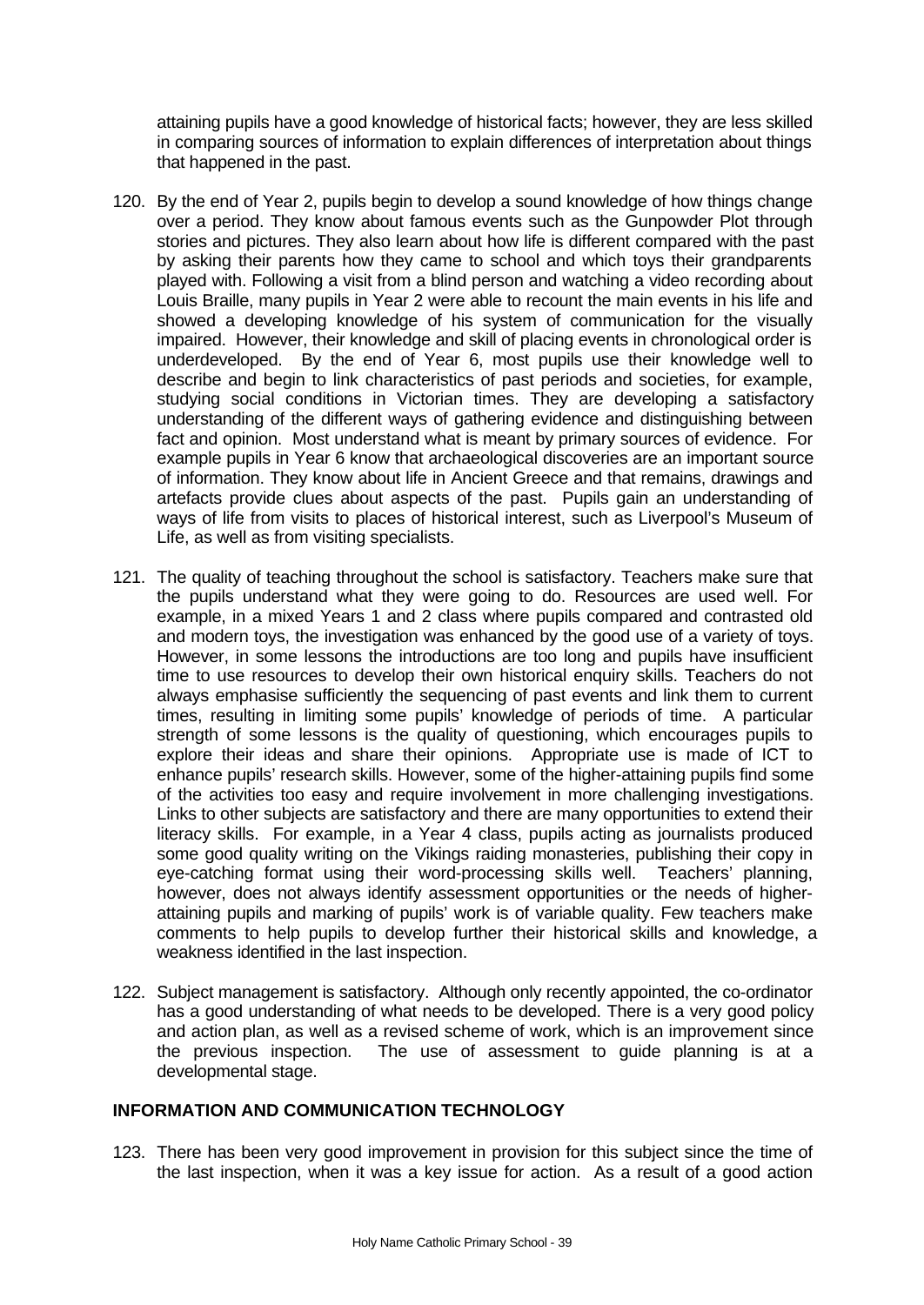attaining pupils have a good knowledge of historical facts; however, they are less skilled in comparing sources of information to explain differences of interpretation about things that happened in the past.

120. By the end of Year 2, pupils begin to develop a sound knowledge of how things change over a period. They know about famous events such as the Gunpowder Plot through stories and pictures. They also learn about how life is different compared with the past by asking their parents how they came to school and which toys their grandparents played with. Following a visit from a blind person and watching a video recording about Louis Braille, many pupils in Year 2 were able to recount the main events in his life and showed a developing knowledge of his system of communication for the visually impaired. However, their knowledge and skill of placing events in chronological order is underdeveloped. By the end of Year 6, most pupils use their knowledge well to describe and begin to link characteristics of past periods and societies, for example, studying social conditions in Victorian times. They are developing a satisfactory understanding of the different ways of gathering evidence and distinguishing between fact and opinion. Most understand what is meant by primary sources of evidence. For example pupils in Year 6 know that archaeological discoveries are an important source of information. They know about life in Ancient Greece and that remains, drawings and artefacts provide clues about aspects of the past. Pupils gain an understanding of ways of life from visits to places of historical interest, such as Liverpool's Museum of Life, as well as from visiting specialists.

121. The quality of teaching throughout the school is satisfactory. Teachers make sure that the pupils understand what they were going to do. Resources are used well. For example, in a mixed Years 1 and 2 class where pupils compared and contrasted old and modern toys, the investigation was enhanced by the good use of a variety of toys. However, in some lessons the introductions are too long and pupils have insufficient time to use resources to develop their own historical enquiry skills. Teachers do not always emphasise sufficiently the sequencing of past events and link them to current times, resulting in limiting some pupils' knowledge of periods of time. A particular strength of some lessons is the quality of questioning, which encourages pupils to explore their ideas and share their opinions. Appropriate use is made of ICT to enhance pupils' research skills. However, some of the higher-attaining pupils find some of the activities too easy and require involvement in more challenging investigations. Links to other subjects are satisfactory and there are many opportunities to extend their literacy skills. For example, in a Year 4 class, pupils acting as journalists produced some good quality writing on the Vikings raiding monasteries, publishing their copy in eye-catching format using their word-processing skills well. Teachers' planning, however, does not always identify assessment opportunities or the needs of higher-attaining pupils and marking of pupils' work is of variable quality. Few teachers make comments to help pupils to develop further their historical skills and knowledge, a weakness identified in the last inspection.

122. Subject management is satisfactory. Although only recently appointed, the co-ordinator has a good understanding of what needs to be developed. There is a very good policy and action plan, as well as a revised scheme of work, which is an improvement since the previous inspection. The use of assessment to guide planning is at a developmental stage.

## INFORMATION AND COMMUNICATION TECHNOLOGY

123. There has been very good improvement in provision for this subject since the time of the last inspection, when it was a key issue for action. As a result of a good action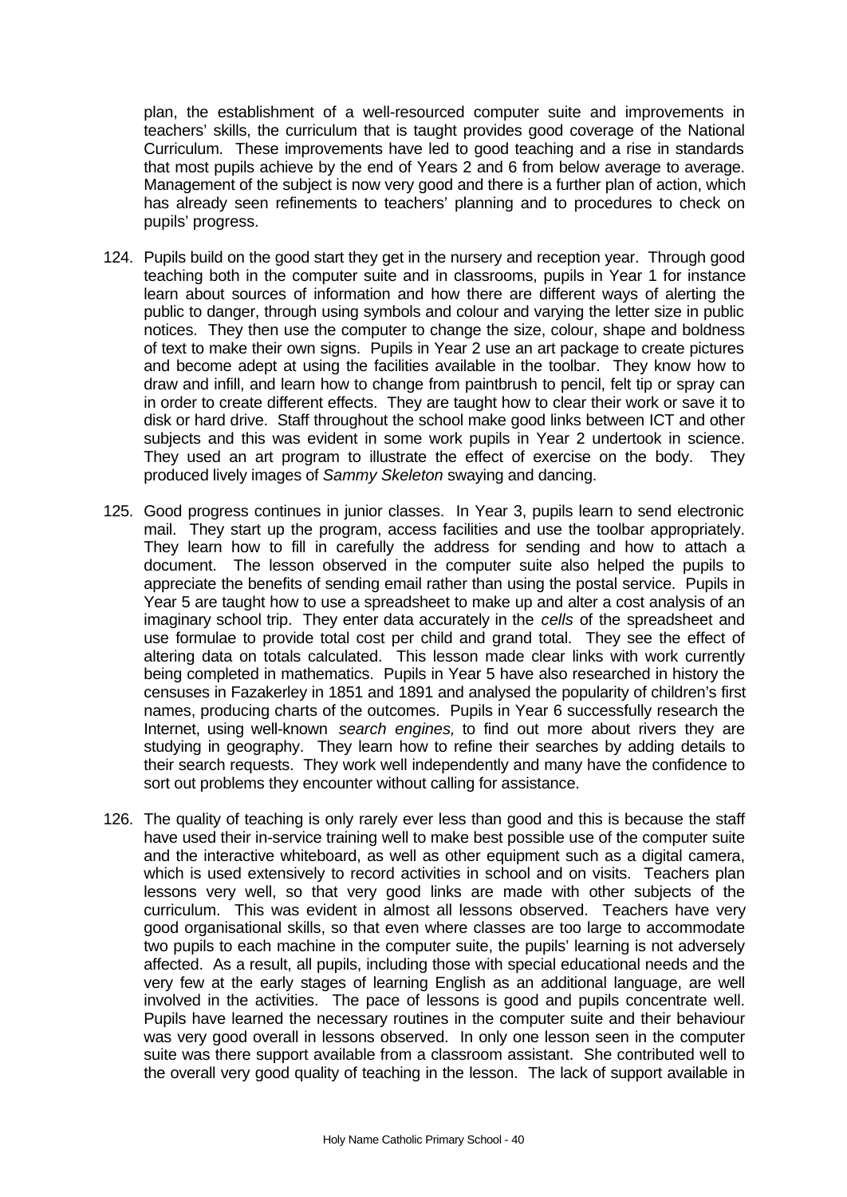plan, the establishment of a well-resourced computer suite and improvements in teachers' skills, the curriculum that is taught provides good coverage of the National Curriculum. These improvements have led to good teaching and a rise in standards that most pupils achieve by the end of Years 2 and 6 from below average to average. Management of the subject is now very good and there is a further plan of action, which has already seen refinements to teachers' planning and to procedures to check on pupils' progress.

124. Pupils build on the good start they get in the nursery and reception year. Through good teaching both in the computer suite and in classrooms, pupils in Year 1 for instance learn about sources of information and how there are different ways of alerting the public to danger, through using symbols and colour and varying the letter size in public notices. They then use the computer to change the size, colour, shape and boldness of text to make their own signs. Pupils in Year 2 use an art package to create pictures and become adept at using the facilities available in the toolbar. They know how to draw and infill, and learn how to change from paintbrush to pencil, felt tip or spray can in order to create different effects. They are taught how to clear their work or save it to disk or hard drive. Staff throughout the school make good links between ICT and other subjects and this was evident in some work pupils in Year 2 undertook in science. They used an art program to illustrate the effect of exercise on the body. They produced lively images of *Sammy Skeleton* swaying and dancing.

125. Good progress continues in junior classes. In Year 3, pupils learn to send electronic mail. They start up the program, access facilities and use the toolbar appropriately. They learn how to fill in carefully the address for sending and how to attach a document. The lesson observed in the computer suite also helped the pupils to appreciate the benefits of sending email rather than using the postal service. Pupils in Year 5 are taught how to use a spreadsheet to make up and alter a cost analysis of an imaginary school trip. They enter data accurately in the *cells* of the spreadsheet and use formulae to provide total cost per child and grand total. They see the effect of altering data on totals calculated. This lesson made clear links with work currently being completed in mathematics. Pupils in Year 5 have also researched in history the censuses in Fazakerley in 1851 and 1891 and analysed the popularity of children's first names, producing charts of the outcomes. Pupils in Year 6 successfully research the Internet, using well-known *search engines,* to find out more about rivers they are studying in geography. They learn how to refine their searches by adding details to their search requests. They work well independently and many have the confidence to sort out problems they encounter without calling for assistance.

126. The quality of teaching is only rarely ever less than good and this is because the staff have used their in-service training well to make best possible use of the computer suite and the interactive whiteboard, as well as other equipment such as a digital camera, which is used extensively to record activities in school and on visits. Teachers plan lessons very well, so that very good links are made with other subjects of the curriculum. This was evident in almost all lessons observed. Teachers have very good organisational skills, so that even where classes are too large to accommodate two pupils to each machine in the computer suite, the pupils' learning is not adversely affected. As a result, all pupils, including those with special educational needs and the very few at the early stages of learning English as an additional language, are well involved in the activities. The pace of lessons is good and pupils concentrate well. Pupils have learned the necessary routines in the computer suite and their behaviour was very good overall in lessons observed. In only one lesson seen in the computer suite was there support available from a classroom assistant. She contributed well to the overall very good quality of teaching in the lesson. The lack of support available in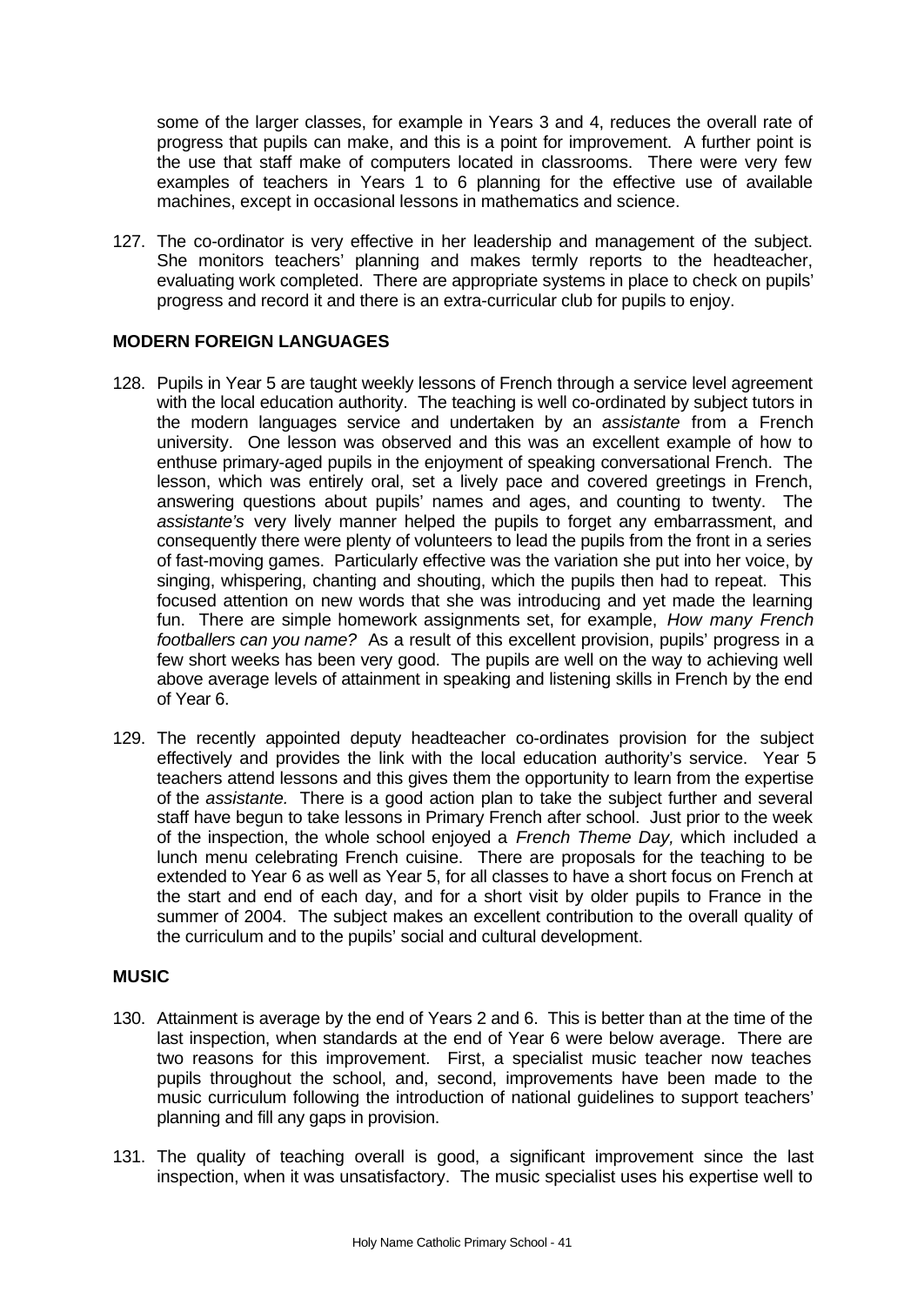some of the larger classes, for example in Years 3 and 4, reduces the overall rate of progress that pupils can make, and this is a point for improvement. A further point is the use that staff make of computers located in classrooms. There were very few examples of teachers in Years 1 to 6 planning for the effective use of available machines, except in occasional lessons in mathematics and science.

127. The co-ordinator is very effective in her leadership and management of the subject. She monitors teachers' planning and makes termly reports to the headteacher, evaluating work completed. There are appropriate systems in place to check on pupils' progress and record it and there is an extra-curricular club for pupils to enjoy.

## MODERN FOREIGN LANGUAGES

128. Pupils in Year 5 are taught weekly lessons of French through a service level agreement with the local education authority. The teaching is well co-ordinated by subject tutors in the modern languages service and undertaken by an *assistante* from a French university. One lesson was observed and this was an excellent example of how to enthuse primary-aged pupils in the enjoyment of speaking conversational French. The lesson, which was entirely oral, set a lively pace and covered greetings in French, answering questions about pupils' names and ages, and counting to twenty. The *assistante's* very lively manner helped the pupils to forget any embarrassment, and consequently there were plenty of volunteers to lead the pupils from the front in a series of fast-moving games. Particularly effective was the variation she put into her voice, by singing, whispering, chanting and shouting, which the pupils then had to repeat. This focused attention on new words that she was introducing and yet made the learning fun. There are simple homework assignments set, for example, *How many French footballers can you name?* As a result of this excellent provision, pupils' progress in a few short weeks has been very good. The pupils are well on the way to achieving well above average levels of attainment in speaking and listening skills in French by the end of Year 6.

129. The recently appointed deputy headteacher co-ordinates provision for the subject effectively and provides the link with the local education authority's service. Year 5 teachers attend lessons and this gives them the opportunity to learn from the expertise of the *assistante.* There is a good action plan to take the subject further and several staff have begun to take lessons in Primary French after school. Just prior to the week of the inspection, the whole school enjoyed a *French Theme Day,* which included a lunch menu celebrating French cuisine. There are proposals for the teaching to be extended to Year 6 as well as Year 5, for all classes to have a short focus on French at the start and end of each day, and for a short visit by older pupils to France in the summer of 2004. The subject makes an excellent contribution to the overall quality of the curriculum and to the pupils' social and cultural development.

## MUSIC

130. Attainment is average by the end of Years 2 and 6. This is better than at the time of the last inspection, when standards at the end of Year 6 were below average. There are two reasons for this improvement. First, a specialist music teacher now teaches pupils throughout the school, and, second, improvements have been made to the music curriculum following the introduction of national guidelines to support teachers' planning and fill any gaps in provision.

131. The quality of teaching overall is good, a significant improvement since the last inspection, when it was unsatisfactory. The music specialist uses his expertise well to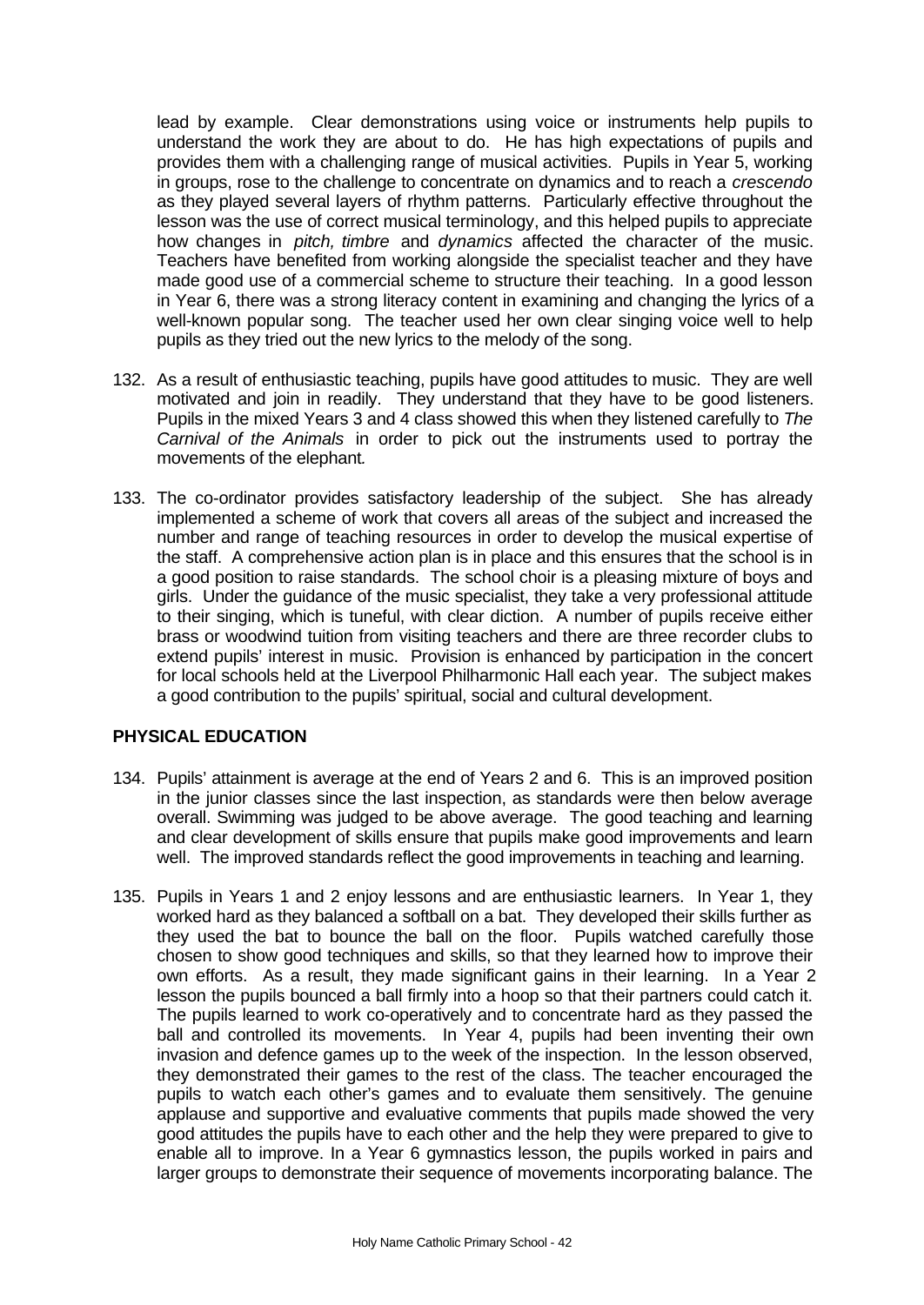lead by example. Clear demonstrations using voice or instruments help pupils to understand the work they are about to do. He has high expectations of pupils and provides them with a challenging range of musical activities. Pupils in Year 5, working in groups, rose to the challenge to concentrate on dynamics and to reach a *crescendo* as they played several layers of rhythm patterns. Particularly effective throughout the lesson was the use of correct musical terminology, and this helped pupils to appreciate how changes in *pitch, timbre* and *dynamics* affected the character of the music. Teachers have benefited from working alongside the specialist teacher and they have made good use of a commercial scheme to structure their teaching. In a good lesson in Year 6, there was a strong literacy content in examining and changing the lyrics of a well-known popular song. The teacher used her own clear singing voice well to help pupils as they tried out the new lyrics to the melody of the song.

132. As a result of enthusiastic teaching, pupils have good attitudes to music. They are well motivated and join in readily. They understand that they have to be good listeners. Pupils in the mixed Years 3 and 4 class showed this when they listened carefully to *The Carnival of the Animals* in order to pick out the instruments used to portray the movements of the elephant.

133. The co-ordinator provides satisfactory leadership of the subject. She has already implemented a scheme of work that covers all areas of the subject and increased the number and range of teaching resources in order to develop the musical expertise of the staff. A comprehensive action plan is in place and this ensures that the school is in a good position to raise standards. The school choir is a pleasing mixture of boys and girls. Under the guidance of the music specialist, they take a very professional attitude to their singing, which is tuneful, with clear diction. A number of pupils receive either brass or woodwind tuition from visiting teachers and there are three recorder clubs to extend pupils' interest in music. Provision is enhanced by participation in the concert for local schools held at the Liverpool Philharmonic Hall each year. The subject makes a good contribution to the pupils' spiritual, social and cultural development.

## PHYSICAL EDUCATION

134. Pupils' attainment is average at the end of Years 2 and 6. This is an improved position in the junior classes since the last inspection, as standards were then below average overall. Swimming was judged to be above average. The good teaching and learning and clear development of skills ensure that pupils make good improvements and learn well. The improved standards reflect the good improvements in teaching and learning.

135. Pupils in Years 1 and 2 enjoy lessons and are enthusiastic learners. In Year 1, they worked hard as they balanced a softball on a bat. They developed their skills further as they used the bat to bounce the ball on the floor. Pupils watched carefully those chosen to show good techniques and skills, so that they learned how to improve their own efforts. As a result, they made significant gains in their learning. In a Year 2 lesson the pupils bounced a ball firmly into a hoop so that their partners could catch it. The pupils learned to work co-operatively and to concentrate hard as they passed the ball and controlled its movements. In Year 4, pupils had been inventing their own invasion and defence games up to the week of the inspection. In the lesson observed, they demonstrated their games to the rest of the class. The teacher encouraged the pupils to watch each other's games and to evaluate them sensitively. The genuine applause and supportive and evaluative comments that pupils made showed the very good attitudes the pupils have to each other and the help they were prepared to give to enable all to improve. In a Year 6 gymnastics lesson, the pupils worked in pairs and larger groups to demonstrate their sequence of movements incorporating balance. The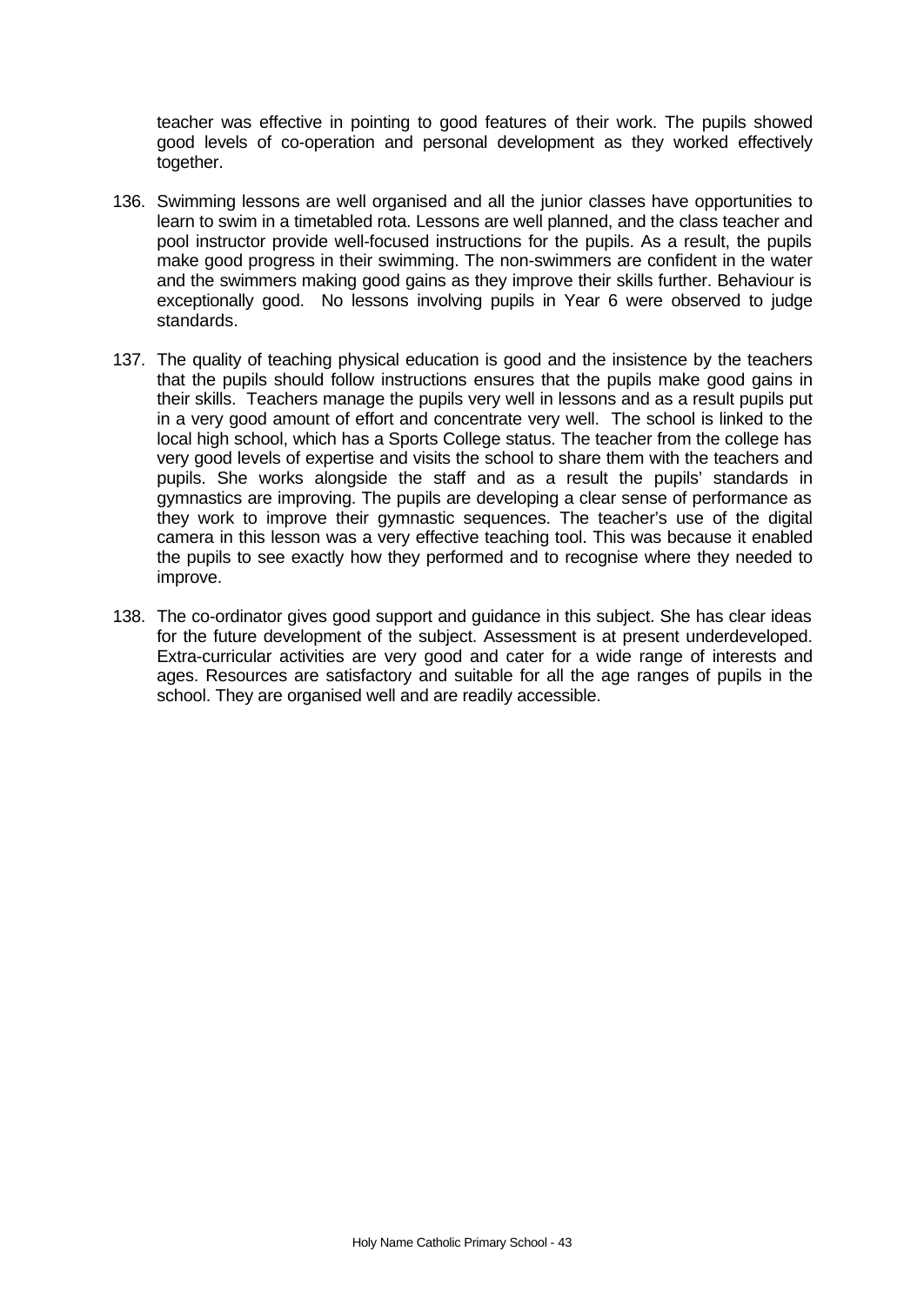teacher was effective in pointing to good features of their work. The pupils showed good levels of co-operation and personal development as they worked effectively together.

136. Swimming lessons are well organised and all the junior classes have opportunities to learn to swim in a timetabled rota. Lessons are well planned, and the class teacher and pool instructor provide well-focused instructions for the pupils. As a result, the pupils make good progress in their swimming. The non-swimmers are confident in the water and the swimmers making good gains as they improve their skills further. Behaviour is exceptionally good. No lessons involving pupils in Year 6 were observed to judge standards.

137. The quality of teaching physical education is good and the insistence by the teachers that the pupils should follow instructions ensures that the pupils make good gains in their skills. Teachers manage the pupils very well in lessons and as a result pupils put in a very good amount of effort and concentrate very well. The school is linked to the local high school, which has a Sports College status. The teacher from the college has very good levels of expertise and visits the school to share them with the teachers and pupils. She works alongside the staff and as a result the pupils' standards in gymnastics are improving. The pupils are developing a clear sense of performance as they work to improve their gymnastic sequences. The teacher's use of the digital camera in this lesson was a very effective teaching tool. This was because it enabled the pupils to see exactly how they performed and to recognise where they needed to improve.

138. The co-ordinator gives good support and guidance in this subject. She has clear ideas for the future development of the subject. Assessment is at present underdeveloped. Extra-curricular activities are very good and cater for a wide range of interests and ages. Resources are satisfactory and suitable for all the age ranges of pupils in the school. They are organised well and are readily accessible.